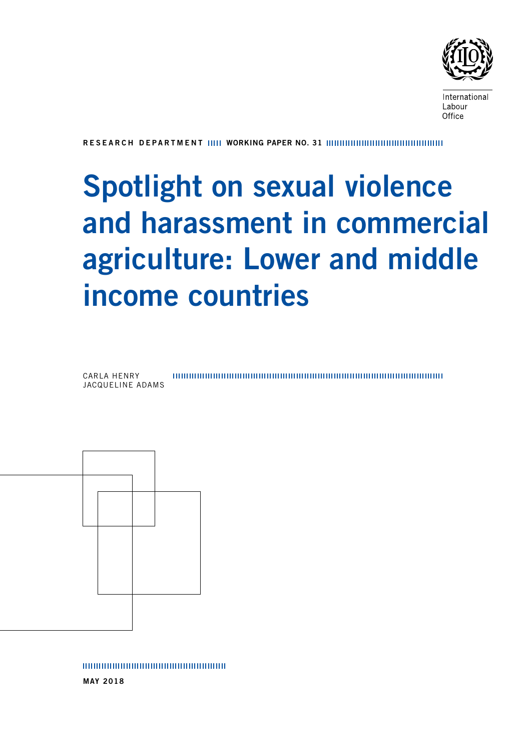International Labour Office

RESEARCH DEPARTMENT WORKING PAPER NO. 31

# Spotlight on sexual violence and harassment in commercial agriculture: Lower and middle income countries

CARLA HENRY
JACQUELINE ADAMS

MAY 2018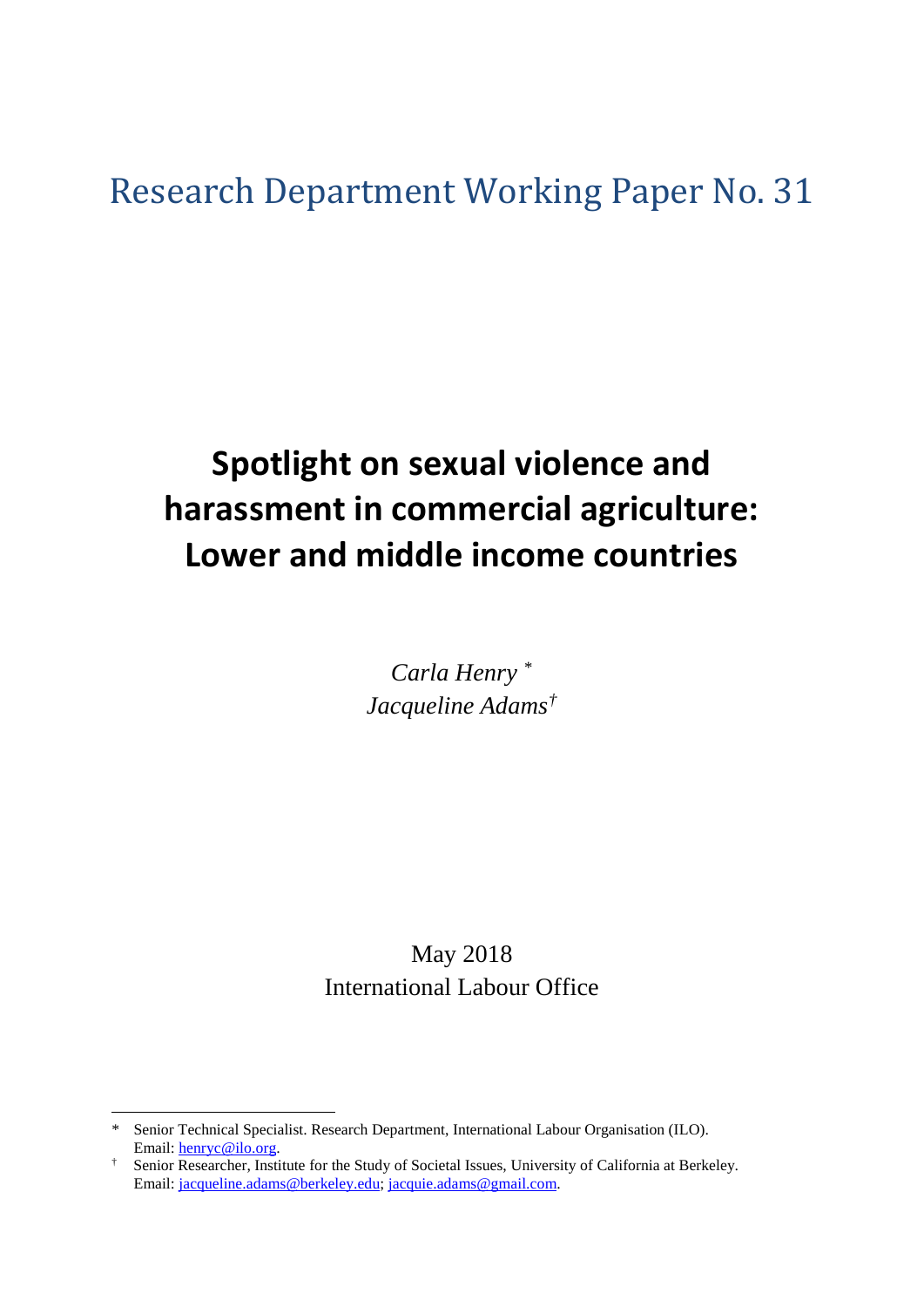# Research Department Working Paper No. 31

# Spotlight on sexual violence and harassment in commercial agriculture: Lower and middle income countries

*Carla Henry* [*]
*Jacqueline Adams*[†]

May 2018
International Labour Office

---

[*] Senior Technical Specialist. Research Department, International Labour Organisation (ILO). Email: henryc@ilo.org.

[†] Senior Researcher, Institute for the Study of Societal Issues, University of California at Berkeley. Email: jacqueline.adams@berkeley.edu; jacquie.adams@gmail.com.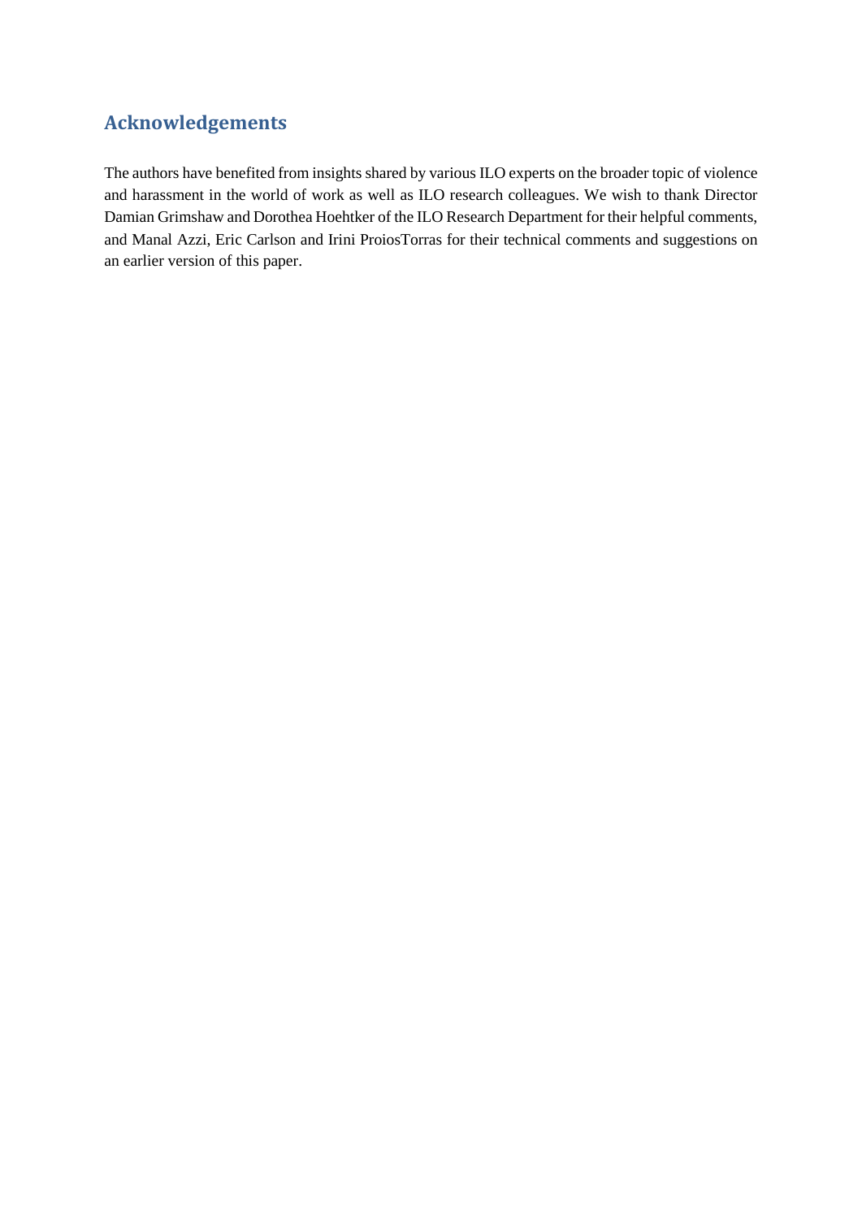## Acknowledgements

The authors have benefited from insights shared by various ILO experts on the broader topic of violence and harassment in the world of work as well as ILO research colleagues. We wish to thank Director Damian Grimshaw and Dorothea Hoehtker of the ILO Research Department for their helpful comments, and Manal Azzi, Eric Carlson and Irini ProiosTorras for their technical comments and suggestions on an earlier version of this paper.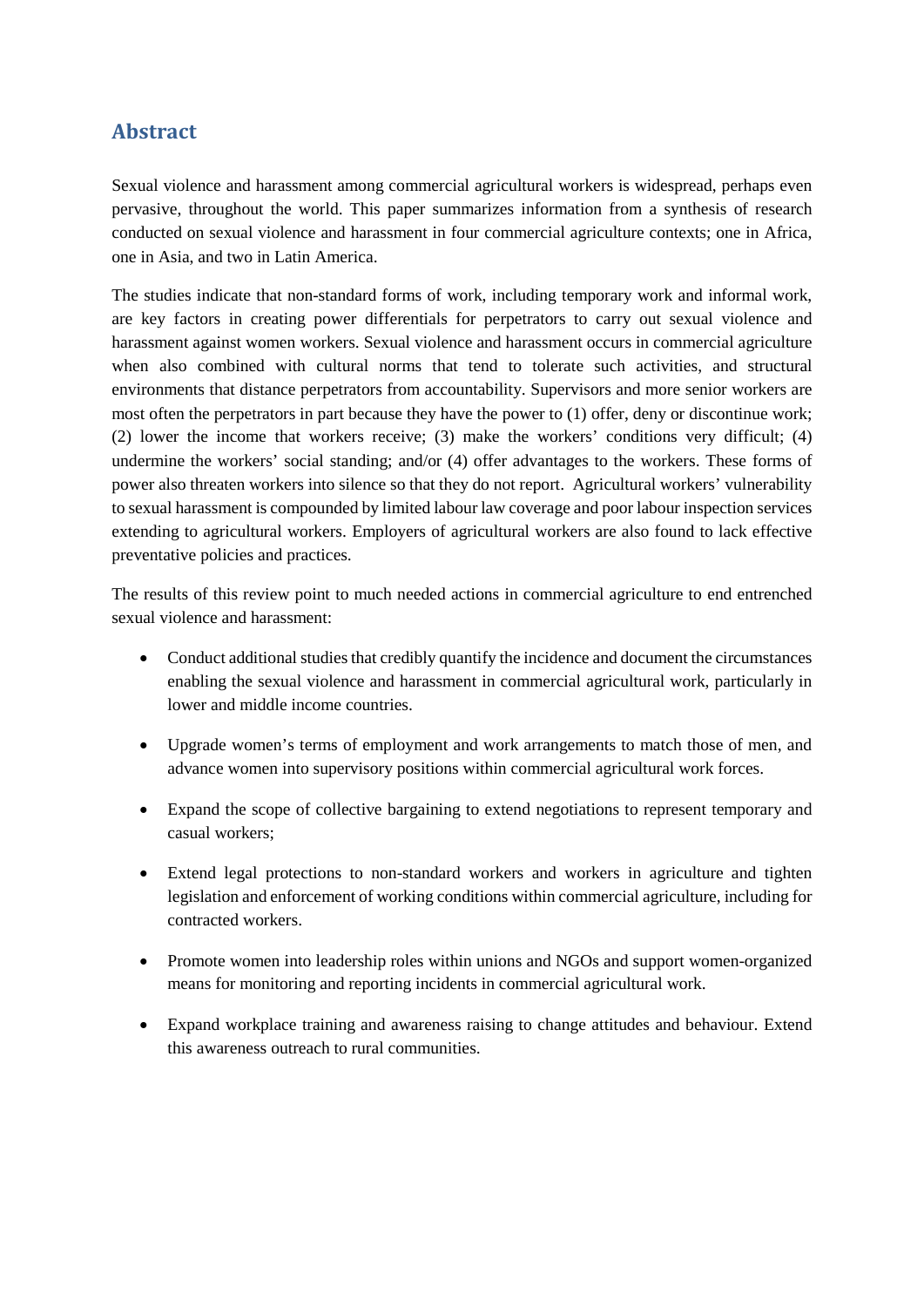## Abstract

Sexual violence and harassment among commercial agricultural workers is widespread, perhaps even pervasive, throughout the world. This paper summarizes information from a synthesis of research conducted on sexual violence and harassment in four commercial agriculture contexts; one in Africa, one in Asia, and two in Latin America.

The studies indicate that non-standard forms of work, including temporary work and informal work, are key factors in creating power differentials for perpetrators to carry out sexual violence and harassment against women workers. Sexual violence and harassment occurs in commercial agriculture when also combined with cultural norms that tend to tolerate such activities, and structural environments that distance perpetrators from accountability. Supervisors and more senior workers are most often the perpetrators in part because they have the power to (1) offer, deny or discontinue work; (2) lower the income that workers receive; (3) make the workers' conditions very difficult; (4) undermine the workers' social standing; and/or (4) offer advantages to the workers. These forms of power also threaten workers into silence so that they do not report. Agricultural workers' vulnerability to sexual harassment is compounded by limited labour law coverage and poor labour inspection services extending to agricultural workers. Employers of agricultural workers are also found to lack effective preventative policies and practices.

The results of this review point to much needed actions in commercial agriculture to end entrenched sexual violence and harassment:

- Conduct additional studies that credibly quantify the incidence and document the circumstances enabling the sexual violence and harassment in commercial agricultural work, particularly in lower and middle income countries.
- Upgrade women's terms of employment and work arrangements to match those of men, and advance women into supervisory positions within commercial agricultural work forces.
- Expand the scope of collective bargaining to extend negotiations to represent temporary and casual workers;
- Extend legal protections to non-standard workers and workers in agriculture and tighten legislation and enforcement of working conditions within commercial agriculture, including for contracted workers.
- Promote women into leadership roles within unions and NGOs and support women-organized means for monitoring and reporting incidents in commercial agricultural work.
- Expand workplace training and awareness raising to change attitudes and behaviour. Extend this awareness outreach to rural communities.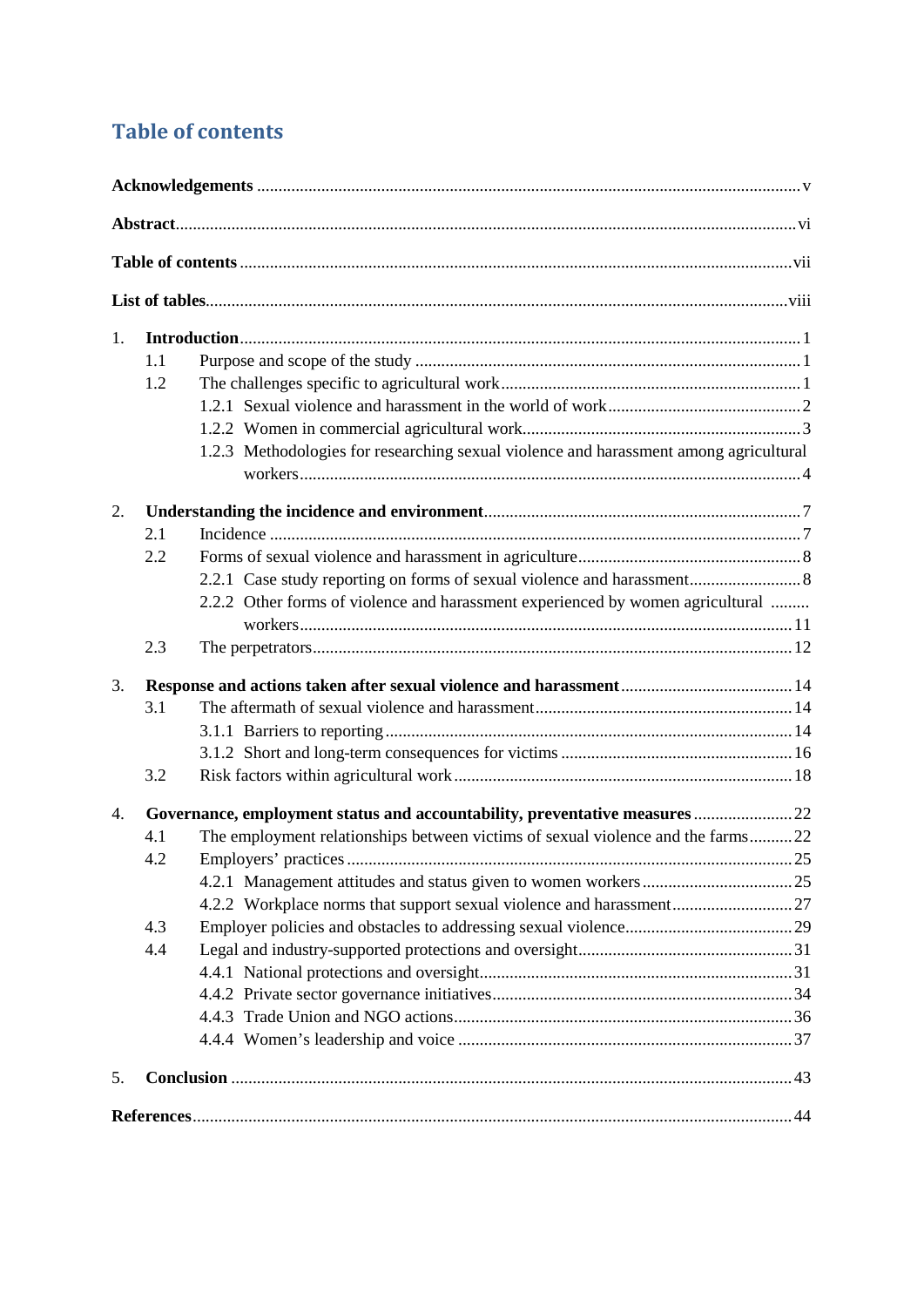## Table of contents

**Acknowledgements** ........ v

**Abstract** ........ vi

**Table of contents** ........ vii

**List of tables** ........ viii

1. **Introduction** ........ 1
   - 1.1 Purpose and scope of the study ........ 1
   - 1.2 The challenges specific to agricultural work ........ 1
     - 1.2.1 Sexual violence and harassment in the world of work ........ 2
     - 1.2.2 Women in commercial agricultural work ........ 3
     - 1.2.3 Methodologies for researching sexual violence and harassment among agricultural workers ........ 4

2. **Understanding the incidence and environment** ........ 7
   - 2.1 Incidence ........ 7
   - 2.2 Forms of sexual violence and harassment in agriculture ........ 8
     - 2.2.1 Case study reporting on forms of sexual violence and harassment ........ 8
     - 2.2.2 Other forms of violence and harassment experienced by women agricultural workers ........ 11
   - 2.3 The perpetrators ........ 12

3. **Response and actions taken after sexual violence and harassment** ........ 14
   - 3.1 The aftermath of sexual violence and harassment ........ 14
     - 3.1.1 Barriers to reporting ........ 14
     - 3.1.2 Short and long-term consequences for victims ........ 16
   - 3.2 Risk factors within agricultural work ........ 18

4. **Governance, employment status and accountability, preventative measures** ........ 22
   - 4.1 The employment relationships between victims of sexual violence and the farms ........ 22
   - 4.2 Employers' practices ........ 25
     - 4.2.1 Management attitudes and status given to women workers ........ 25
     - 4.2.2 Workplace norms that support sexual violence and harassment ........ 27
   - 4.3 Employer policies and obstacles to addressing sexual violence ........ 29
   - 4.4 Legal and industry-supported protections and oversight ........ 31
     - 4.4.1 National protections and oversight ........ 31
     - 4.4.2 Private sector governance initiatives ........ 34
     - 4.4.3 Trade Union and NGO actions ........ 36
     - 4.4.4 Women's leadership and voice ........ 37

5. **Conclusion** ........ 43

**References** ........ 44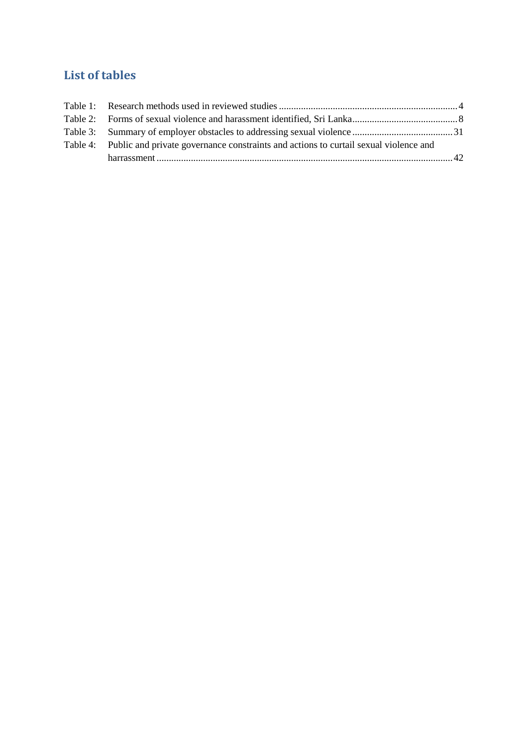## List of tables

Table 1: Research methods used in reviewed studies ........ 4
Table 2: Forms of sexual violence and harassment identified, Sri Lanka ........ 8
Table 3: Summary of employer obstacles to addressing sexual violence ........ 31
Table 4: Public and private governance constraints and actions to curtail sexual violence and harrassment ........ 42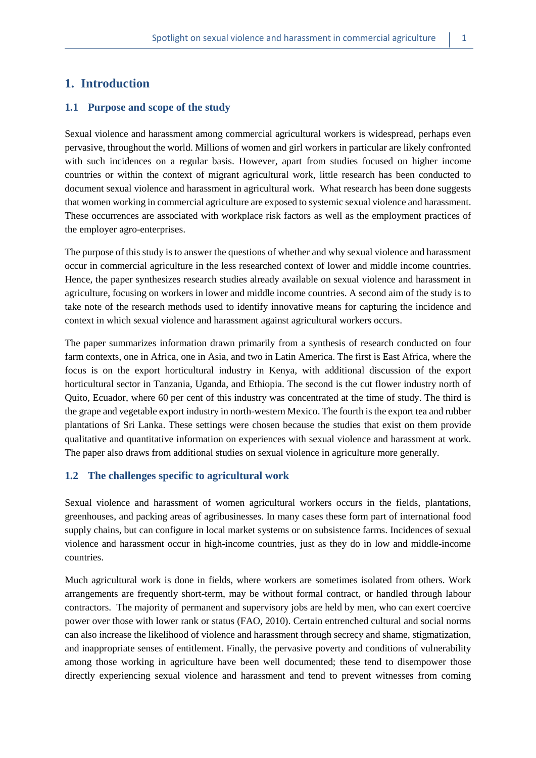# 1. Introduction

## 1.1 Purpose and scope of the study

Sexual violence and harassment among commercial agricultural workers is widespread, perhaps even pervasive, throughout the world. Millions of women and girl workers in particular are likely confronted with such incidences on a regular basis. However, apart from studies focused on higher income countries or within the context of migrant agricultural work, little research has been conducted to document sexual violence and harassment in agricultural work. What research has been done suggests that women working in commercial agriculture are exposed to systemic sexual violence and harassment. These occurrences are associated with workplace risk factors as well as the employment practices of the employer agro-enterprises.

The purpose of this study is to answer the questions of whether and why sexual violence and harassment occur in commercial agriculture in the less researched context of lower and middle income countries. Hence, the paper synthesizes research studies already available on sexual violence and harassment in agriculture, focusing on workers in lower and middle income countries. A second aim of the study is to take note of the research methods used to identify innovative means for capturing the incidence and context in which sexual violence and harassment against agricultural workers occurs.

The paper summarizes information drawn primarily from a synthesis of research conducted on four farm contexts, one in Africa, one in Asia, and two in Latin America. The first is East Africa, where the focus is on the export horticultural industry in Kenya, with additional discussion of the export horticultural sector in Tanzania, Uganda, and Ethiopia. The second is the cut flower industry north of Quito, Ecuador, where 60 per cent of this industry was concentrated at the time of study. The third is the grape and vegetable export industry in north-western Mexico. The fourth is the export tea and rubber plantations of Sri Lanka. These settings were chosen because the studies that exist on them provide qualitative and quantitative information on experiences with sexual violence and harassment at work. The paper also draws from additional studies on sexual violence in agriculture more generally.

## 1.2 The challenges specific to agricultural work

Sexual violence and harassment of women agricultural workers occurs in the fields, plantations, greenhouses, and packing areas of agribusinesses. In many cases these form part of international food supply chains, but can configure in local market systems or on subsistence farms. Incidences of sexual violence and harassment occur in high-income countries, just as they do in low and middle-income countries.

Much agricultural work is done in fields, where workers are sometimes isolated from others. Work arrangements are frequently short-term, may be without formal contract, or handled through labour contractors. The majority of permanent and supervisory jobs are held by men, who can exert coercive power over those with lower rank or status (FAO, 2010). Certain entrenched cultural and social norms can also increase the likelihood of violence and harassment through secrecy and shame, stigmatization, and inappropriate senses of entitlement. Finally, the pervasive poverty and conditions of vulnerability among those working in agriculture have been well documented; these tend to disempower those directly experiencing sexual violence and harassment and tend to prevent witnesses from coming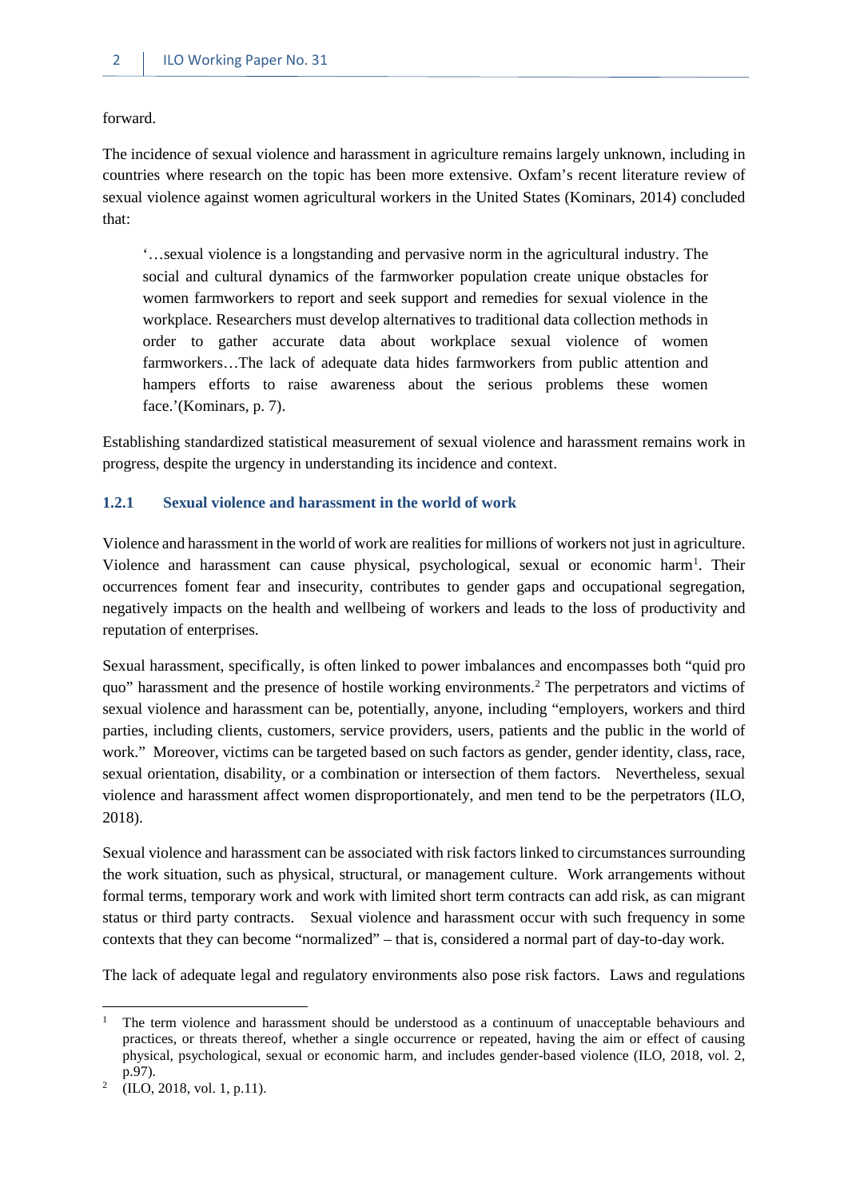forward.

The incidence of sexual violence and harassment in agriculture remains largely unknown, including in countries where research on the topic has been more extensive. Oxfam's recent literature review of sexual violence against women agricultural workers in the United States (Kominars, 2014) concluded that:

> '…sexual violence is a longstanding and pervasive norm in the agricultural industry. The social and cultural dynamics of the farmworker population create unique obstacles for women farmworkers to report and seek support and remedies for sexual violence in the workplace. Researchers must develop alternatives to traditional data collection methods in order to gather accurate data about workplace sexual violence of women farmworkers…The lack of adequate data hides farmworkers from public attention and hampers efforts to raise awareness about the serious problems these women face.'(Kominars, p. 7).

Establishing standardized statistical measurement of sexual violence and harassment remains work in progress, despite the urgency in understanding its incidence and context.

### 1.2.1 Sexual violence and harassment in the world of work

Violence and harassment in the world of work are realities for millions of workers not just in agriculture. Violence and harassment can cause physical, psychological, sexual or economic harm[1]. Their occurrences foment fear and insecurity, contributes to gender gaps and occupational segregation, negatively impacts on the health and wellbeing of workers and leads to the loss of productivity and reputation of enterprises.

Sexual harassment, specifically, is often linked to power imbalances and encompasses both "quid pro quo" harassment and the presence of hostile working environments.[2] The perpetrators and victims of sexual violence and harassment can be, potentially, anyone, including "employers, workers and third parties, including clients, customers, service providers, users, patients and the public in the world of work." Moreover, victims can be targeted based on such factors as gender, gender identity, class, race, sexual orientation, disability, or a combination or intersection of them factors. Nevertheless, sexual violence and harassment affect women disproportionately, and men tend to be the perpetrators (ILO, 2018).

Sexual violence and harassment can be associated with risk factors linked to circumstances surrounding the work situation, such as physical, structural, or management culture. Work arrangements without formal terms, temporary work and work with limited short term contracts can add risk, as can migrant status or third party contracts. Sexual violence and harassment occur with such frequency in some contexts that they can become "normalized" – that is, considered a normal part of day-to-day work.

The lack of adequate legal and regulatory environments also pose risk factors. Laws and regulations

---

[1] The term violence and harassment should be understood as a continuum of unacceptable behaviours and practices, or threats thereof, whether a single occurrence or repeated, having the aim or effect of causing physical, psychological, sexual or economic harm, and includes gender-based violence (ILO, 2018, vol. 2, p.97).

[2] (ILO, 2018, vol. 1, p.11).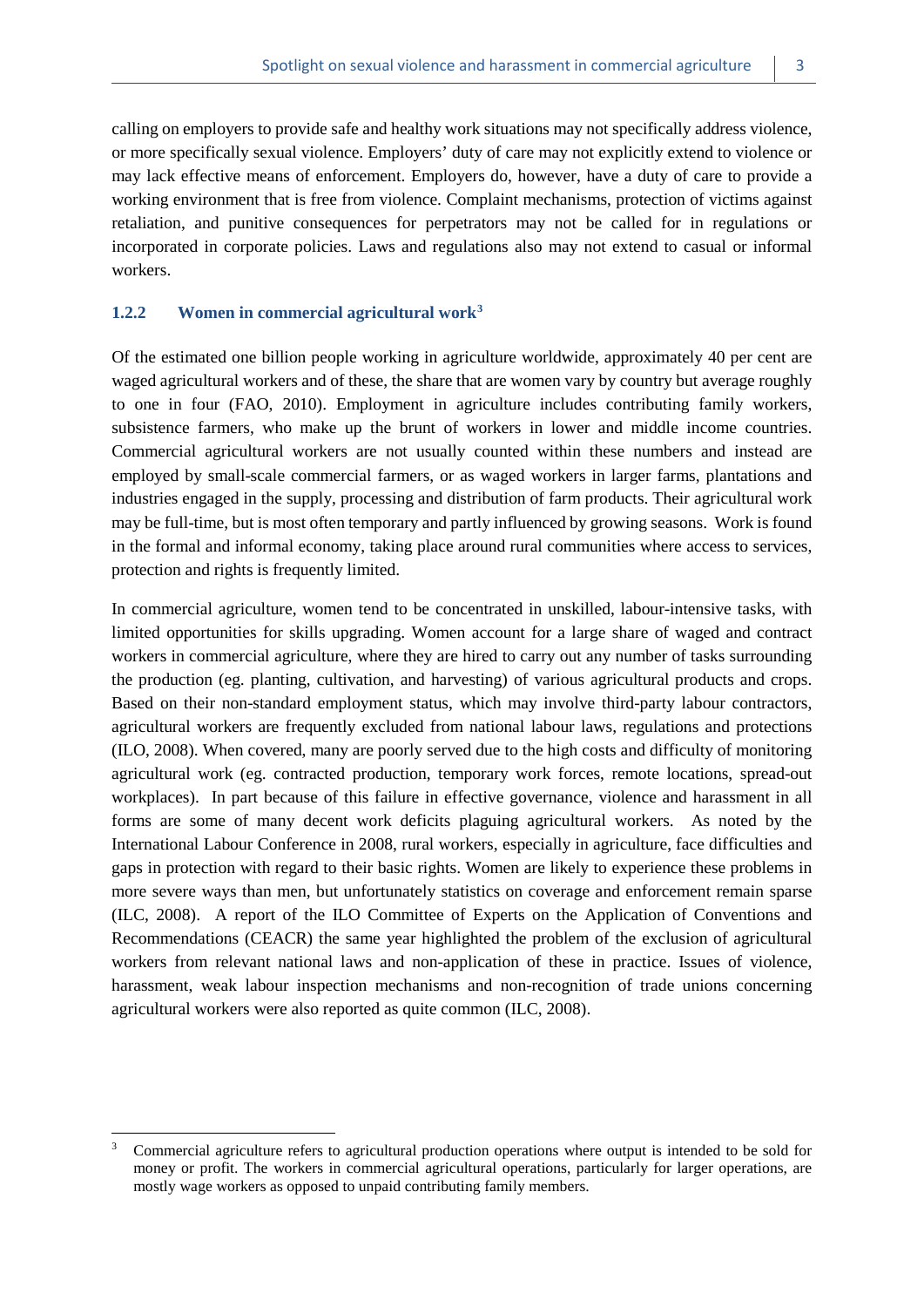calling on employers to provide safe and healthy work situations may not specifically address violence, or more specifically sexual violence. Employers' duty of care may not explicitly extend to violence or may lack effective means of enforcement. Employers do, however, have a duty of care to provide a working environment that is free from violence. Complaint mechanisms, protection of victims against retaliation, and punitive consequences for perpetrators may not be called for in regulations or incorporated in corporate policies. Laws and regulations also may not extend to casual or informal workers.

### 1.2.2 Women in commercial agricultural work[3]

Of the estimated one billion people working in agriculture worldwide, approximately 40 per cent are waged agricultural workers and of these, the share that are women vary by country but average roughly to one in four (FAO, 2010). Employment in agriculture includes contributing family workers, subsistence farmers, who make up the brunt of workers in lower and middle income countries. Commercial agricultural workers are not usually counted within these numbers and instead are employed by small-scale commercial farmers, or as waged workers in larger farms, plantations and industries engaged in the supply, processing and distribution of farm products. Their agricultural work may be full-time, but is most often temporary and partly influenced by growing seasons. Work is found in the formal and informal economy, taking place around rural communities where access to services, protection and rights is frequently limited.

In commercial agriculture, women tend to be concentrated in unskilled, labour-intensive tasks, with limited opportunities for skills upgrading. Women account for a large share of waged and contract workers in commercial agriculture, where they are hired to carry out any number of tasks surrounding the production (eg. planting, cultivation, and harvesting) of various agricultural products and crops. Based on their non-standard employment status, which may involve third-party labour contractors, agricultural workers are frequently excluded from national labour laws, regulations and protections (ILO, 2008). When covered, many are poorly served due to the high costs and difficulty of monitoring agricultural work (eg. contracted production, temporary work forces, remote locations, spread-out workplaces). In part because of this failure in effective governance, violence and harassment in all forms are some of many decent work deficits plaguing agricultural workers. As noted by the International Labour Conference in 2008, rural workers, especially in agriculture, face difficulties and gaps in protection with regard to their basic rights. Women are likely to experience these problems in more severe ways than men, but unfortunately statistics on coverage and enforcement remain sparse (ILC, 2008). A report of the ILO Committee of Experts on the Application of Conventions and Recommendations (CEACR) the same year highlighted the problem of the exclusion of agricultural workers from relevant national laws and non-application of these in practice. Issues of violence, harassment, weak labour inspection mechanisms and non-recognition of trade unions concerning agricultural workers were also reported as quite common (ILC, 2008).

---

[3] Commercial agriculture refers to agricultural production operations where output is intended to be sold for money or profit. The workers in commercial agricultural operations, particularly for larger operations, are mostly wage workers as opposed to unpaid contributing family members.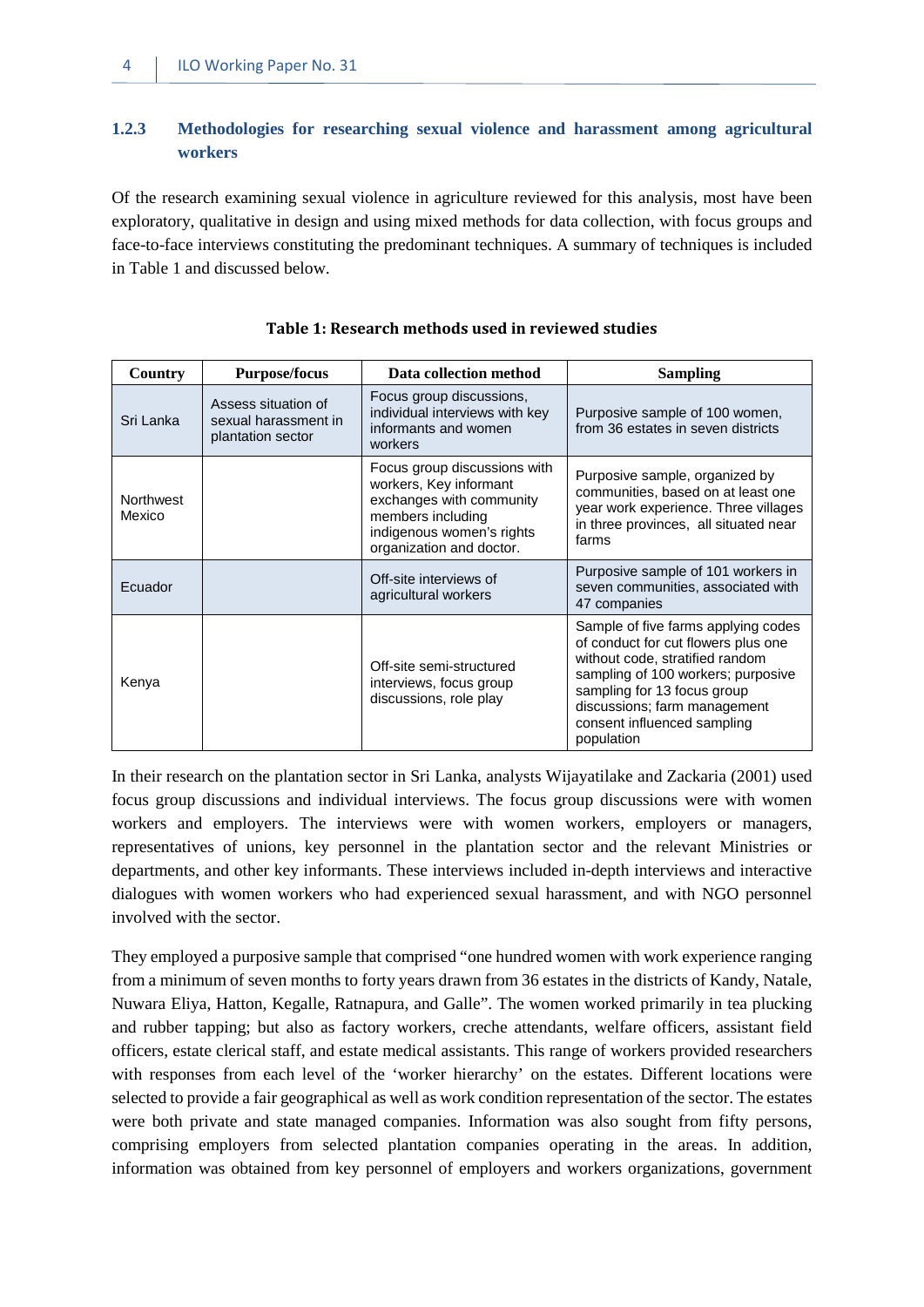### 1.2.3 Methodologies for researching sexual violence and harassment among agricultural workers

Of the research examining sexual violence in agriculture reviewed for this analysis, most have been exploratory, qualitative in design and using mixed methods for data collection, with focus groups and face-to-face interviews constituting the predominant techniques. A summary of techniques is included in Table 1 and discussed below.

**Table 1: Research methods used in reviewed studies**

| Country | Purpose/focus | Data collection method | Sampling |
|---|---|---|---|
| Sri Lanka | Assess situation of sexual harassment in plantation sector | Focus group discussions, individual interviews with key informants and women workers | Purposive sample of 100 women, from 36 estates in seven districts |
| Northwest Mexico | | Focus group discussions with workers, Key informant exchanges with community members including indigenous women's rights organization and doctor. | Purposive sample, organized by communities, based on at least one year work experience. Three villages in three provinces, all situated near farms |
| Ecuador | | Off-site interviews of agricultural workers | Purposive sample of 101 workers in seven communities, associated with 47 companies |
| Kenya | | Off-site semi-structured interviews, focus group discussions, role play | Sample of five farms applying codes of conduct for cut flowers plus one without code, stratified random sampling of 100 workers; purposive sampling for 13 focus group discussions; farm management consent influenced sampling population |

In their research on the plantation sector in Sri Lanka, analysts Wijayatilake and Zackaria (2001) used focus group discussions and individual interviews. The focus group discussions were with women workers and employers. The interviews were with women workers, employers or managers, representatives of unions, key personnel in the plantation sector and the relevant Ministries or departments, and other key informants. These interviews included in-depth interviews and interactive dialogues with women workers who had experienced sexual harassment, and with NGO personnel involved with the sector.

They employed a purposive sample that comprised "one hundred women with work experience ranging from a minimum of seven months to forty years drawn from 36 estates in the districts of Kandy, Natale, Nuwara Eliya, Hatton, Kegalle, Ratnapura, and Galle". The women worked primarily in tea plucking and rubber tapping; but also as factory workers, creche attendants, welfare officers, assistant field officers, estate clerical staff, and estate medical assistants. This range of workers provided researchers with responses from each level of the 'worker hierarchy' on the estates. Different locations were selected to provide a fair geographical as well as work condition representation of the sector. The estates were both private and state managed companies. Information was also sought from fifty persons, comprising employers from selected plantation companies operating in the areas. In addition, information was obtained from key personnel of employers and workers organizations, government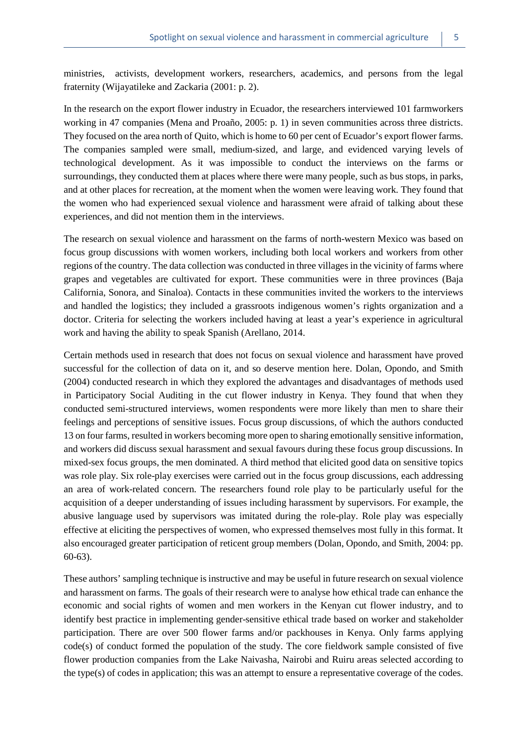ministries, activists, development workers, researchers, academics, and persons from the legal fraternity (Wijayatileke and Zackaria (2001: p. 2).

In the research on the export flower industry in Ecuador, the researchers interviewed 101 farmworkers working in 47 companies (Mena and Proaño, 2005: p. 1) in seven communities across three districts. They focused on the area north of Quito, which is home to 60 per cent of Ecuador's export flower farms. The companies sampled were small, medium-sized, and large, and evidenced varying levels of technological development. As it was impossible to conduct the interviews on the farms or surroundings, they conducted them at places where there were many people, such as bus stops, in parks, and at other places for recreation, at the moment when the women were leaving work. They found that the women who had experienced sexual violence and harassment were afraid of talking about these experiences, and did not mention them in the interviews.

The research on sexual violence and harassment on the farms of north-western Mexico was based on focus group discussions with women workers, including both local workers and workers from other regions of the country. The data collection was conducted in three villages in the vicinity of farms where grapes and vegetables are cultivated for export. These communities were in three provinces (Baja California, Sonora, and Sinaloa). Contacts in these communities invited the workers to the interviews and handled the logistics; they included a grassroots indigenous women's rights organization and a doctor. Criteria for selecting the workers included having at least a year's experience in agricultural work and having the ability to speak Spanish (Arellano, 2014.

Certain methods used in research that does not focus on sexual violence and harassment have proved successful for the collection of data on it, and so deserve mention here. Dolan, Opondo, and Smith (2004) conducted research in which they explored the advantages and disadvantages of methods used in Participatory Social Auditing in the cut flower industry in Kenya. They found that when they conducted semi-structured interviews, women respondents were more likely than men to share their feelings and perceptions of sensitive issues. Focus group discussions, of which the authors conducted 13 on four farms, resulted in workers becoming more open to sharing emotionally sensitive information, and workers did discuss sexual harassment and sexual favours during these focus group discussions. In mixed-sex focus groups, the men dominated. A third method that elicited good data on sensitive topics was role play. Six role-play exercises were carried out in the focus group discussions, each addressing an area of work-related concern. The researchers found role play to be particularly useful for the acquisition of a deeper understanding of issues including harassment by supervisors. For example, the abusive language used by supervisors was imitated during the role-play. Role play was especially effective at eliciting the perspectives of women, who expressed themselves most fully in this format. It also encouraged greater participation of reticent group members (Dolan, Opondo, and Smith, 2004: pp. 60-63).

These authors' sampling technique is instructive and may be useful in future research on sexual violence and harassment on farms. The goals of their research were to analyse how ethical trade can enhance the economic and social rights of women and men workers in the Kenyan cut flower industry, and to identify best practice in implementing gender-sensitive ethical trade based on worker and stakeholder participation. There are over 500 flower farms and/or packhouses in Kenya. Only farms applying code(s) of conduct formed the population of the study. The core fieldwork sample consisted of five flower production companies from the Lake Naivasha, Nairobi and Ruiru areas selected according to the type(s) of codes in application; this was an attempt to ensure a representative coverage of the codes.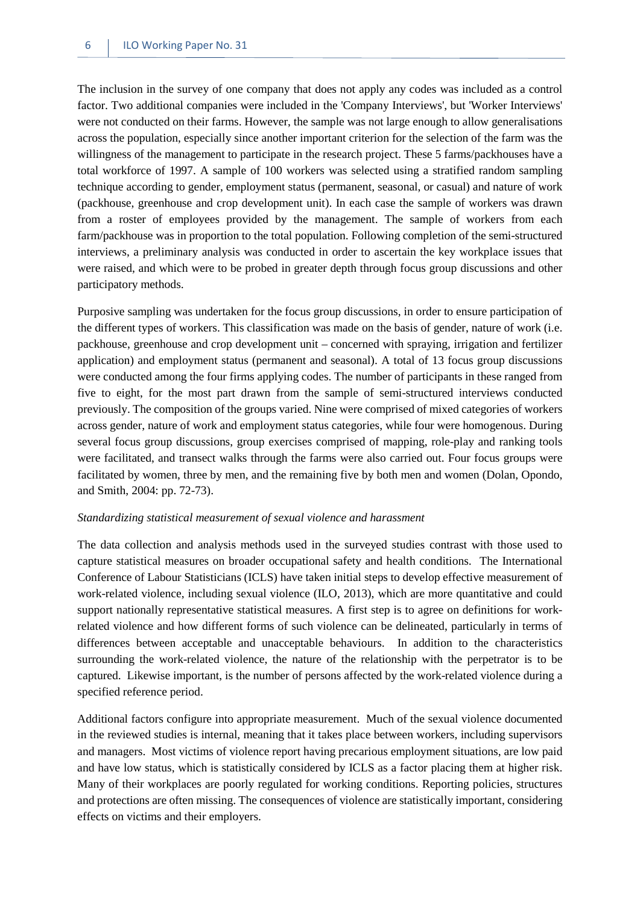The inclusion in the survey of one company that does not apply any codes was included as a control factor. Two additional companies were included in the 'Company Interviews', but 'Worker Interviews' were not conducted on their farms. However, the sample was not large enough to allow generalisations across the population, especially since another important criterion for the selection of the farm was the willingness of the management to participate in the research project. These 5 farms/packhouses have a total workforce of 1997. A sample of 100 workers was selected using a stratified random sampling technique according to gender, employment status (permanent, seasonal, or casual) and nature of work (packhouse, greenhouse and crop development unit). In each case the sample of workers was drawn from a roster of employees provided by the management. The sample of workers from each farm/packhouse was in proportion to the total population. Following completion of the semi-structured interviews, a preliminary analysis was conducted in order to ascertain the key workplace issues that were raised, and which were to be probed in greater depth through focus group discussions and other participatory methods.

Purposive sampling was undertaken for the focus group discussions, in order to ensure participation of the different types of workers. This classification was made on the basis of gender, nature of work (i.e. packhouse, greenhouse and crop development unit – concerned with spraying, irrigation and fertilizer application) and employment status (permanent and seasonal). A total of 13 focus group discussions were conducted among the four firms applying codes. The number of participants in these ranged from five to eight, for the most part drawn from the sample of semi-structured interviews conducted previously. The composition of the groups varied. Nine were comprised of mixed categories of workers across gender, nature of work and employment status categories, while four were homogenous. During several focus group discussions, group exercises comprised of mapping, role-play and ranking tools were facilitated, and transect walks through the farms were also carried out. Four focus groups were facilitated by women, three by men, and the remaining five by both men and women (Dolan, Opondo, and Smith, 2004: pp. 72-73).

*Standardizing statistical measurement of sexual violence and harassment*

The data collection and analysis methods used in the surveyed studies contrast with those used to capture statistical measures on broader occupational safety and health conditions. The International Conference of Labour Statisticians (ICLS) have taken initial steps to develop effective measurement of work-related violence, including sexual violence (ILO, 2013), which are more quantitative and could support nationally representative statistical measures. A first step is to agree on definitions for work-related violence and how different forms of such violence can be delineated, particularly in terms of differences between acceptable and unacceptable behaviours. In addition to the characteristics surrounding the work-related violence, the nature of the relationship with the perpetrator is to be captured. Likewise important, is the number of persons affected by the work-related violence during a specified reference period.

Additional factors configure into appropriate measurement. Much of the sexual violence documented in the reviewed studies is internal, meaning that it takes place between workers, including supervisors and managers. Most victims of violence report having precarious employment situations, are low paid and have low status, which is statistically considered by ICLS as a factor placing them at higher risk. Many of their workplaces are poorly regulated for working conditions. Reporting policies, structures and protections are often missing. The consequences of violence are statistically important, considering effects on victims and their employers.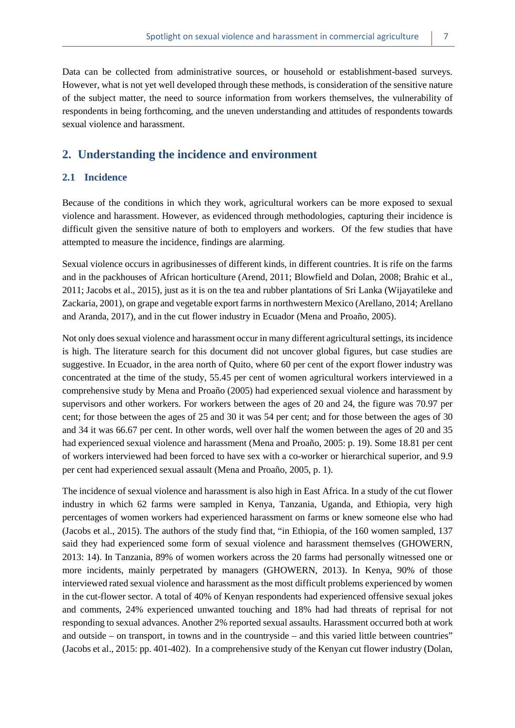Data can be collected from administrative sources, or household or establishment-based surveys. However, what is not yet well developed through these methods, is consideration of the sensitive nature of the subject matter, the need to source information from workers themselves, the vulnerability of respondents in being forthcoming, and the uneven understanding and attitudes of respondents towards sexual violence and harassment.

## 2. Understanding the incidence and environment

### 2.1 Incidence

Because of the conditions in which they work, agricultural workers can be more exposed to sexual violence and harassment. However, as evidenced through methodologies, capturing their incidence is difficult given the sensitive nature of both to employers and workers. Of the few studies that have attempted to measure the incidence, findings are alarming.

Sexual violence occurs in agribusinesses of different kinds, in different countries. It is rife on the farms and in the packhouses of African horticulture (Arend, 2011; Blowfield and Dolan, 2008; Brahic et al., 2011; Jacobs et al., 2015), just as it is on the tea and rubber plantations of Sri Lanka (Wijayatileke and Zackaria, 2001), on grape and vegetable export farms in northwestern Mexico (Arellano, 2014; Arellano and Aranda, 2017), and in the cut flower industry in Ecuador (Mena and Proaño, 2005).

Not only does sexual violence and harassment occur in many different agricultural settings, its incidence is high. The literature search for this document did not uncover global figures, but case studies are suggestive. In Ecuador, in the area north of Quito, where 60 per cent of the export flower industry was concentrated at the time of the study, 55.45 per cent of women agricultural workers interviewed in a comprehensive study by Mena and Proaño (2005) had experienced sexual violence and harassment by supervisors and other workers. For workers between the ages of 20 and 24, the figure was 70.97 per cent; for those between the ages of 25 and 30 it was 54 per cent; and for those between the ages of 30 and 34 it was 66.67 per cent. In other words, well over half the women between the ages of 20 and 35 had experienced sexual violence and harassment (Mena and Proaño, 2005: p. 19). Some 18.81 per cent of workers interviewed had been forced to have sex with a co-worker or hierarchical superior, and 9.9 per cent had experienced sexual assault (Mena and Proaño, 2005, p. 1).

The incidence of sexual violence and harassment is also high in East Africa. In a study of the cut flower industry in which 62 farms were sampled in Kenya, Tanzania, Uganda, and Ethiopia, very high percentages of women workers had experienced harassment on farms or knew someone else who had (Jacobs et al., 2015). The authors of the study find that, "in Ethiopia, of the 160 women sampled, 137 said they had experienced some form of sexual violence and harassment themselves (GHOWERN, 2013: 14). In Tanzania, 89% of women workers across the 20 farms had personally witnessed one or more incidents, mainly perpetrated by managers (GHOWERN, 2013). In Kenya, 90% of those interviewed rated sexual violence and harassment as the most difficult problems experienced by women in the cut-flower sector. A total of 40% of Kenyan respondents had experienced offensive sexual jokes and comments, 24% experienced unwanted touching and 18% had had threats of reprisal for not responding to sexual advances. Another 2% reported sexual assaults. Harassment occurred both at work and outside – on transport, in towns and in the countryside – and this varied little between countries" (Jacobs et al., 2015: pp. 401-402). In a comprehensive study of the Kenyan cut flower industry (Dolan,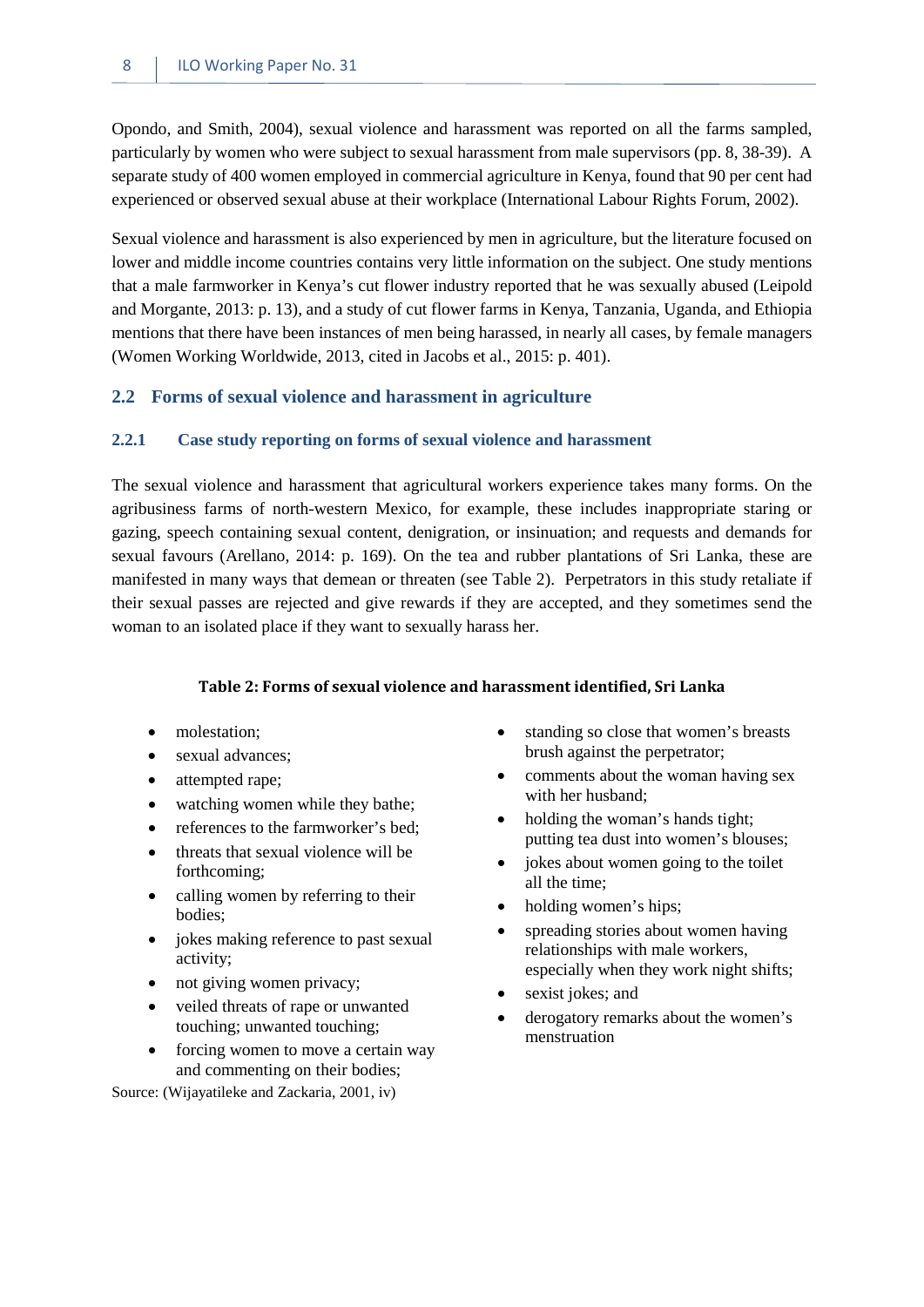Opondo, and Smith, 2004), sexual violence and harassment was reported on all the farms sampled, particularly by women who were subject to sexual harassment from male supervisors (pp. 8, 38-39). A separate study of 400 women employed in commercial agriculture in Kenya, found that 90 per cent had experienced or observed sexual abuse at their workplace (International Labour Rights Forum, 2002).

Sexual violence and harassment is also experienced by men in agriculture, but the literature focused on lower and middle income countries contains very little information on the subject. One study mentions that a male farmworker in Kenya's cut flower industry reported that he was sexually abused (Leipold and Morgante, 2013: p. 13), and a study of cut flower farms in Kenya, Tanzania, Uganda, and Ethiopia mentions that there have been instances of men being harassed, in nearly all cases, by female managers (Women Working Worldwide, 2013, cited in Jacobs et al., 2015: p. 401).

## 2.2 Forms of sexual violence and harassment in agriculture

### 2.2.1 Case study reporting on forms of sexual violence and harassment

The sexual violence and harassment that agricultural workers experience takes many forms. On the agribusiness farms of north-western Mexico, for example, these includes inappropriate staring or gazing, speech containing sexual content, denigration, or insinuation; and requests and demands for sexual favours (Arellano, 2014: p. 169). On the tea and rubber plantations of Sri Lanka, these are manifested in many ways that demean or threaten (see Table 2). Perpetrators in this study retaliate if their sexual passes are rejected and give rewards if they are accepted, and they sometimes send the woman to an isolated place if they want to sexually harass her.

**Table 2: Forms of sexual violence and harassment identified, Sri Lanka**

- molestation;
- sexual advances;
- attempted rape;
- watching women while they bathe;
- references to the farmworker's bed;
- threats that sexual violence will be forthcoming;
- calling women by referring to their bodies;
- jokes making reference to past sexual activity;
- not giving women privacy;
- veiled threats of rape or unwanted touching; unwanted touching;
- forcing women to move a certain way and commenting on their bodies;
- standing so close that women's breasts brush against the perpetrator;
- comments about the woman having sex with her husband;
- holding the woman's hands tight; putting tea dust into women's blouses;
- jokes about women going to the toilet all the time;
- holding women's hips;
- spreading stories about women having relationships with male workers, especially when they work night shifts;
- sexist jokes; and
- derogatory remarks about the women's menstruation

Source: (Wijayatileke and Zackaria, 2001, iv)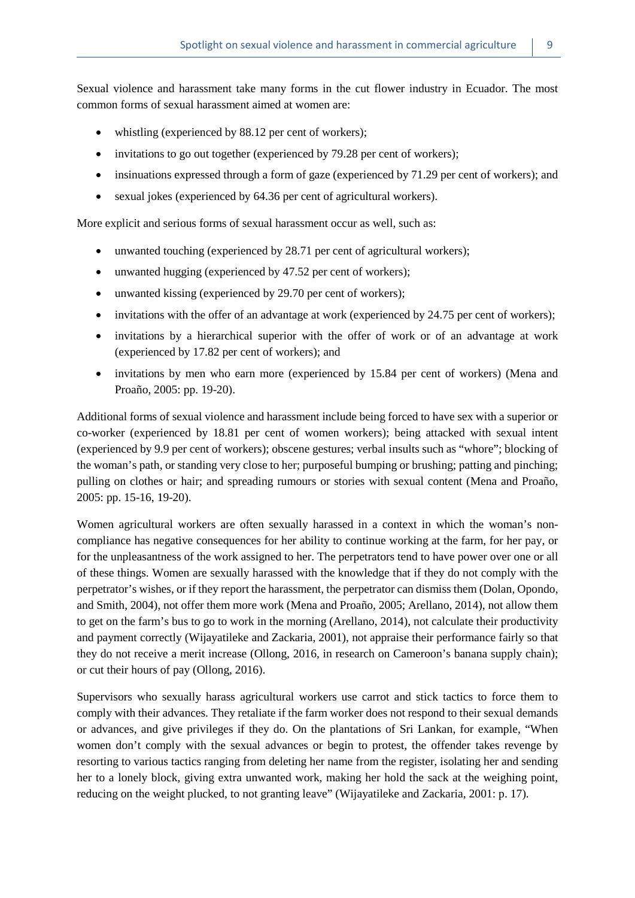Sexual violence and harassment take many forms in the cut flower industry in Ecuador. The most common forms of sexual harassment aimed at women are:

- whistling (experienced by 88.12 per cent of workers);
- invitations to go out together (experienced by 79.28 per cent of workers);
- insinuations expressed through a form of gaze (experienced by 71.29 per cent of workers); and
- sexual jokes (experienced by 64.36 per cent of agricultural workers).

More explicit and serious forms of sexual harassment occur as well, such as:

- unwanted touching (experienced by 28.71 per cent of agricultural workers);
- unwanted hugging (experienced by 47.52 per cent of workers);
- unwanted kissing (experienced by 29.70 per cent of workers);
- invitations with the offer of an advantage at work (experienced by 24.75 per cent of workers);
- invitations by a hierarchical superior with the offer of work or of an advantage at work (experienced by 17.82 per cent of workers); and
- invitations by men who earn more (experienced by 15.84 per cent of workers) (Mena and Proaño, 2005: pp. 19-20).

Additional forms of sexual violence and harassment include being forced to have sex with a superior or co-worker (experienced by 18.81 per cent of women workers); being attacked with sexual intent (experienced by 9.9 per cent of workers); obscene gestures; verbal insults such as "whore"; blocking of the woman's path, or standing very close to her; purposeful bumping or brushing; patting and pinching; pulling on clothes or hair; and spreading rumours or stories with sexual content (Mena and Proaño, 2005: pp. 15-16, 19-20).

Women agricultural workers are often sexually harassed in a context in which the woman's non-compliance has negative consequences for her ability to continue working at the farm, for her pay, or for the unpleasantness of the work assigned to her. The perpetrators tend to have power over one or all of these things. Women are sexually harassed with the knowledge that if they do not comply with the perpetrator's wishes, or if they report the harassment, the perpetrator can dismiss them (Dolan, Opondo, and Smith, 2004), not offer them more work (Mena and Proaño, 2005; Arellano, 2014), not allow them to get on the farm's bus to go to work in the morning (Arellano, 2014), not calculate their productivity and payment correctly (Wijayatileke and Zackaria, 2001), not appraise their performance fairly so that they do not receive a merit increase (Ollong, 2016, in research on Cameroon's banana supply chain); or cut their hours of pay (Ollong, 2016).

Supervisors who sexually harass agricultural workers use carrot and stick tactics to force them to comply with their advances. They retaliate if the farm worker does not respond to their sexual demands or advances, and give privileges if they do. On the plantations of Sri Lankan, for example, "When women don't comply with the sexual advances or begin to protest, the offender takes revenge by resorting to various tactics ranging from deleting her name from the register, isolating her and sending her to a lonely block, giving extra unwanted work, making her hold the sack at the weighing point, reducing on the weight plucked, to not granting leave" (Wijayatileke and Zackaria, 2001: p. 17).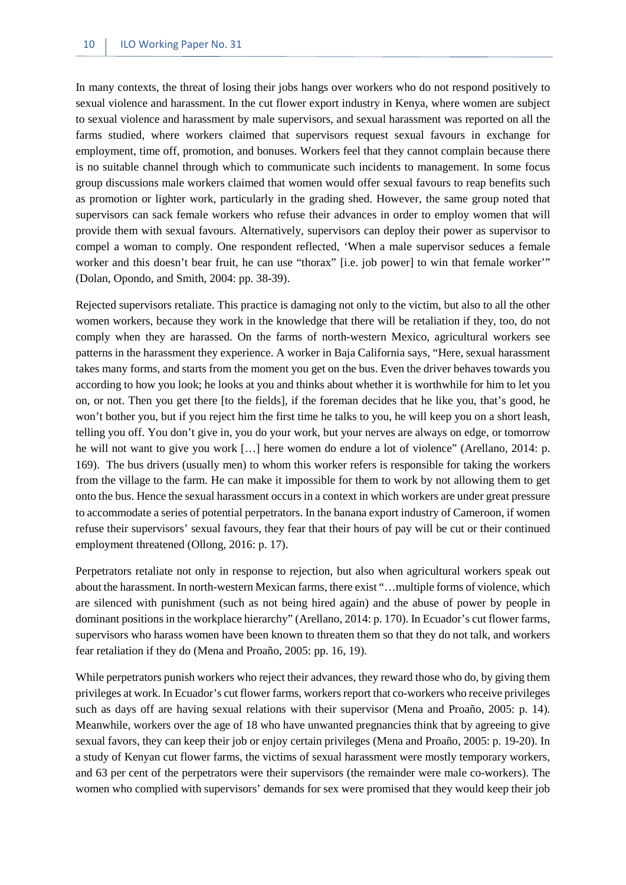In many contexts, the threat of losing their jobs hangs over workers who do not respond positively to sexual violence and harassment. In the cut flower export industry in Kenya, where women are subject to sexual violence and harassment by male supervisors, and sexual harassment was reported on all the farms studied, where workers claimed that supervisors request sexual favours in exchange for employment, time off, promotion, and bonuses. Workers feel that they cannot complain because there is no suitable channel through which to communicate such incidents to management. In some focus group discussions male workers claimed that women would offer sexual favours to reap benefits such as promotion or lighter work, particularly in the grading shed. However, the same group noted that supervisors can sack female workers who refuse their advances in order to employ women that will provide them with sexual favours. Alternatively, supervisors can deploy their power as supervisor to compel a woman to comply. One respondent reflected, 'When a male supervisor seduces a female worker and this doesn't bear fruit, he can use "thorax" [i.e. job power] to win that female worker'" (Dolan, Opondo, and Smith, 2004: pp. 38-39).

Rejected supervisors retaliate. This practice is damaging not only to the victim, but also to all the other women workers, because they work in the knowledge that there will be retaliation if they, too, do not comply when they are harassed. On the farms of north-western Mexico, agricultural workers see patterns in the harassment they experience. A worker in Baja California says, "Here, sexual harassment takes many forms, and starts from the moment you get on the bus. Even the driver behaves towards you according to how you look; he looks at you and thinks about whether it is worthwhile for him to let you on, or not. Then you get there [to the fields], if the foreman decides that he like you, that's good, he won't bother you, but if you reject him the first time he talks to you, he will keep you on a short leash, telling you off. You don't give in, you do your work, but your nerves are always on edge, or tomorrow he will not want to give you work […] here women do endure a lot of violence" (Arellano, 2014: p. 169). The bus drivers (usually men) to whom this worker refers is responsible for taking the workers from the village to the farm. He can make it impossible for them to work by not allowing them to get onto the bus. Hence the sexual harassment occurs in a context in which workers are under great pressure to accommodate a series of potential perpetrators. In the banana export industry of Cameroon, if women refuse their supervisors' sexual favours, they fear that their hours of pay will be cut or their continued employment threatened (Ollong, 2016: p. 17).

Perpetrators retaliate not only in response to rejection, but also when agricultural workers speak out about the harassment. In north-western Mexican farms, there exist "…multiple forms of violence, which are silenced with punishment (such as not being hired again) and the abuse of power by people in dominant positions in the workplace hierarchy" (Arellano, 2014: p. 170). In Ecuador's cut flower farms, supervisors who harass women have been known to threaten them so that they do not talk, and workers fear retaliation if they do (Mena and Proaño, 2005: pp. 16, 19).

While perpetrators punish workers who reject their advances, they reward those who do, by giving them privileges at work. In Ecuador's cut flower farms, workers report that co-workers who receive privileges such as days off are having sexual relations with their supervisor (Mena and Proaño, 2005: p. 14). Meanwhile, workers over the age of 18 who have unwanted pregnancies think that by agreeing to give sexual favors, they can keep their job or enjoy certain privileges (Mena and Proaño, 2005: p. 19-20). In a study of Kenyan cut flower farms, the victims of sexual harassment were mostly temporary workers, and 63 per cent of the perpetrators were their supervisors (the remainder were male co-workers). The women who complied with supervisors' demands for sex were promised that they would keep their job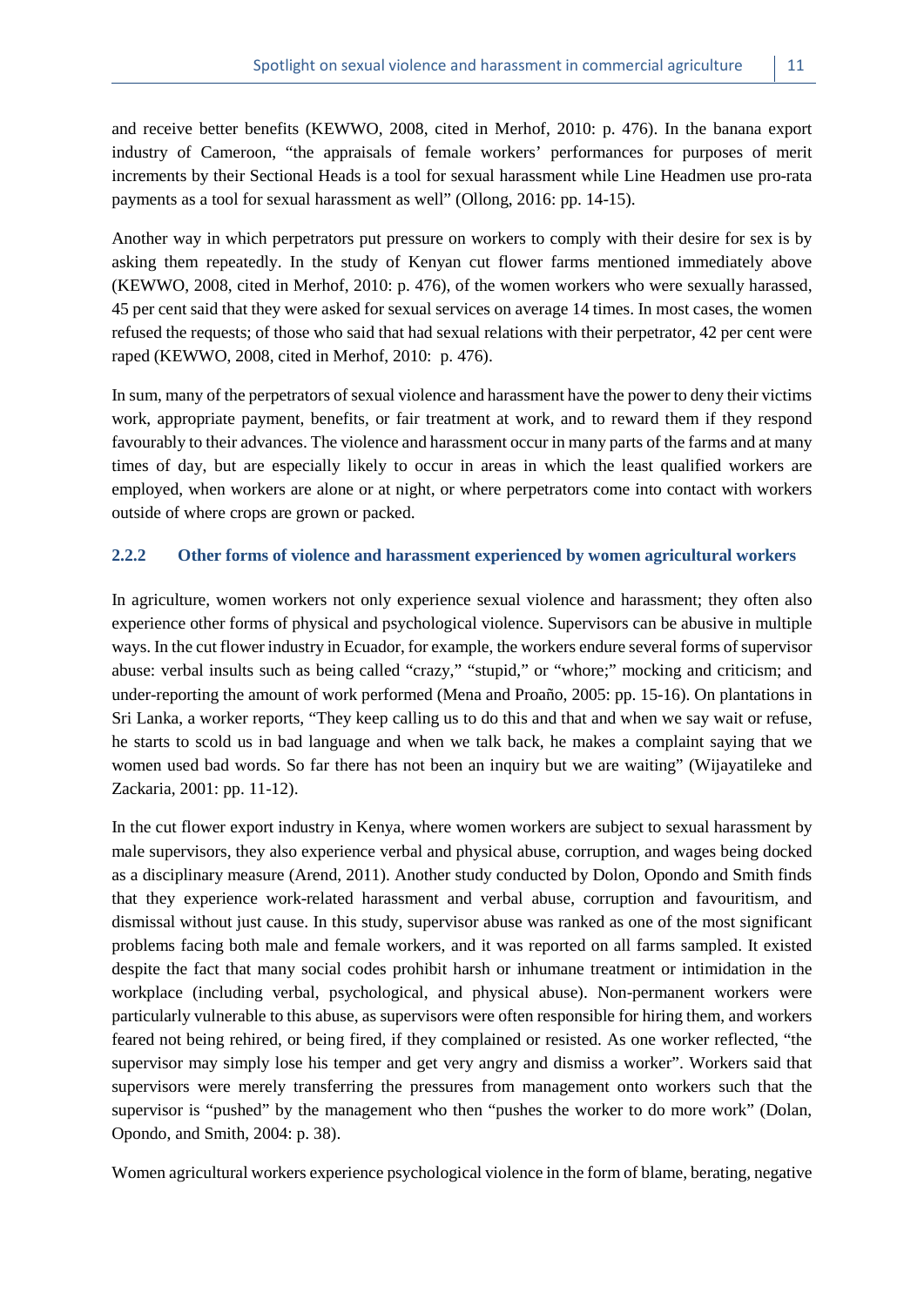and receive better benefits (KEWWO, 2008, cited in Merhof, 2010: p. 476). In the banana export industry of Cameroon, "the appraisals of female workers' performances for purposes of merit increments by their Sectional Heads is a tool for sexual harassment while Line Headmen use pro-rata payments as a tool for sexual harassment as well" (Ollong, 2016: pp. 14-15).

Another way in which perpetrators put pressure on workers to comply with their desire for sex is by asking them repeatedly. In the study of Kenyan cut flower farms mentioned immediately above (KEWWO, 2008, cited in Merhof, 2010: p. 476), of the women workers who were sexually harassed, 45 per cent said that they were asked for sexual services on average 14 times. In most cases, the women refused the requests; of those who said that had sexual relations with their perpetrator, 42 per cent were raped (KEWWO, 2008, cited in Merhof, 2010: p. 476).

In sum, many of the perpetrators of sexual violence and harassment have the power to deny their victims work, appropriate payment, benefits, or fair treatment at work, and to reward them if they respond favourably to their advances. The violence and harassment occur in many parts of the farms and at many times of day, but are especially likely to occur in areas in which the least qualified workers are employed, when workers are alone or at night, or where perpetrators come into contact with workers outside of where crops are grown or packed.

### 2.2.2 Other forms of violence and harassment experienced by women agricultural workers

In agriculture, women workers not only experience sexual violence and harassment; they often also experience other forms of physical and psychological violence. Supervisors can be abusive in multiple ways. In the cut flower industry in Ecuador, for example, the workers endure several forms of supervisor abuse: verbal insults such as being called "crazy," "stupid," or "whore;" mocking and criticism; and under-reporting the amount of work performed (Mena and Proaño, 2005: pp. 15-16). On plantations in Sri Lanka, a worker reports, "They keep calling us to do this and that and when we say wait or refuse, he starts to scold us in bad language and when we talk back, he makes a complaint saying that we women used bad words. So far there has not been an inquiry but we are waiting" (Wijayatileke and Zackaria, 2001: pp. 11-12).

In the cut flower export industry in Kenya, where women workers are subject to sexual harassment by male supervisors, they also experience verbal and physical abuse, corruption, and wages being docked as a disciplinary measure (Arend, 2011). Another study conducted by Dolon, Opondo and Smith finds that they experience work-related harassment and verbal abuse, corruption and favouritism, and dismissal without just cause. In this study, supervisor abuse was ranked as one of the most significant problems facing both male and female workers, and it was reported on all farms sampled. It existed despite the fact that many social codes prohibit harsh or inhumane treatment or intimidation in the workplace (including verbal, psychological, and physical abuse). Non-permanent workers were particularly vulnerable to this abuse, as supervisors were often responsible for hiring them, and workers feared not being rehired, or being fired, if they complained or resisted. As one worker reflected, "the supervisor may simply lose his temper and get very angry and dismiss a worker". Workers said that supervisors were merely transferring the pressures from management onto workers such that the supervisor is "pushed" by the management who then "pushes the worker to do more work" (Dolan, Opondo, and Smith, 2004: p. 38).

Women agricultural workers experience psychological violence in the form of blame, berating, negative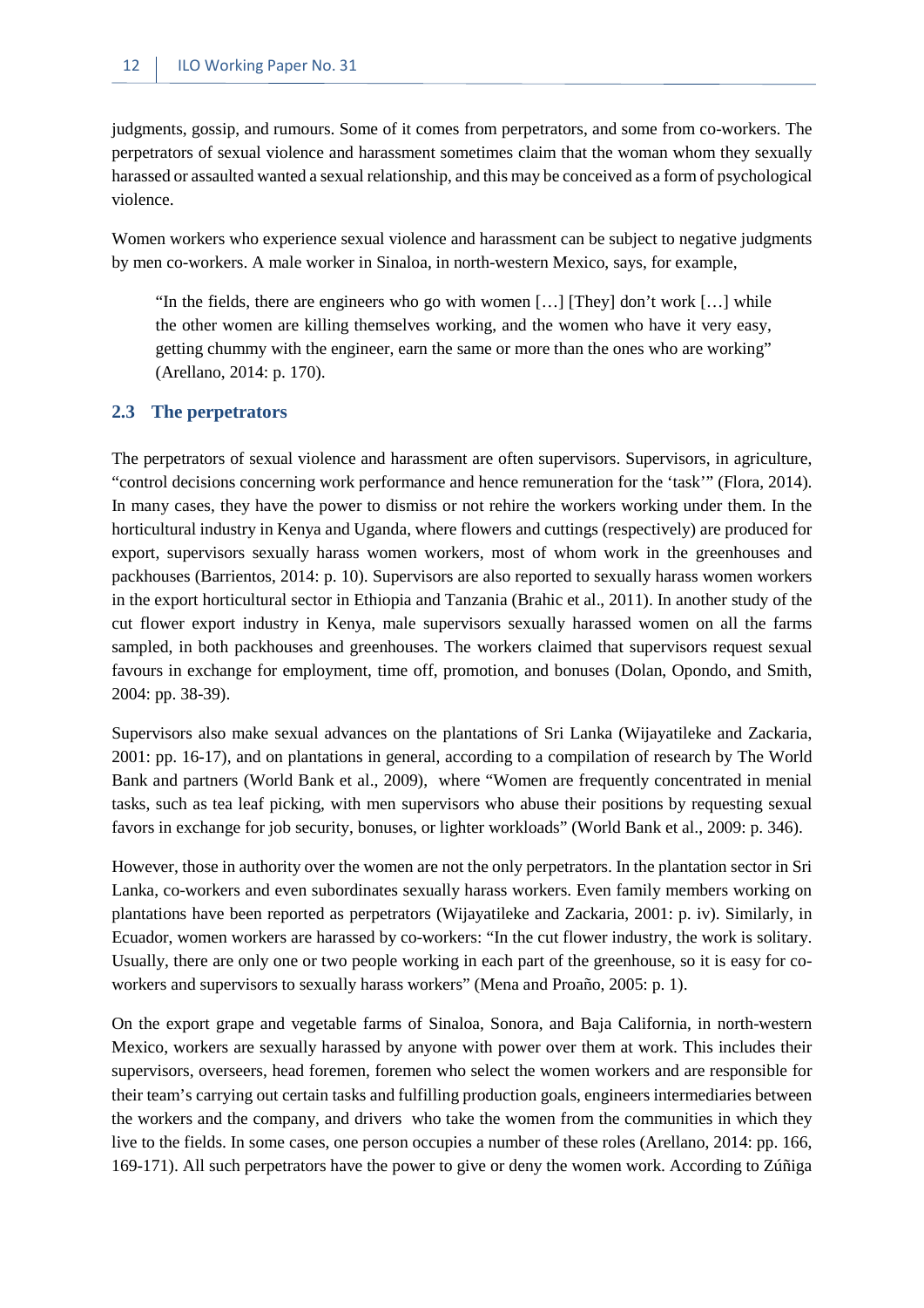judgments, gossip, and rumours. Some of it comes from perpetrators, and some from co-workers. The perpetrators of sexual violence and harassment sometimes claim that the woman whom they sexually harassed or assaulted wanted a sexual relationship, and this may be conceived as a form of psychological violence.

Women workers who experience sexual violence and harassment can be subject to negative judgments by men co-workers. A male worker in Sinaloa, in north-western Mexico, says, for example,

> "In the fields, there are engineers who go with women […] [They] don't work […] while the other women are killing themselves working, and the women who have it very easy, getting chummy with the engineer, earn the same or more than the ones who are working" (Arellano, 2014: p. 170).

## 2.3 The perpetrators

The perpetrators of sexual violence and harassment are often supervisors. Supervisors, in agriculture, "control decisions concerning work performance and hence remuneration for the 'task'" (Flora, 2014). In many cases, they have the power to dismiss or not rehire the workers working under them. In the horticultural industry in Kenya and Uganda, where flowers and cuttings (respectively) are produced for export, supervisors sexually harass women workers, most of whom work in the greenhouses and packhouses (Barrientos, 2014: p. 10). Supervisors are also reported to sexually harass women workers in the export horticultural sector in Ethiopia and Tanzania (Brahic et al., 2011). In another study of the cut flower export industry in Kenya, male supervisors sexually harassed women on all the farms sampled, in both packhouses and greenhouses. The workers claimed that supervisors request sexual favours in exchange for employment, time off, promotion, and bonuses (Dolan, Opondo, and Smith, 2004: pp. 38-39).

Supervisors also make sexual advances on the plantations of Sri Lanka (Wijayatileke and Zackaria, 2001: pp. 16-17), and on plantations in general, according to a compilation of research by The World Bank and partners (World Bank et al., 2009), where "Women are frequently concentrated in menial tasks, such as tea leaf picking, with men supervisors who abuse their positions by requesting sexual favors in exchange for job security, bonuses, or lighter workloads" (World Bank et al., 2009: p. 346).

However, those in authority over the women are not the only perpetrators. In the plantation sector in Sri Lanka, co-workers and even subordinates sexually harass workers. Even family members working on plantations have been reported as perpetrators (Wijayatileke and Zackaria, 2001: p. iv). Similarly, in Ecuador, women workers are harassed by co-workers: "In the cut flower industry, the work is solitary. Usually, there are only one or two people working in each part of the greenhouse, so it is easy for co-workers and supervisors to sexually harass workers" (Mena and Proaño, 2005: p. 1).

On the export grape and vegetable farms of Sinaloa, Sonora, and Baja California, in north-western Mexico, workers are sexually harassed by anyone with power over them at work. This includes their supervisors, overseers, head foremen, foremen who select the women workers and are responsible for their team's carrying out certain tasks and fulfilling production goals, engineers intermediaries between the workers and the company, and drivers who take the women from the communities in which they live to the fields. In some cases, one person occupies a number of these roles (Arellano, 2014: pp. 166, 169-171). All such perpetrators have the power to give or deny the women work. According to Zúñiga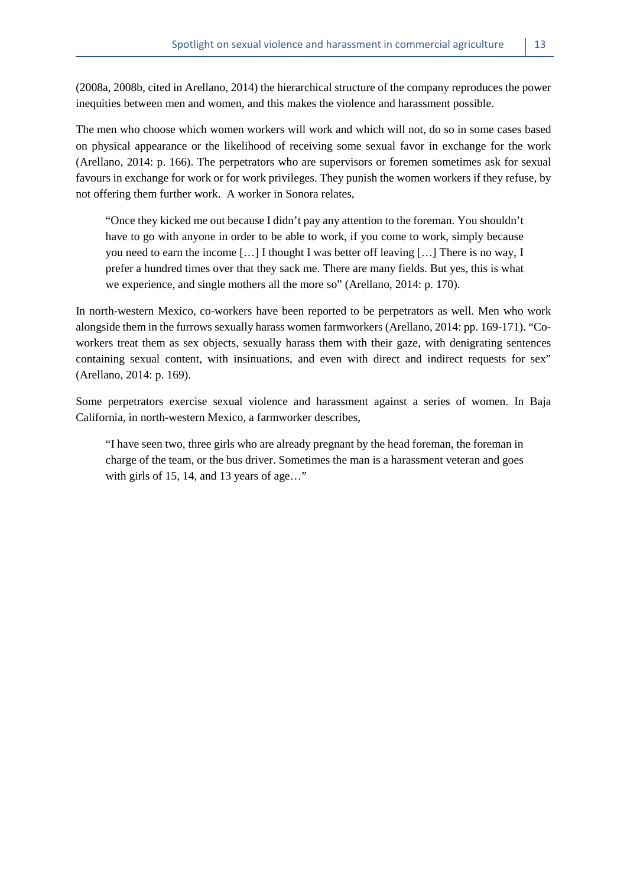(2008a, 2008b, cited in Arellano, 2014) the hierarchical structure of the company reproduces the power inequities between men and women, and this makes the violence and harassment possible.

The men who choose which women workers will work and which will not, do so in some cases based on physical appearance or the likelihood of receiving some sexual favor in exchange for the work (Arellano, 2014: p. 166). The perpetrators who are supervisors or foremen sometimes ask for sexual favours in exchange for work or for work privileges. They punish the women workers if they refuse, by not offering them further work. A worker in Sonora relates,

> "Once they kicked me out because I didn't pay any attention to the foreman. You shouldn't have to go with anyone in order to be able to work, if you come to work, simply because you need to earn the income […] I thought I was better off leaving […] There is no way, I prefer a hundred times over that they sack me. There are many fields. But yes, this is what we experience, and single mothers all the more so" (Arellano, 2014: p. 170).

In north-western Mexico, co-workers have been reported to be perpetrators as well. Men who work alongside them in the furrows sexually harass women farmworkers (Arellano, 2014: pp. 169-171). "Co-workers treat them as sex objects, sexually harass them with their gaze, with denigrating sentences containing sexual content, with insinuations, and even with direct and indirect requests for sex" (Arellano, 2014: p. 169).

Some perpetrators exercise sexual violence and harassment against a series of women. In Baja California, in north-western Mexico, a farmworker describes,

> "I have seen two, three girls who are already pregnant by the head foreman, the foreman in charge of the team, or the bus driver. Sometimes the man is a harassment veteran and goes with girls of 15, 14, and 13 years of age…"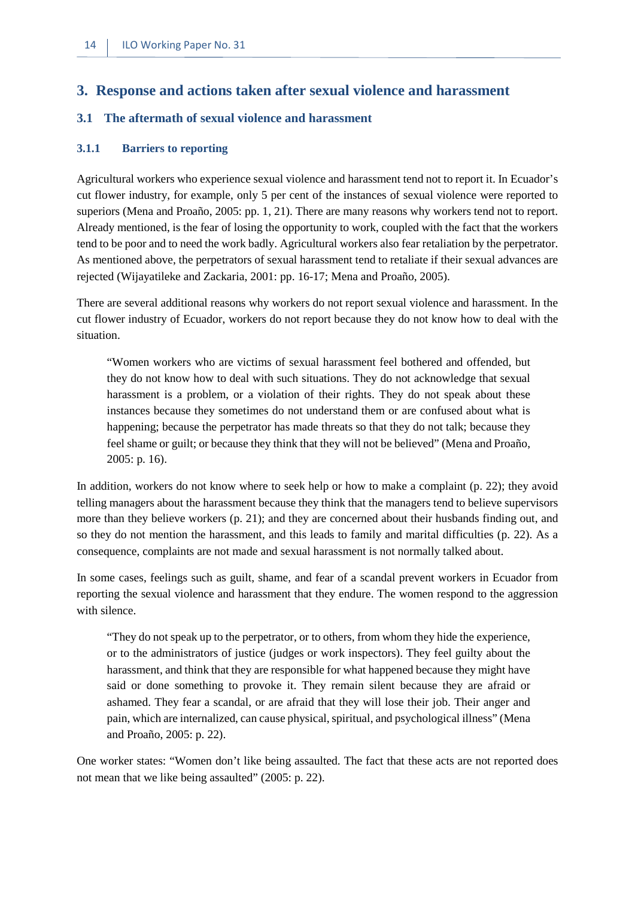# 3. Response and actions taken after sexual violence and harassment

## 3.1 The aftermath of sexual violence and harassment

### 3.1.1 Barriers to reporting

Agricultural workers who experience sexual violence and harassment tend not to report it. In Ecuador's cut flower industry, for example, only 5 per cent of the instances of sexual violence were reported to superiors (Mena and Proaño, 2005: pp. 1, 21). There are many reasons why workers tend not to report. Already mentioned, is the fear of losing the opportunity to work, coupled with the fact that the workers tend to be poor and to need the work badly. Agricultural workers also fear retaliation by the perpetrator. As mentioned above, the perpetrators of sexual harassment tend to retaliate if their sexual advances are rejected (Wijayatileke and Zackaria, 2001: pp. 16-17; Mena and Proaño, 2005).

There are several additional reasons why workers do not report sexual violence and harassment. In the cut flower industry of Ecuador, workers do not report because they do not know how to deal with the situation.

> "Women workers who are victims of sexual harassment feel bothered and offended, but they do not know how to deal with such situations. They do not acknowledge that sexual harassment is a problem, or a violation of their rights. They do not speak about these instances because they sometimes do not understand them or are confused about what is happening; because the perpetrator has made threats so that they do not talk; because they feel shame or guilt; or because they think that they will not be believed" (Mena and Proaño, 2005: p. 16).

In addition, workers do not know where to seek help or how to make a complaint (p. 22); they avoid telling managers about the harassment because they think that the managers tend to believe supervisors more than they believe workers (p. 21); and they are concerned about their husbands finding out, and so they do not mention the harassment, and this leads to family and marital difficulties (p. 22). As a consequence, complaints are not made and sexual harassment is not normally talked about.

In some cases, feelings such as guilt, shame, and fear of a scandal prevent workers in Ecuador from reporting the sexual violence and harassment that they endure. The women respond to the aggression with silence.

> "They do not speak up to the perpetrator, or to others, from whom they hide the experience, or to the administrators of justice (judges or work inspectors). They feel guilty about the harassment, and think that they are responsible for what happened because they might have said or done something to provoke it. They remain silent because they are afraid or ashamed. They fear a scandal, or are afraid that they will lose their job. Their anger and pain, which are internalized, can cause physical, spiritual, and psychological illness" (Mena and Proaño, 2005: p. 22).

One worker states: "Women don't like being assaulted. The fact that these acts are not reported does not mean that we like being assaulted" (2005: p. 22).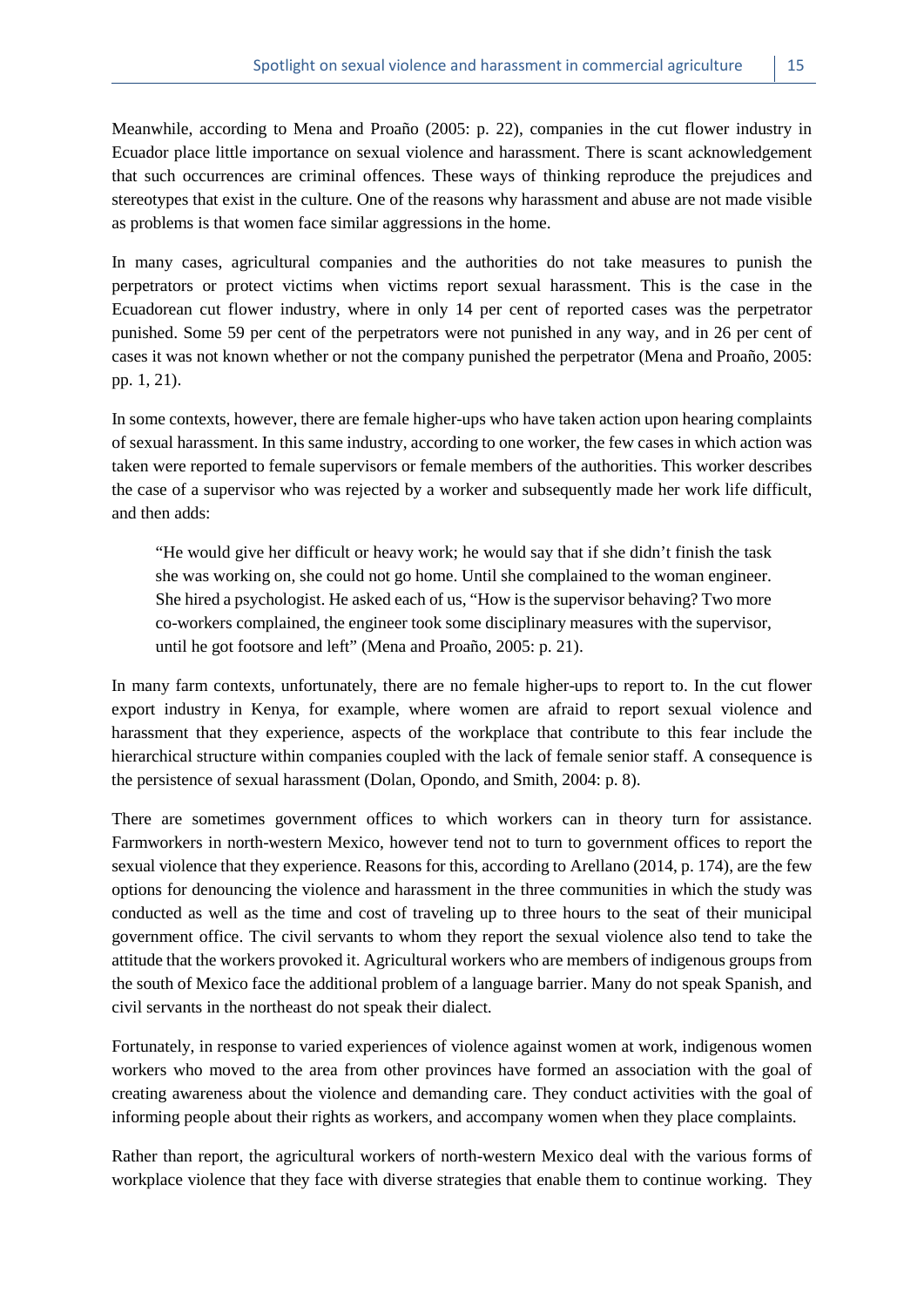Meanwhile, according to Mena and Proaño (2005: p. 22), companies in the cut flower industry in Ecuador place little importance on sexual violence and harassment. There is scant acknowledgement that such occurrences are criminal offences. These ways of thinking reproduce the prejudices and stereotypes that exist in the culture. One of the reasons why harassment and abuse are not made visible as problems is that women face similar aggressions in the home.

In many cases, agricultural companies and the authorities do not take measures to punish the perpetrators or protect victims when victims report sexual harassment. This is the case in the Ecuadorean cut flower industry, where in only 14 per cent of reported cases was the perpetrator punished. Some 59 per cent of the perpetrators were not punished in any way, and in 26 per cent of cases it was not known whether or not the company punished the perpetrator (Mena and Proaño, 2005: pp. 1, 21).

In some contexts, however, there are female higher-ups who have taken action upon hearing complaints of sexual harassment. In this same industry, according to one worker, the few cases in which action was taken were reported to female supervisors or female members of the authorities. This worker describes the case of a supervisor who was rejected by a worker and subsequently made her work life difficult, and then adds:

> "He would give her difficult or heavy work; he would say that if she didn't finish the task she was working on, she could not go home. Until she complained to the woman engineer. She hired a psychologist. He asked each of us, "How is the supervisor behaving? Two more co-workers complained, the engineer took some disciplinary measures with the supervisor, until he got footsore and left" (Mena and Proaño, 2005: p. 21).

In many farm contexts, unfortunately, there are no female higher-ups to report to. In the cut flower export industry in Kenya, for example, where women are afraid to report sexual violence and harassment that they experience, aspects of the workplace that contribute to this fear include the hierarchical structure within companies coupled with the lack of female senior staff. A consequence is the persistence of sexual harassment (Dolan, Opondo, and Smith, 2004: p. 8).

There are sometimes government offices to which workers can in theory turn for assistance. Farmworkers in north-western Mexico, however tend not to turn to government offices to report the sexual violence that they experience. Reasons for this, according to Arellano (2014, p. 174), are the few options for denouncing the violence and harassment in the three communities in which the study was conducted as well as the time and cost of traveling up to three hours to the seat of their municipal government office. The civil servants to whom they report the sexual violence also tend to take the attitude that the workers provoked it. Agricultural workers who are members of indigenous groups from the south of Mexico face the additional problem of a language barrier. Many do not speak Spanish, and civil servants in the northeast do not speak their dialect.

Fortunately, in response to varied experiences of violence against women at work, indigenous women workers who moved to the area from other provinces have formed an association with the goal of creating awareness about the violence and demanding care. They conduct activities with the goal of informing people about their rights as workers, and accompany women when they place complaints.

Rather than report, the agricultural workers of north-western Mexico deal with the various forms of workplace violence that they face with diverse strategies that enable them to continue working. They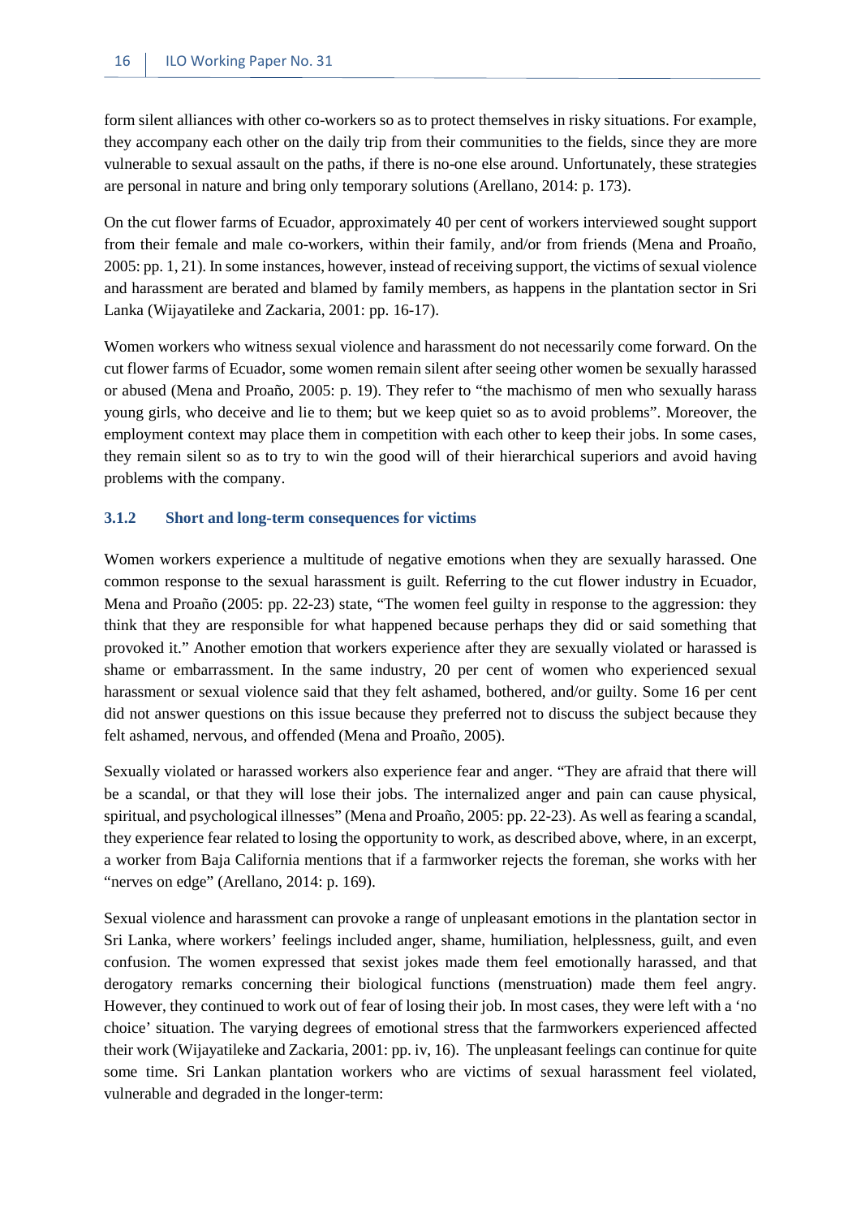form silent alliances with other co-workers so as to protect themselves in risky situations. For example, they accompany each other on the daily trip from their communities to the fields, since they are more vulnerable to sexual assault on the paths, if there is no-one else around. Unfortunately, these strategies are personal in nature and bring only temporary solutions (Arellano, 2014: p. 173).

On the cut flower farms of Ecuador, approximately 40 per cent of workers interviewed sought support from their female and male co-workers, within their family, and/or from friends (Mena and Proaño, 2005: pp. 1, 21). In some instances, however, instead of receiving support, the victims of sexual violence and harassment are berated and blamed by family members, as happens in the plantation sector in Sri Lanka (Wijayatileke and Zackaria, 2001: pp. 16-17).

Women workers who witness sexual violence and harassment do not necessarily come forward. On the cut flower farms of Ecuador, some women remain silent after seeing other women be sexually harassed or abused (Mena and Proaño, 2005: p. 19). They refer to "the machismo of men who sexually harass young girls, who deceive and lie to them; but we keep quiet so as to avoid problems". Moreover, the employment context may place them in competition with each other to keep their jobs. In some cases, they remain silent so as to try to win the good will of their hierarchical superiors and avoid having problems with the company.

### 3.1.2 Short and long-term consequences for victims

Women workers experience a multitude of negative emotions when they are sexually harassed. One common response to the sexual harassment is guilt. Referring to the cut flower industry in Ecuador, Mena and Proaño (2005: pp. 22-23) state, "The women feel guilty in response to the aggression: they think that they are responsible for what happened because perhaps they did or said something that provoked it." Another emotion that workers experience after they are sexually violated or harassed is shame or embarrassment. In the same industry, 20 per cent of women who experienced sexual harassment or sexual violence said that they felt ashamed, bothered, and/or guilty. Some 16 per cent did not answer questions on this issue because they preferred not to discuss the subject because they felt ashamed, nervous, and offended (Mena and Proaño, 2005).

Sexually violated or harassed workers also experience fear and anger. "They are afraid that there will be a scandal, or that they will lose their jobs. The internalized anger and pain can cause physical, spiritual, and psychological illnesses" (Mena and Proaño, 2005: pp. 22-23). As well as fearing a scandal, they experience fear related to losing the opportunity to work, as described above, where, in an excerpt, a worker from Baja California mentions that if a farmworker rejects the foreman, she works with her "nerves on edge" (Arellano, 2014: p. 169).

Sexual violence and harassment can provoke a range of unpleasant emotions in the plantation sector in Sri Lanka, where workers' feelings included anger, shame, humiliation, helplessness, guilt, and even confusion. The women expressed that sexist jokes made them feel emotionally harassed, and that derogatory remarks concerning their biological functions (menstruation) made them feel angry. However, they continued to work out of fear of losing their job. In most cases, they were left with a 'no choice' situation. The varying degrees of emotional stress that the farmworkers experienced affected their work (Wijayatileke and Zackaria, 2001: pp. iv, 16). The unpleasant feelings can continue for quite some time. Sri Lankan plantation workers who are victims of sexual harassment feel violated, vulnerable and degraded in the longer-term: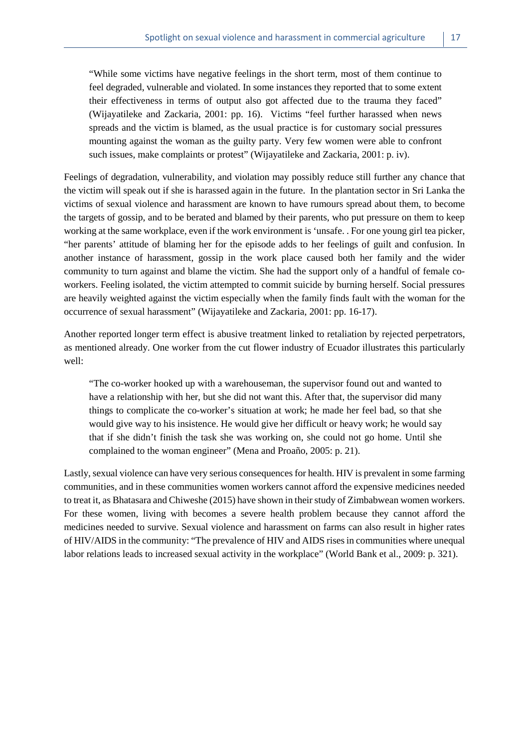> "While some victims have negative feelings in the short term, most of them continue to feel degraded, vulnerable and violated. In some instances they reported that to some extent their effectiveness in terms of output also got affected due to the trauma they faced" (Wijayatileke and Zackaria, 2001: pp. 16). Victims "feel further harassed when news spreads and the victim is blamed, as the usual practice is for customary social pressures mounting against the woman as the guilty party. Very few women were able to confront such issues, make complaints or protest" (Wijayatileke and Zackaria, 2001: p. iv).

Feelings of degradation, vulnerability, and violation may possibly reduce still further any chance that the victim will speak out if she is harassed again in the future. In the plantation sector in Sri Lanka the victims of sexual violence and harassment are known to have rumours spread about them, to become the targets of gossip, and to be berated and blamed by their parents, who put pressure on them to keep working at the same workplace, even if the work environment is 'unsafe. . For one young girl tea picker, "her parents' attitude of blaming her for the episode adds to her feelings of guilt and confusion. In another instance of harassment, gossip in the work place caused both her family and the wider community to turn against and blame the victim. She had the support only of a handful of female co-workers. Feeling isolated, the victim attempted to commit suicide by burning herself. Social pressures are heavily weighted against the victim especially when the family finds fault with the woman for the occurrence of sexual harassment" (Wijayatileke and Zackaria, 2001: pp. 16-17).

Another reported longer term effect is abusive treatment linked to retaliation by rejected perpetrators, as mentioned already. One worker from the cut flower industry of Ecuador illustrates this particularly well:

> "The co-worker hooked up with a warehouseman, the supervisor found out and wanted to have a relationship with her, but she did not want this. After that, the supervisor did many things to complicate the co-worker's situation at work; he made her feel bad, so that she would give way to his insistence. He would give her difficult or heavy work; he would say that if she didn't finish the task she was working on, she could not go home. Until she complained to the woman engineer" (Mena and Proaño, 2005: p. 21).

Lastly, sexual violence can have very serious consequences for health. HIV is prevalent in some farming communities, and in these communities women workers cannot afford the expensive medicines needed to treat it, as Bhatasara and Chiweshe (2015) have shown in their study of Zimbabwean women workers. For these women, living with becomes a severe health problem because they cannot afford the medicines needed to survive. Sexual violence and harassment on farms can also result in higher rates of HIV/AIDS in the community: "The prevalence of HIV and AIDS rises in communities where unequal labor relations leads to increased sexual activity in the workplace" (World Bank et al., 2009: p. 321).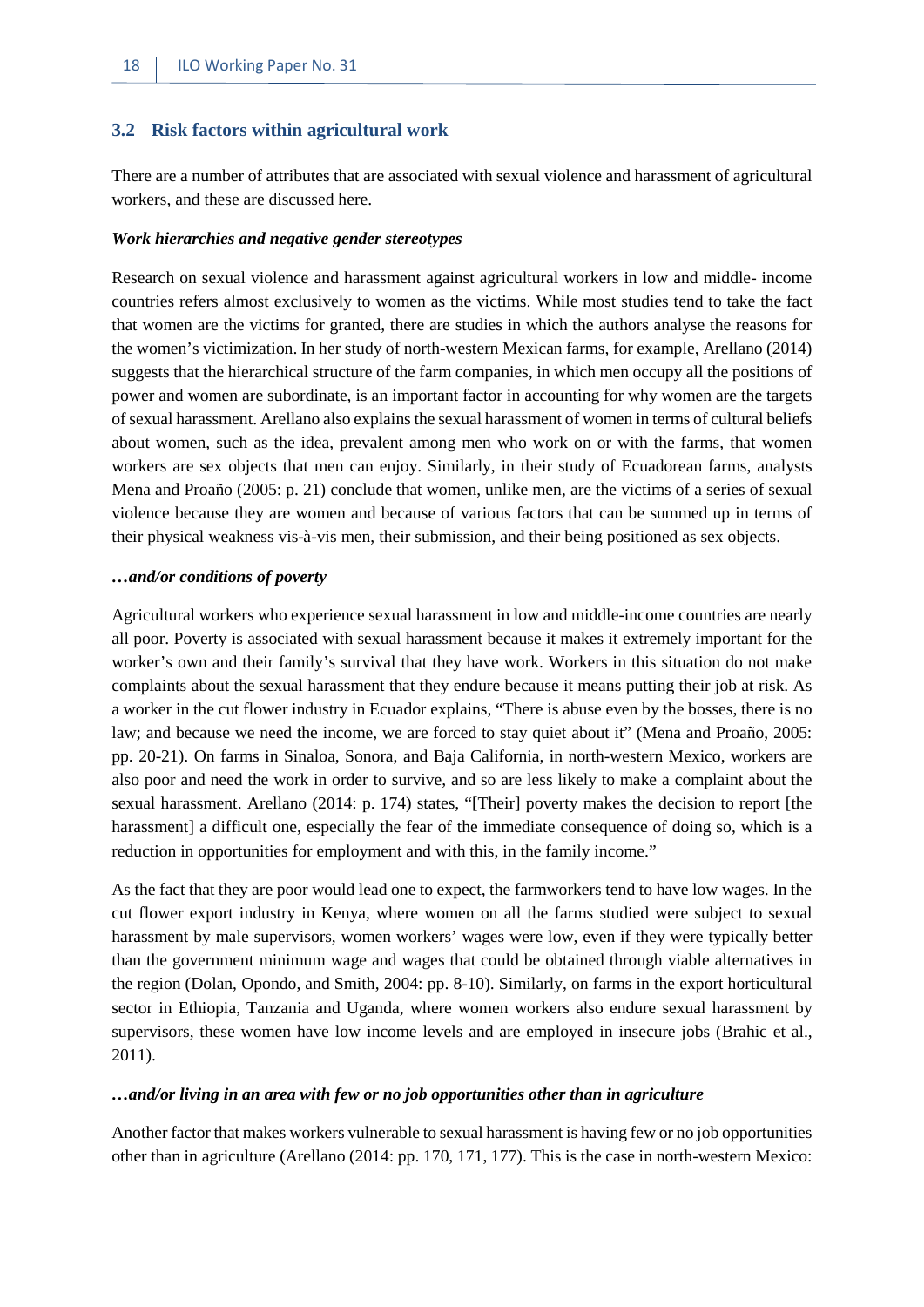## 3.2 Risk factors within agricultural work

There are a number of attributes that are associated with sexual violence and harassment of agricultural workers, and these are discussed here.

***Work hierarchies and negative gender stereotypes***

Research on sexual violence and harassment against agricultural workers in low and middle- income countries refers almost exclusively to women as the victims. While most studies tend to take the fact that women are the victims for granted, there are studies in which the authors analyse the reasons for the women's victimization. In her study of north-western Mexican farms, for example, Arellano (2014) suggests that the hierarchical structure of the farm companies, in which men occupy all the positions of power and women are subordinate, is an important factor in accounting for why women are the targets of sexual harassment. Arellano also explains the sexual harassment of women in terms of cultural beliefs about women, such as the idea, prevalent among men who work on or with the farms, that women workers are sex objects that men can enjoy. Similarly, in their study of Ecuadorean farms, analysts Mena and Proaño (2005: p. 21) conclude that women, unlike men, are the victims of a series of sexual violence because they are women and because of various factors that can be summed up in terms of their physical weakness vis-à-vis men, their submission, and their being positioned as sex objects.

***…and/or conditions of poverty***

Agricultural workers who experience sexual harassment in low and middle-income countries are nearly all poor. Poverty is associated with sexual harassment because it makes it extremely important for the worker's own and their family's survival that they have work. Workers in this situation do not make complaints about the sexual harassment that they endure because it means putting their job at risk. As a worker in the cut flower industry in Ecuador explains, "There is abuse even by the bosses, there is no law; and because we need the income, we are forced to stay quiet about it" (Mena and Proaño, 2005: pp. 20-21). On farms in Sinaloa, Sonora, and Baja California, in north-western Mexico, workers are also poor and need the work in order to survive, and so are less likely to make a complaint about the sexual harassment. Arellano (2014: p. 174) states, "[Their] poverty makes the decision to report [the harassment] a difficult one, especially the fear of the immediate consequence of doing so, which is a reduction in opportunities for employment and with this, in the family income."

As the fact that they are poor would lead one to expect, the farmworkers tend to have low wages. In the cut flower export industry in Kenya, where women on all the farms studied were subject to sexual harassment by male supervisors, women workers' wages were low, even if they were typically better than the government minimum wage and wages that could be obtained through viable alternatives in the region (Dolan, Opondo, and Smith, 2004: pp. 8-10). Similarly, on farms in the export horticultural sector in Ethiopia, Tanzania and Uganda, where women workers also endure sexual harassment by supervisors, these women have low income levels and are employed in insecure jobs (Brahic et al., 2011).

***…and/or living in an area with few or no job opportunities other than in agriculture***

Another factor that makes workers vulnerable to sexual harassment is having few or no job opportunities other than in agriculture (Arellano (2014: pp. 170, 171, 177). This is the case in north-western Mexico: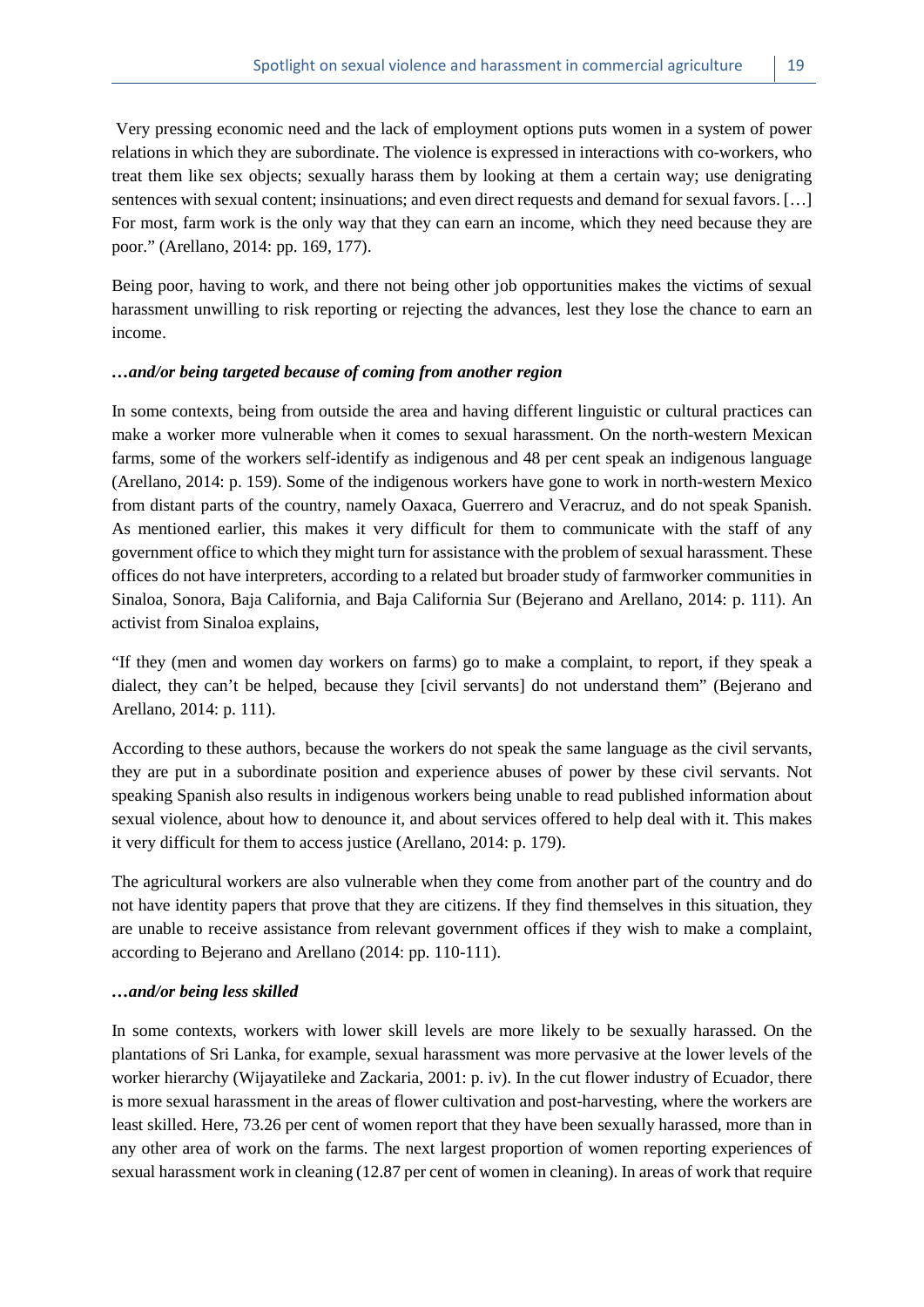Very pressing economic need and the lack of employment options puts women in a system of power relations in which they are subordinate. The violence is expressed in interactions with co-workers, who treat them like sex objects; sexually harass them by looking at them a certain way; use denigrating sentences with sexual content; insinuations; and even direct requests and demand for sexual favors. […] For most, farm work is the only way that they can earn an income, which they need because they are poor." (Arellano, 2014: pp. 169, 177).

Being poor, having to work, and there not being other job opportunities makes the victims of sexual harassment unwilling to risk reporting or rejecting the advances, lest they lose the chance to earn an income.

***…and/or being targeted because of coming from another region***

In some contexts, being from outside the area and having different linguistic or cultural practices can make a worker more vulnerable when it comes to sexual harassment. On the north-western Mexican farms, some of the workers self-identify as indigenous and 48 per cent speak an indigenous language (Arellano, 2014: p. 159). Some of the indigenous workers have gone to work in north-western Mexico from distant parts of the country, namely Oaxaca, Guerrero and Veracruz, and do not speak Spanish. As mentioned earlier, this makes it very difficult for them to communicate with the staff of any government office to which they might turn for assistance with the problem of sexual harassment. These offices do not have interpreters, according to a related but broader study of farmworker communities in Sinaloa, Sonora, Baja California, and Baja California Sur (Bejerano and Arellano, 2014: p. 111). An activist from Sinaloa explains,

"If they (men and women day workers on farms) go to make a complaint, to report, if they speak a dialect, they can't be helped, because they [civil servants] do not understand them" (Bejerano and Arellano, 2014: p. 111).

According to these authors, because the workers do not speak the same language as the civil servants, they are put in a subordinate position and experience abuses of power by these civil servants. Not speaking Spanish also results in indigenous workers being unable to read published information about sexual violence, about how to denounce it, and about services offered to help deal with it. This makes it very difficult for them to access justice (Arellano, 2014: p. 179).

The agricultural workers are also vulnerable when they come from another part of the country and do not have identity papers that prove that they are citizens. If they find themselves in this situation, they are unable to receive assistance from relevant government offices if they wish to make a complaint, according to Bejerano and Arellano (2014: pp. 110-111).

***…and/or being less skilled***

In some contexts, workers with lower skill levels are more likely to be sexually harassed. On the plantations of Sri Lanka, for example, sexual harassment was more pervasive at the lower levels of the worker hierarchy (Wijayatileke and Zackaria, 2001: p. iv). In the cut flower industry of Ecuador, there is more sexual harassment in the areas of flower cultivation and post-harvesting, where the workers are least skilled. Here, 73.26 per cent of women report that they have been sexually harassed, more than in any other area of work on the farms. The next largest proportion of women reporting experiences of sexual harassment work in cleaning (12.87 per cent of women in cleaning). In areas of work that require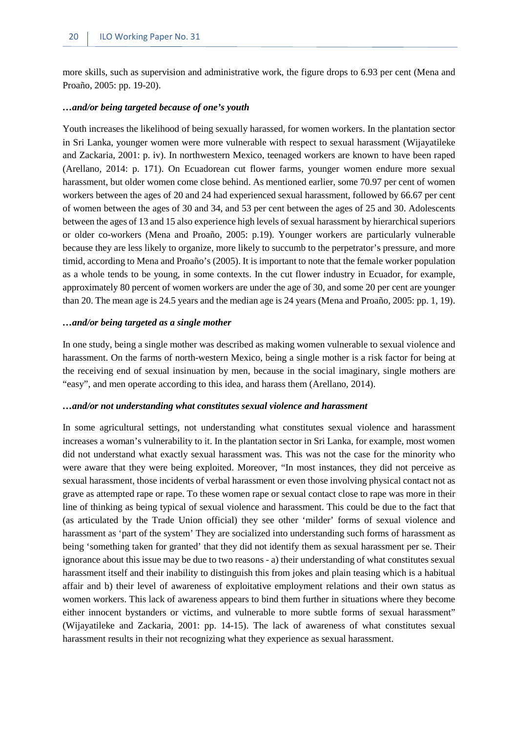more skills, such as supervision and administrative work, the figure drops to 6.93 per cent (Mena and Proaño, 2005: pp. 19-20).

***…and/or being targeted because of one's youth***

Youth increases the likelihood of being sexually harassed, for women workers. In the plantation sector in Sri Lanka, younger women were more vulnerable with respect to sexual harassment (Wijayatileke and Zackaria, 2001: p. iv). In northwestern Mexico, teenaged workers are known to have been raped (Arellano, 2014: p. 171). On Ecuadorean cut flower farms, younger women endure more sexual harassment, but older women come close behind. As mentioned earlier, some 70.97 per cent of women workers between the ages of 20 and 24 had experienced sexual harassment, followed by 66.67 per cent of women between the ages of 30 and 34, and 53 per cent between the ages of 25 and 30. Adolescents between the ages of 13 and 15 also experience high levels of sexual harassment by hierarchical superiors or older co-workers (Mena and Proaño, 2005: p.19). Younger workers are particularly vulnerable because they are less likely to organize, more likely to succumb to the perpetrator's pressure, and more timid, according to Mena and Proaño's (2005). It is important to note that the female worker population as a whole tends to be young, in some contexts. In the cut flower industry in Ecuador, for example, approximately 80 percent of women workers are under the age of 30, and some 20 per cent are younger than 20. The mean age is 24.5 years and the median age is 24 years (Mena and Proaño, 2005: pp. 1, 19).

***…and/or being targeted as a single mother***

In one study, being a single mother was described as making women vulnerable to sexual violence and harassment. On the farms of north-western Mexico, being a single mother is a risk factor for being at the receiving end of sexual insinuation by men, because in the social imaginary, single mothers are "easy", and men operate according to this idea, and harass them (Arellano, 2014).

***…and/or not understanding what constitutes sexual violence and harassment***

In some agricultural settings, not understanding what constitutes sexual violence and harassment increases a woman's vulnerability to it. In the plantation sector in Sri Lanka, for example, most women did not understand what exactly sexual harassment was. This was not the case for the minority who were aware that they were being exploited. Moreover, "In most instances, they did not perceive as sexual harassment, those incidents of verbal harassment or even those involving physical contact not as grave as attempted rape or rape. To these women rape or sexual contact close to rape was more in their line of thinking as being typical of sexual violence and harassment. This could be due to the fact that (as articulated by the Trade Union official) they see other 'milder' forms of sexual violence and harassment as 'part of the system' They are socialized into understanding such forms of harassment as being 'something taken for granted' that they did not identify them as sexual harassment per se. Their ignorance about this issue may be due to two reasons - a) their understanding of what constitutes sexual harassment itself and their inability to distinguish this from jokes and plain teasing which is a habitual affair and b) their level of awareness of exploitative employment relations and their own status as women workers. This lack of awareness appears to bind them further in situations where they become either innocent bystanders or victims, and vulnerable to more subtle forms of sexual harassment" (Wijayatileke and Zackaria, 2001: pp. 14-15). The lack of awareness of what constitutes sexual harassment results in their not recognizing what they experience as sexual harassment.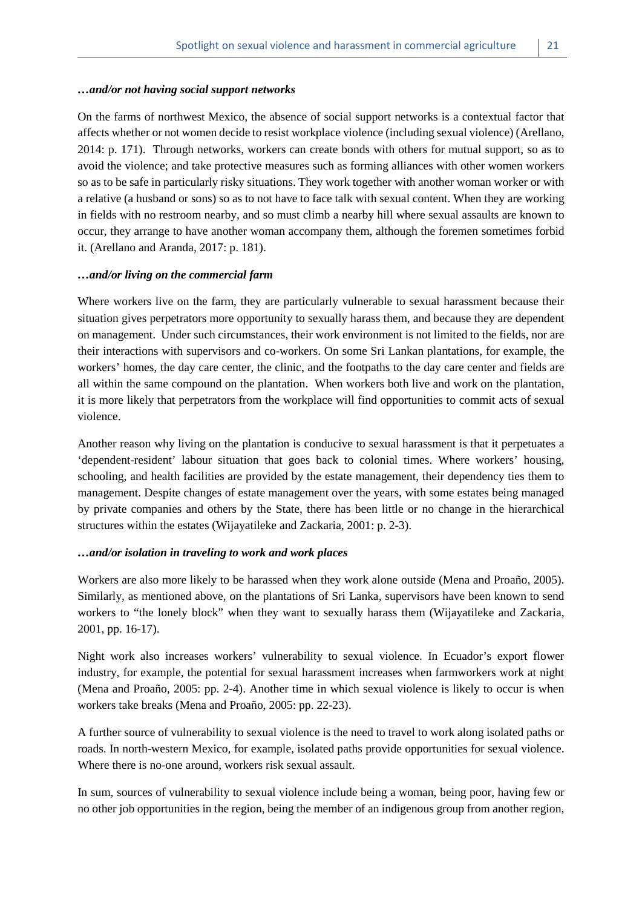***…and/or not having social support networks***

On the farms of northwest Mexico, the absence of social support networks is a contextual factor that affects whether or not women decide to resist workplace violence (including sexual violence) (Arellano, 2014: p. 171). Through networks, workers can create bonds with others for mutual support, so as to avoid the violence; and take protective measures such as forming alliances with other women workers so as to be safe in particularly risky situations. They work together with another woman worker or with a relative (a husband or sons) so as to not have to face talk with sexual content. When they are working in fields with no restroom nearby, and so must climb a nearby hill where sexual assaults are known to occur, they arrange to have another woman accompany them, although the foremen sometimes forbid it. (Arellano and Aranda, 2017: p. 181).

***…and/or living on the commercial farm***

Where workers live on the farm, they are particularly vulnerable to sexual harassment because their situation gives perpetrators more opportunity to sexually harass them, and because they are dependent on management. Under such circumstances, their work environment is not limited to the fields, nor are their interactions with supervisors and co-workers. On some Sri Lankan plantations, for example, the workers' homes, the day care center, the clinic, and the footpaths to the day care center and fields are all within the same compound on the plantation. When workers both live and work on the plantation, it is more likely that perpetrators from the workplace will find opportunities to commit acts of sexual violence.

Another reason why living on the plantation is conducive to sexual harassment is that it perpetuates a 'dependent-resident' labour situation that goes back to colonial times. Where workers' housing, schooling, and health facilities are provided by the estate management, their dependency ties them to management. Despite changes of estate management over the years, with some estates being managed by private companies and others by the State, there has been little or no change in the hierarchical structures within the estates (Wijayatileke and Zackaria, 2001: p. 2-3).

***…and/or isolation in traveling to work and work places***

Workers are also more likely to be harassed when they work alone outside (Mena and Proaño, 2005). Similarly, as mentioned above, on the plantations of Sri Lanka, supervisors have been known to send workers to "the lonely block" when they want to sexually harass them (Wijayatileke and Zackaria, 2001, pp. 16-17).

Night work also increases workers' vulnerability to sexual violence. In Ecuador's export flower industry, for example, the potential for sexual harassment increases when farmworkers work at night (Mena and Proaño, 2005: pp. 2-4). Another time in which sexual violence is likely to occur is when workers take breaks (Mena and Proaño, 2005: pp. 22-23).

A further source of vulnerability to sexual violence is the need to travel to work along isolated paths or roads. In north-western Mexico, for example, isolated paths provide opportunities for sexual violence. Where there is no-one around, workers risk sexual assault.

In sum, sources of vulnerability to sexual violence include being a woman, being poor, having few or no other job opportunities in the region, being the member of an indigenous group from another region,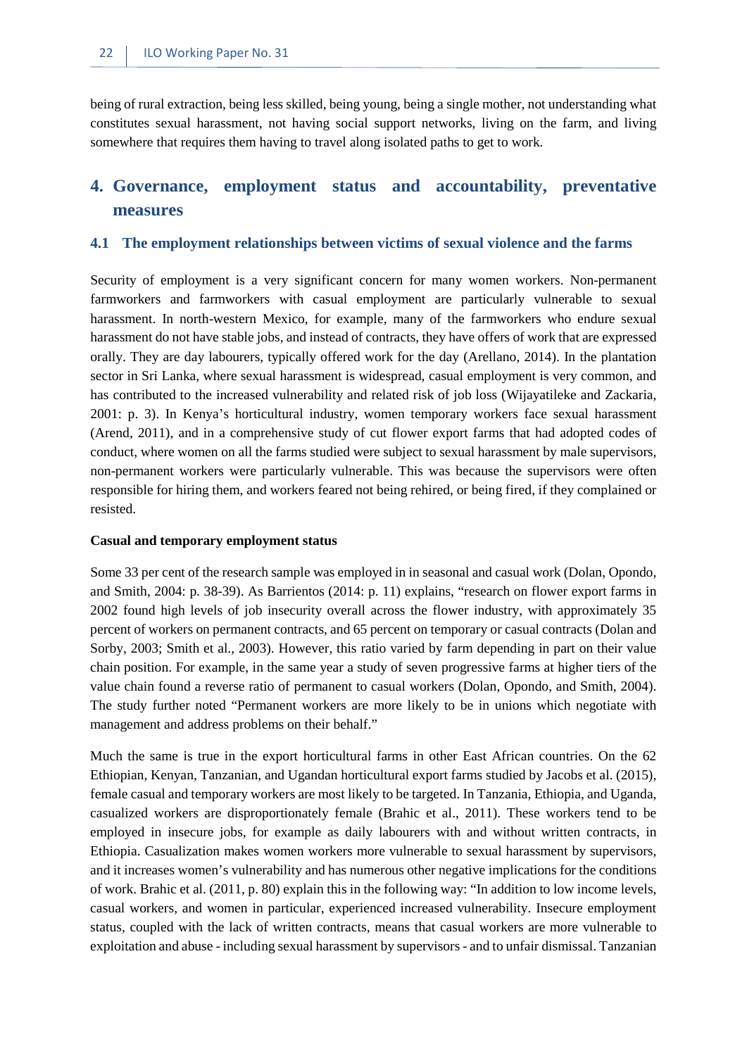being of rural extraction, being less skilled, being young, being a single mother, not understanding what constitutes sexual harassment, not having social support networks, living on the farm, and living somewhere that requires them having to travel along isolated paths to get to work.

# 4. Governance, employment status and accountability, preventative measures

## 4.1 The employment relationships between victims of sexual violence and the farms

Security of employment is a very significant concern for many women workers. Non-permanent farmworkers and farmworkers with casual employment are particularly vulnerable to sexual harassment. In north-western Mexico, for example, many of the farmworkers who endure sexual harassment do not have stable jobs, and instead of contracts, they have offers of work that are expressed orally. They are day labourers, typically offered work for the day (Arellano, 2014). In the plantation sector in Sri Lanka, where sexual harassment is widespread, casual employment is very common, and has contributed to the increased vulnerability and related risk of job loss (Wijayatileke and Zackaria, 2001: p. 3). In Kenya's horticultural industry, women temporary workers face sexual harassment (Arend, 2011), and in a comprehensive study of cut flower export farms that had adopted codes of conduct, where women on all the farms studied were subject to sexual harassment by male supervisors, non-permanent workers were particularly vulnerable. This was because the supervisors were often responsible for hiring them, and workers feared not being rehired, or being fired, if they complained or resisted.

**Casual and temporary employment status**

Some 33 per cent of the research sample was employed in in seasonal and casual work (Dolan, Opondo, and Smith, 2004: p. 38-39). As Barrientos (2014: p. 11) explains, "research on flower export farms in 2002 found high levels of job insecurity overall across the flower industry, with approximately 35 percent of workers on permanent contracts, and 65 percent on temporary or casual contracts (Dolan and Sorby, 2003; Smith et al., 2003). However, this ratio varied by farm depending in part on their value chain position. For example, in the same year a study of seven progressive farms at higher tiers of the value chain found a reverse ratio of permanent to casual workers (Dolan, Opondo, and Smith, 2004). The study further noted "Permanent workers are more likely to be in unions which negotiate with management and address problems on their behalf."

Much the same is true in the export horticultural farms in other East African countries. On the 62 Ethiopian, Kenyan, Tanzanian, and Ugandan horticultural export farms studied by Jacobs et al. (2015), female casual and temporary workers are most likely to be targeted. In Tanzania, Ethiopia, and Uganda, casualized workers are disproportionately female (Brahic et al., 2011). These workers tend to be employed in insecure jobs, for example as daily labourers with and without written contracts, in Ethiopia. Casualization makes women workers more vulnerable to sexual harassment by supervisors, and it increases women's vulnerability and has numerous other negative implications for the conditions of work. Brahic et al. (2011, p. 80) explain this in the following way: "In addition to low income levels, casual workers, and women in particular, experienced increased vulnerability. Insecure employment status, coupled with the lack of written contracts, means that casual workers are more vulnerable to exploitation and abuse - including sexual harassment by supervisors - and to unfair dismissal. Tanzanian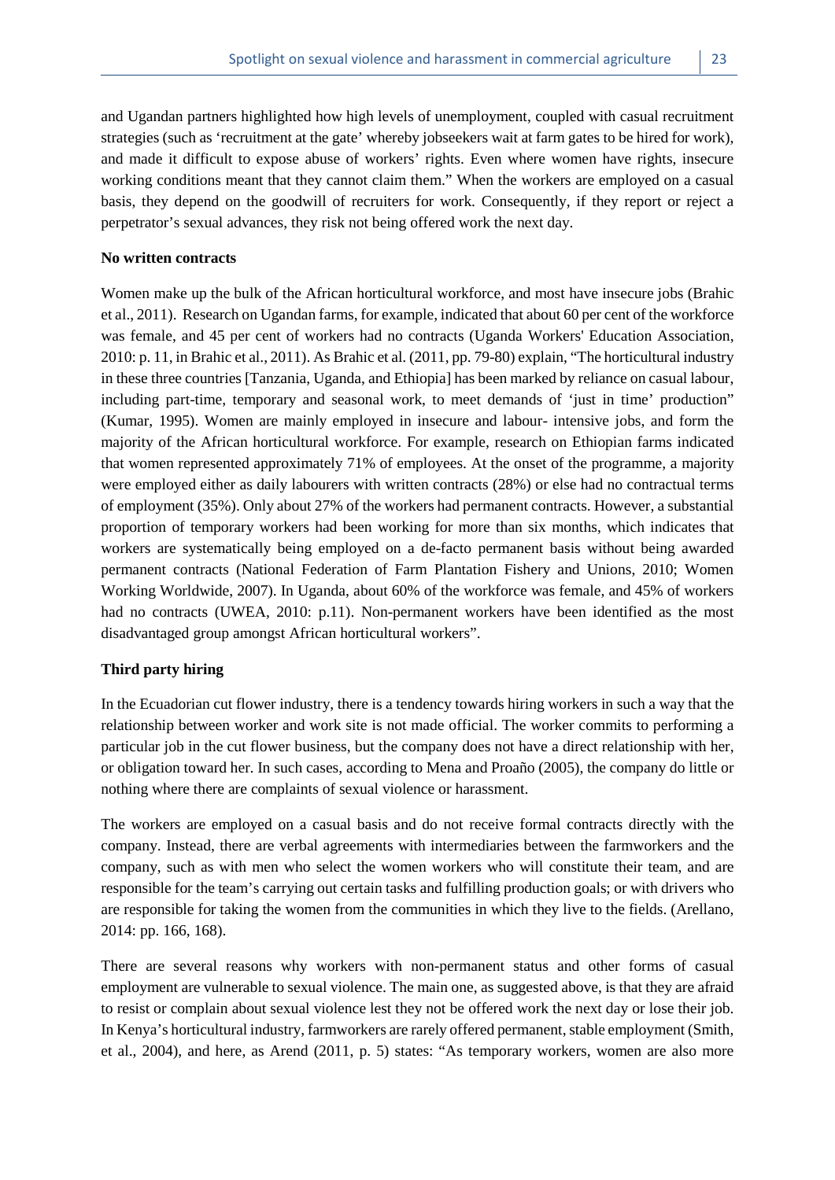and Ugandan partners highlighted how high levels of unemployment, coupled with casual recruitment strategies (such as 'recruitment at the gate' whereby jobseekers wait at farm gates to be hired for work), and made it difficult to expose abuse of workers' rights. Even where women have rights, insecure working conditions meant that they cannot claim them." When the workers are employed on a casual basis, they depend on the goodwill of recruiters for work. Consequently, if they report or reject a perpetrator's sexual advances, they risk not being offered work the next day.

**No written contracts**

Women make up the bulk of the African horticultural workforce, and most have insecure jobs (Brahic et al., 2011). Research on Ugandan farms, for example, indicated that about 60 per cent of the workforce was female, and 45 per cent of workers had no contracts (Uganda Workers' Education Association, 2010: p. 11, in Brahic et al., 2011). As Brahic et al. (2011, pp. 79-80) explain, "The horticultural industry in these three countries [Tanzania, Uganda, and Ethiopia] has been marked by reliance on casual labour, including part-time, temporary and seasonal work, to meet demands of 'just in time' production" (Kumar, 1995). Women are mainly employed in insecure and labour- intensive jobs, and form the majority of the African horticultural workforce. For example, research on Ethiopian farms indicated that women represented approximately 71% of employees. At the onset of the programme, a majority were employed either as daily labourers with written contracts (28%) or else had no contractual terms of employment (35%). Only about 27% of the workers had permanent contracts. However, a substantial proportion of temporary workers had been working for more than six months, which indicates that workers are systematically being employed on a de-facto permanent basis without being awarded permanent contracts (National Federation of Farm Plantation Fishery and Unions, 2010; Women Working Worldwide, 2007). In Uganda, about 60% of the workforce was female, and 45% of workers had no contracts (UWEA, 2010: p.11). Non-permanent workers have been identified as the most disadvantaged group amongst African horticultural workers".

**Third party hiring**

In the Ecuadorian cut flower industry, there is a tendency towards hiring workers in such a way that the relationship between worker and work site is not made official. The worker commits to performing a particular job in the cut flower business, but the company does not have a direct relationship with her, or obligation toward her. In such cases, according to Mena and Proaño (2005), the company do little or nothing where there are complaints of sexual violence or harassment.

The workers are employed on a casual basis and do not receive formal contracts directly with the company. Instead, there are verbal agreements with intermediaries between the farmworkers and the company, such as with men who select the women workers who will constitute their team, and are responsible for the team's carrying out certain tasks and fulfilling production goals; or with drivers who are responsible for taking the women from the communities in which they live to the fields. (Arellano, 2014: pp. 166, 168).

There are several reasons why workers with non-permanent status and other forms of casual employment are vulnerable to sexual violence. The main one, as suggested above, is that they are afraid to resist or complain about sexual violence lest they not be offered work the next day or lose their job. In Kenya's horticultural industry, farmworkers are rarely offered permanent, stable employment (Smith, et al., 2004), and here, as Arend (2011, p. 5) states: "As temporary workers, women are also more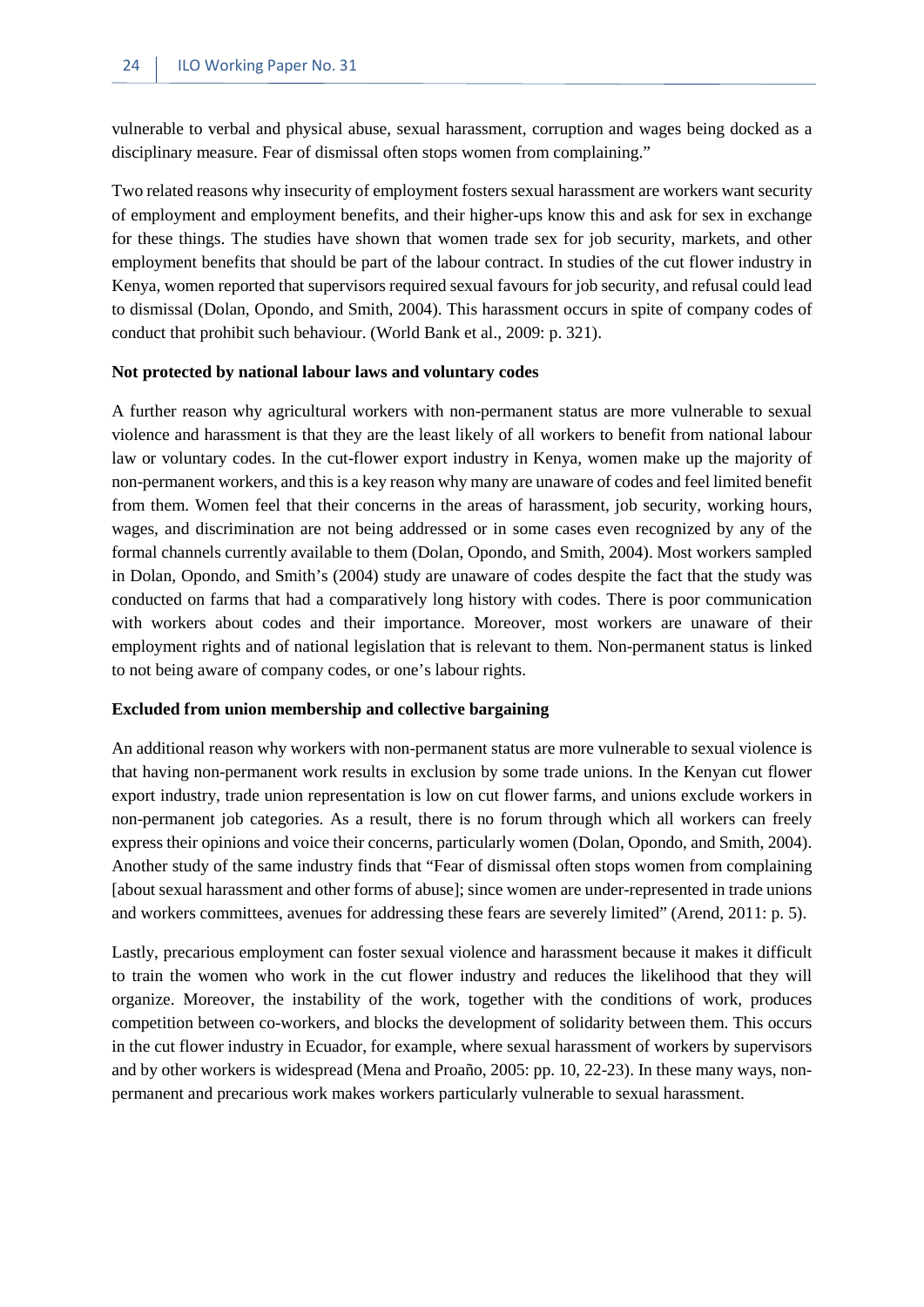vulnerable to verbal and physical abuse, sexual harassment, corruption and wages being docked as a disciplinary measure. Fear of dismissal often stops women from complaining."

Two related reasons why insecurity of employment fosters sexual harassment are workers want security of employment and employment benefits, and their higher-ups know this and ask for sex in exchange for these things. The studies have shown that women trade sex for job security, markets, and other employment benefits that should be part of the labour contract. In studies of the cut flower industry in Kenya, women reported that supervisors required sexual favours for job security, and refusal could lead to dismissal (Dolan, Opondo, and Smith, 2004). This harassment occurs in spite of company codes of conduct that prohibit such behaviour. (World Bank et al., 2009: p. 321).

**Not protected by national labour laws and voluntary codes**

A further reason why agricultural workers with non-permanent status are more vulnerable to sexual violence and harassment is that they are the least likely of all workers to benefit from national labour law or voluntary codes. In the cut-flower export industry in Kenya, women make up the majority of non-permanent workers, and this is a key reason why many are unaware of codes and feel limited benefit from them. Women feel that their concerns in the areas of harassment, job security, working hours, wages, and discrimination are not being addressed or in some cases even recognized by any of the formal channels currently available to them (Dolan, Opondo, and Smith, 2004). Most workers sampled in Dolan, Opondo, and Smith's (2004) study are unaware of codes despite the fact that the study was conducted on farms that had a comparatively long history with codes. There is poor communication with workers about codes and their importance. Moreover, most workers are unaware of their employment rights and of national legislation that is relevant to them. Non-permanent status is linked to not being aware of company codes, or one's labour rights.

**Excluded from union membership and collective bargaining**

An additional reason why workers with non-permanent status are more vulnerable to sexual violence is that having non-permanent work results in exclusion by some trade unions. In the Kenyan cut flower export industry, trade union representation is low on cut flower farms, and unions exclude workers in non-permanent job categories. As a result, there is no forum through which all workers can freely express their opinions and voice their concerns, particularly women (Dolan, Opondo, and Smith, 2004). Another study of the same industry finds that "Fear of dismissal often stops women from complaining [about sexual harassment and other forms of abuse]; since women are under-represented in trade unions and workers committees, avenues for addressing these fears are severely limited" (Arend, 2011: p. 5).

Lastly, precarious employment can foster sexual violence and harassment because it makes it difficult to train the women who work in the cut flower industry and reduces the likelihood that they will organize. Moreover, the instability of the work, together with the conditions of work, produces competition between co-workers, and blocks the development of solidarity between them. This occurs in the cut flower industry in Ecuador, for example, where sexual harassment of workers by supervisors and by other workers is widespread (Mena and Proaño, 2005: pp. 10, 22-23). In these many ways, non-permanent and precarious work makes workers particularly vulnerable to sexual harassment.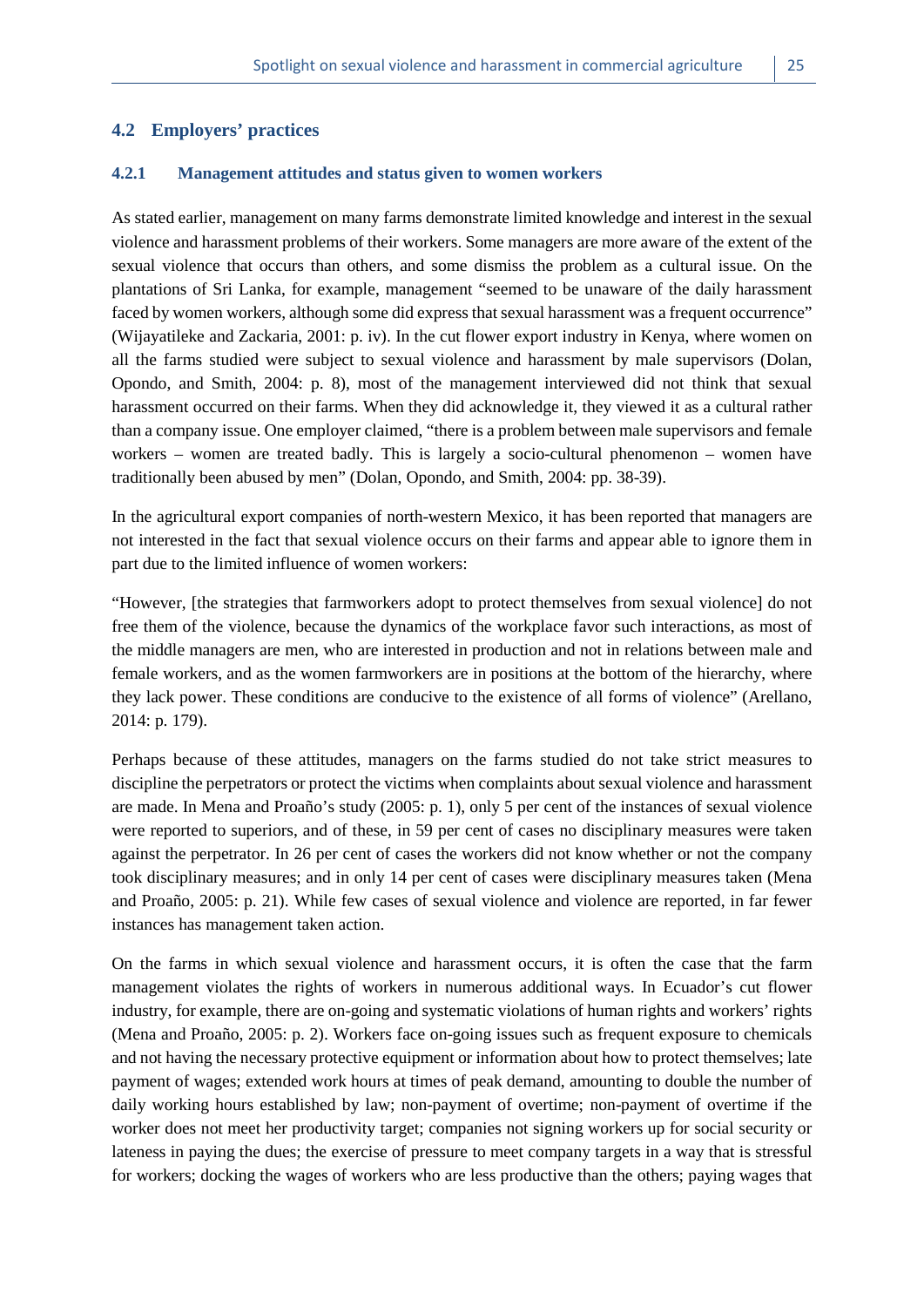## 4.2 Employers' practices

### 4.2.1 Management attitudes and status given to women workers

As stated earlier, management on many farms demonstrate limited knowledge and interest in the sexual violence and harassment problems of their workers. Some managers are more aware of the extent of the sexual violence that occurs than others, and some dismiss the problem as a cultural issue. On the plantations of Sri Lanka, for example, management "seemed to be unaware of the daily harassment faced by women workers, although some did express that sexual harassment was a frequent occurrence" (Wijayatileke and Zackaria, 2001: p. iv). In the cut flower export industry in Kenya, where women on all the farms studied were subject to sexual violence and harassment by male supervisors (Dolan, Opondo, and Smith, 2004: p. 8), most of the management interviewed did not think that sexual harassment occurred on their farms. When they did acknowledge it, they viewed it as a cultural rather than a company issue. One employer claimed, "there is a problem between male supervisors and female workers – women are treated badly. This is largely a socio-cultural phenomenon – women have traditionally been abused by men" (Dolan, Opondo, and Smith, 2004: pp. 38-39).

In the agricultural export companies of north-western Mexico, it has been reported that managers are not interested in the fact that sexual violence occurs on their farms and appear able to ignore them in part due to the limited influence of women workers:

"However, [the strategies that farmworkers adopt to protect themselves from sexual violence] do not free them of the violence, because the dynamics of the workplace favor such interactions, as most of the middle managers are men, who are interested in production and not in relations between male and female workers, and as the women farmworkers are in positions at the bottom of the hierarchy, where they lack power. These conditions are conducive to the existence of all forms of violence" (Arellano, 2014: p. 179).

Perhaps because of these attitudes, managers on the farms studied do not take strict measures to discipline the perpetrators or protect the victims when complaints about sexual violence and harassment are made. In Mena and Proaño's study (2005: p. 1), only 5 per cent of the instances of sexual violence were reported to superiors, and of these, in 59 per cent of cases no disciplinary measures were taken against the perpetrator. In 26 per cent of cases the workers did not know whether or not the company took disciplinary measures; and in only 14 per cent of cases were disciplinary measures taken (Mena and Proaño, 2005: p. 21). While few cases of sexual violence and violence are reported, in far fewer instances has management taken action.

On the farms in which sexual violence and harassment occurs, it is often the case that the farm management violates the rights of workers in numerous additional ways. In Ecuador's cut flower industry, for example, there are on-going and systematic violations of human rights and workers' rights (Mena and Proaño, 2005: p. 2). Workers face on-going issues such as frequent exposure to chemicals and not having the necessary protective equipment or information about how to protect themselves; late payment of wages; extended work hours at times of peak demand, amounting to double the number of daily working hours established by law; non-payment of overtime; non-payment of overtime if the worker does not meet her productivity target; companies not signing workers up for social security or lateness in paying the dues; the exercise of pressure to meet company targets in a way that is stressful for workers; docking the wages of workers who are less productive than the others; paying wages that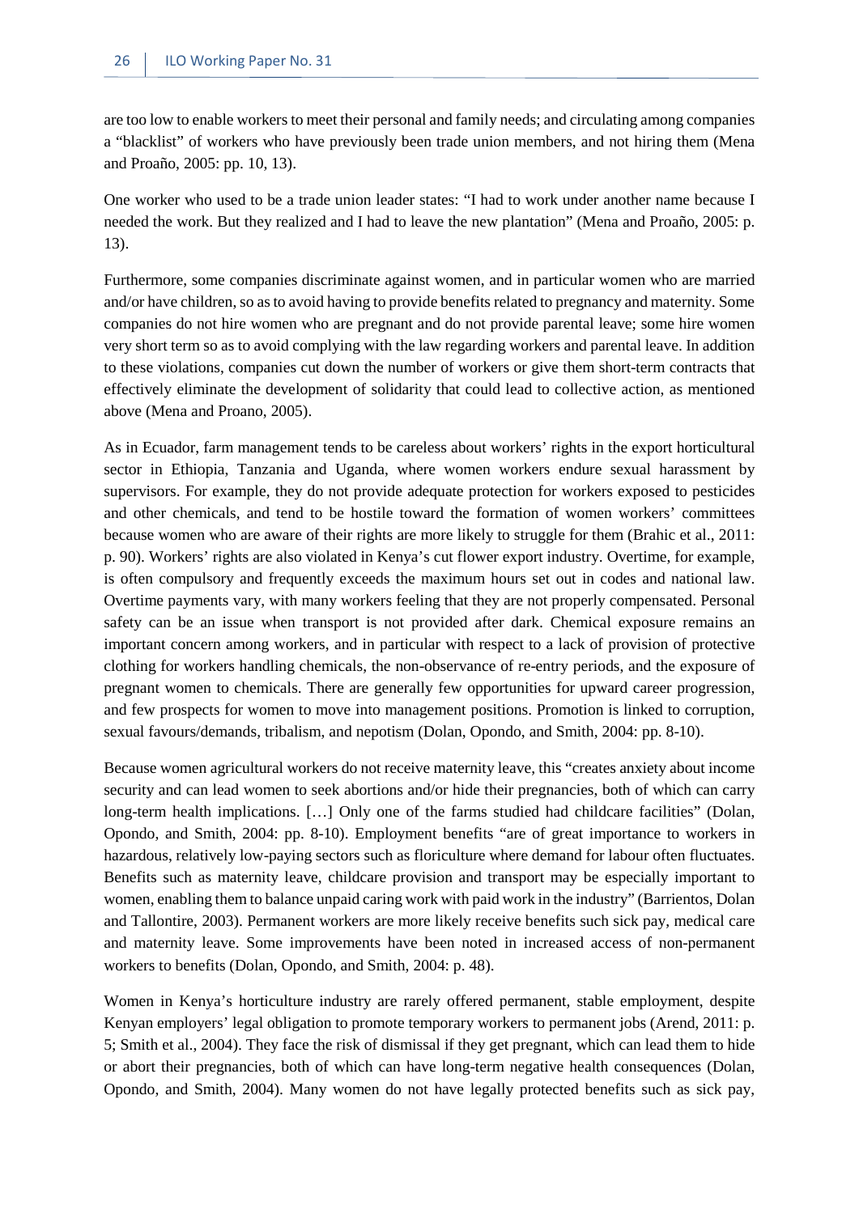are too low to enable workers to meet their personal and family needs; and circulating among companies a "blacklist" of workers who have previously been trade union members, and not hiring them (Mena and Proaño, 2005: pp. 10, 13).

One worker who used to be a trade union leader states: "I had to work under another name because I needed the work. But they realized and I had to leave the new plantation" (Mena and Proaño, 2005: p. 13).

Furthermore, some companies discriminate against women, and in particular women who are married and/or have children, so as to avoid having to provide benefits related to pregnancy and maternity. Some companies do not hire women who are pregnant and do not provide parental leave; some hire women very short term so as to avoid complying with the law regarding workers and parental leave. In addition to these violations, companies cut down the number of workers or give them short-term contracts that effectively eliminate the development of solidarity that could lead to collective action, as mentioned above (Mena and Proano, 2005).

As in Ecuador, farm management tends to be careless about workers' rights in the export horticultural sector in Ethiopia, Tanzania and Uganda, where women workers endure sexual harassment by supervisors. For example, they do not provide adequate protection for workers exposed to pesticides and other chemicals, and tend to be hostile toward the formation of women workers' committees because women who are aware of their rights are more likely to struggle for them (Brahic et al., 2011: p. 90). Workers' rights are also violated in Kenya's cut flower export industry. Overtime, for example, is often compulsory and frequently exceeds the maximum hours set out in codes and national law. Overtime payments vary, with many workers feeling that they are not properly compensated. Personal safety can be an issue when transport is not provided after dark. Chemical exposure remains an important concern among workers, and in particular with respect to a lack of provision of protective clothing for workers handling chemicals, the non-observance of re-entry periods, and the exposure of pregnant women to chemicals. There are generally few opportunities for upward career progression, and few prospects for women to move into management positions. Promotion is linked to corruption, sexual favours/demands, tribalism, and nepotism (Dolan, Opondo, and Smith, 2004: pp. 8-10).

Because women agricultural workers do not receive maternity leave, this "creates anxiety about income security and can lead women to seek abortions and/or hide their pregnancies, both of which can carry long-term health implications. […] Only one of the farms studied had childcare facilities" (Dolan, Opondo, and Smith, 2004: pp. 8-10). Employment benefits "are of great importance to workers in hazardous, relatively low-paying sectors such as floriculture where demand for labour often fluctuates. Benefits such as maternity leave, childcare provision and transport may be especially important to women, enabling them to balance unpaid caring work with paid work in the industry" (Barrientos, Dolan and Tallontire, 2003). Permanent workers are more likely receive benefits such sick pay, medical care and maternity leave. Some improvements have been noted in increased access of non-permanent workers to benefits (Dolan, Opondo, and Smith, 2004: p. 48).

Women in Kenya's horticulture industry are rarely offered permanent, stable employment, despite Kenyan employers' legal obligation to promote temporary workers to permanent jobs (Arend, 2011: p. 5; Smith et al., 2004). They face the risk of dismissal if they get pregnant, which can lead them to hide or abort their pregnancies, both of which can have long-term negative health consequences (Dolan, Opondo, and Smith, 2004). Many women do not have legally protected benefits such as sick pay,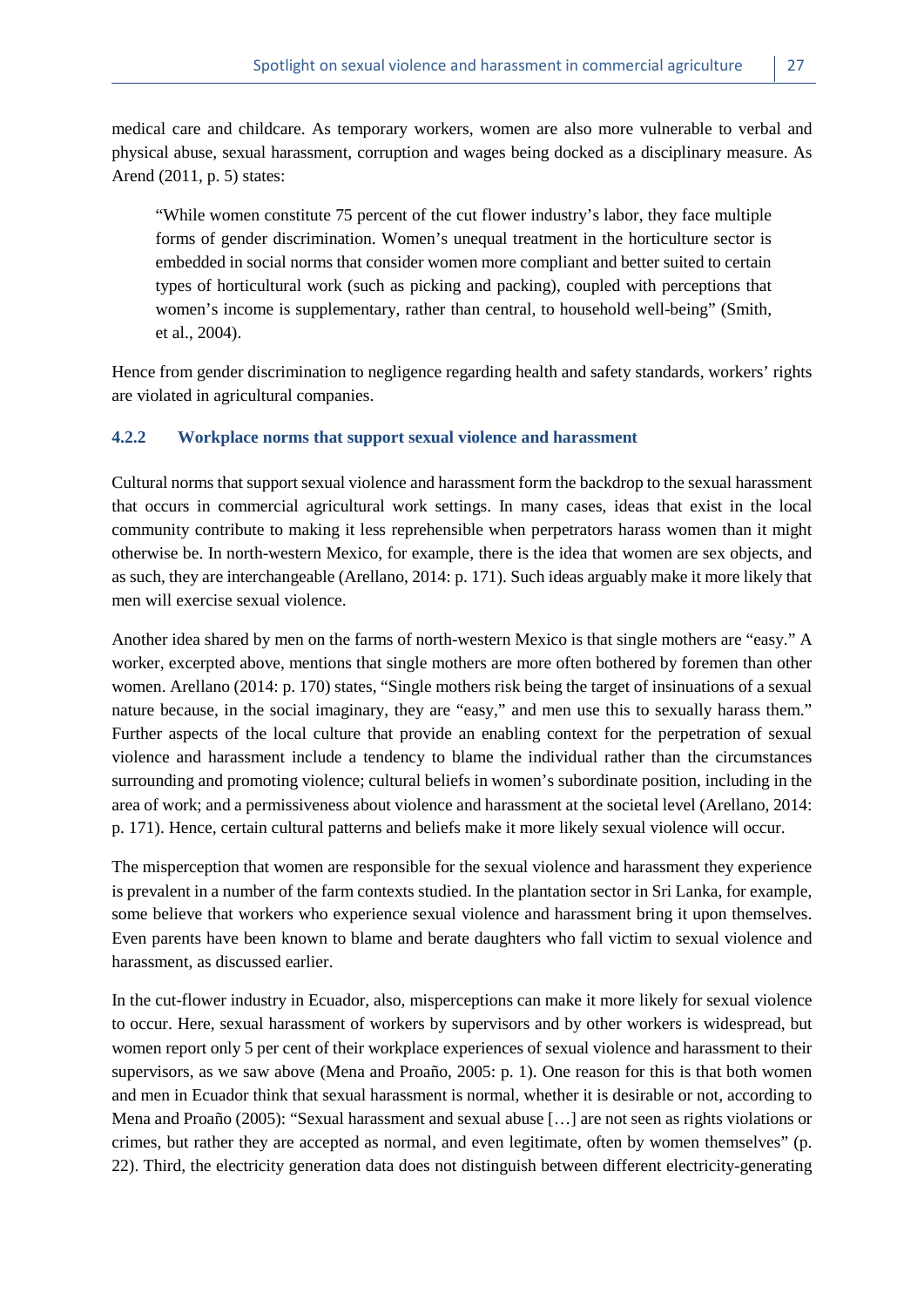medical care and childcare. As temporary workers, women are also more vulnerable to verbal and physical abuse, sexual harassment, corruption and wages being docked as a disciplinary measure. As Arend (2011, p. 5) states:

> "While women constitute 75 percent of the cut flower industry's labor, they face multiple forms of gender discrimination. Women's unequal treatment in the horticulture sector is embedded in social norms that consider women more compliant and better suited to certain types of horticultural work (such as picking and packing), coupled with perceptions that women's income is supplementary, rather than central, to household well-being" (Smith, et al., 2004).

Hence from gender discrimination to negligence regarding health and safety standards, workers' rights are violated in agricultural companies.

### 4.2.2 Workplace norms that support sexual violence and harassment

Cultural norms that support sexual violence and harassment form the backdrop to the sexual harassment that occurs in commercial agricultural work settings. In many cases, ideas that exist in the local community contribute to making it less reprehensible when perpetrators harass women than it might otherwise be. In north-western Mexico, for example, there is the idea that women are sex objects, and as such, they are interchangeable (Arellano, 2014: p. 171). Such ideas arguably make it more likely that men will exercise sexual violence.

Another idea shared by men on the farms of north-western Mexico is that single mothers are "easy." A worker, excerpted above, mentions that single mothers are more often bothered by foremen than other women. Arellano (2014: p. 170) states, "Single mothers risk being the target of insinuations of a sexual nature because, in the social imaginary, they are "easy," and men use this to sexually harass them." Further aspects of the local culture that provide an enabling context for the perpetration of sexual violence and harassment include a tendency to blame the individual rather than the circumstances surrounding and promoting violence; cultural beliefs in women's subordinate position, including in the area of work; and a permissiveness about violence and harassment at the societal level (Arellano, 2014: p. 171). Hence, certain cultural patterns and beliefs make it more likely sexual violence will occur.

The misperception that women are responsible for the sexual violence and harassment they experience is prevalent in a number of the farm contexts studied. In the plantation sector in Sri Lanka, for example, some believe that workers who experience sexual violence and harassment bring it upon themselves. Even parents have been known to blame and berate daughters who fall victim to sexual violence and harassment, as discussed earlier.

In the cut-flower industry in Ecuador, also, misperceptions can make it more likely for sexual violence to occur. Here, sexual harassment of workers by supervisors and by other workers is widespread, but women report only 5 per cent of their workplace experiences of sexual violence and harassment to their supervisors, as we saw above (Mena and Proaño, 2005: p. 1). One reason for this is that both women and men in Ecuador think that sexual harassment is normal, whether it is desirable or not, according to Mena and Proaño (2005): "Sexual harassment and sexual abuse […] are not seen as rights violations or crimes, but rather they are accepted as normal, and even legitimate, often by women themselves" (p. 22). Third, the electricity generation data does not distinguish between different electricity-generating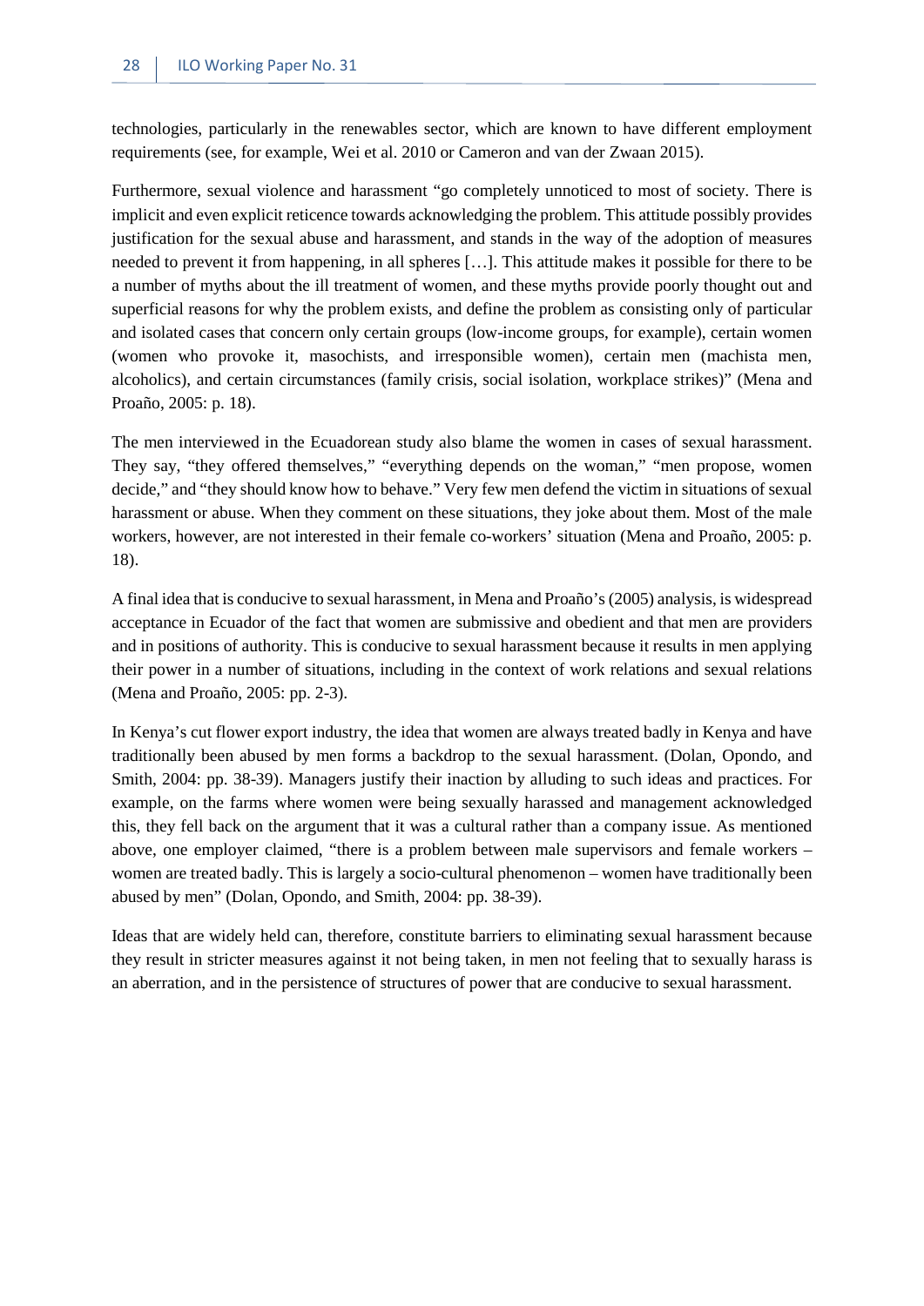technologies, particularly in the renewables sector, which are known to have different employment requirements (see, for example, Wei et al. 2010 or Cameron and van der Zwaan 2015).

Furthermore, sexual violence and harassment "go completely unnoticed to most of society. There is implicit and even explicit reticence towards acknowledging the problem. This attitude possibly provides justification for the sexual abuse and harassment, and stands in the way of the adoption of measures needed to prevent it from happening, in all spheres […]. This attitude makes it possible for there to be a number of myths about the ill treatment of women, and these myths provide poorly thought out and superficial reasons for why the problem exists, and define the problem as consisting only of particular and isolated cases that concern only certain groups (low-income groups, for example), certain women (women who provoke it, masochists, and irresponsible women), certain men (machista men, alcoholics), and certain circumstances (family crisis, social isolation, workplace strikes)" (Mena and Proaño, 2005: p. 18).

The men interviewed in the Ecuadorean study also blame the women in cases of sexual harassment. They say, "they offered themselves," "everything depends on the woman," "men propose, women decide," and "they should know how to behave." Very few men defend the victim in situations of sexual harassment or abuse. When they comment on these situations, they joke about them. Most of the male workers, however, are not interested in their female co-workers' situation (Mena and Proaño, 2005: p. 18).

A final idea that is conducive to sexual harassment, in Mena and Proaño's (2005) analysis, is widespread acceptance in Ecuador of the fact that women are submissive and obedient and that men are providers and in positions of authority. This is conducive to sexual harassment because it results in men applying their power in a number of situations, including in the context of work relations and sexual relations (Mena and Proaño, 2005: pp. 2-3).

In Kenya's cut flower export industry, the idea that women are always treated badly in Kenya and have traditionally been abused by men forms a backdrop to the sexual harassment. (Dolan, Opondo, and Smith, 2004: pp. 38-39). Managers justify their inaction by alluding to such ideas and practices. For example, on the farms where women were being sexually harassed and management acknowledged this, they fell back on the argument that it was a cultural rather than a company issue. As mentioned above, one employer claimed, "there is a problem between male supervisors and female workers – women are treated badly. This is largely a socio-cultural phenomenon – women have traditionally been abused by men" (Dolan, Opondo, and Smith, 2004: pp. 38-39).

Ideas that are widely held can, therefore, constitute barriers to eliminating sexual harassment because they result in stricter measures against it not being taken, in men not feeling that to sexually harass is an aberration, and in the persistence of structures of power that are conducive to sexual harassment.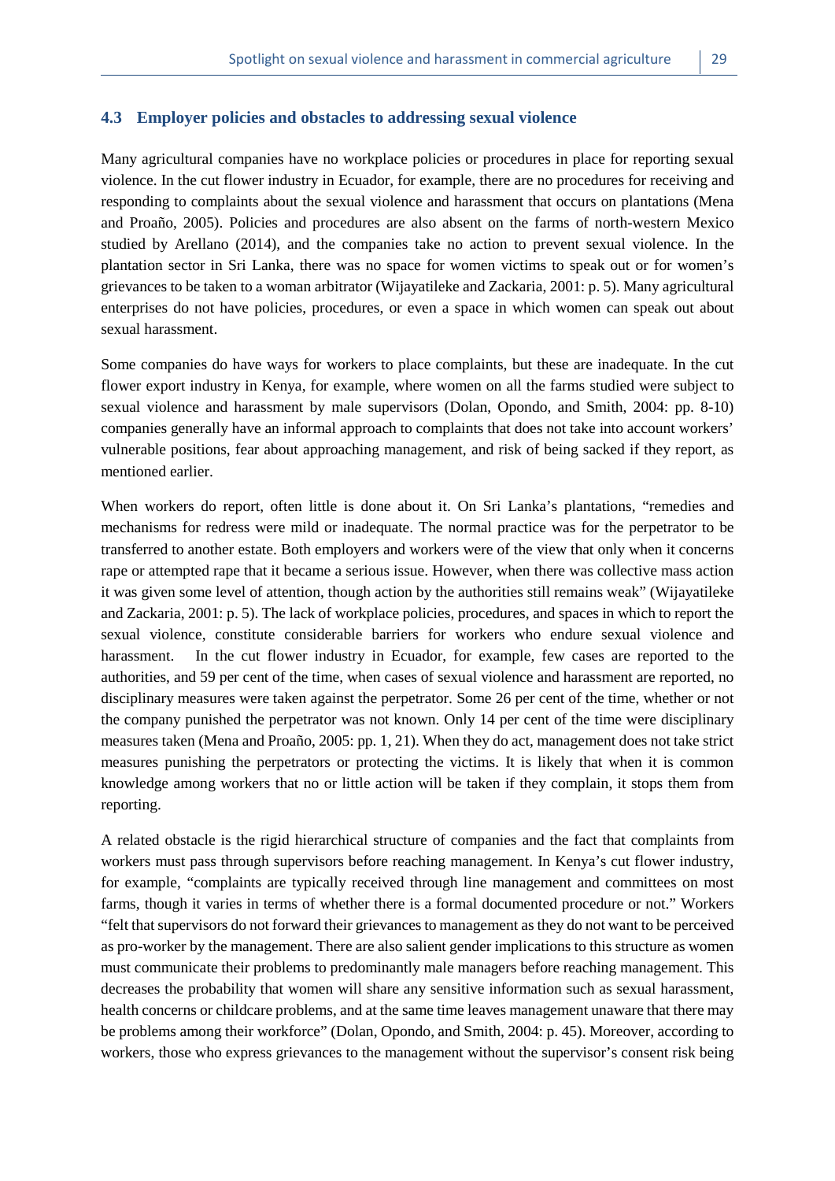### 4.3 Employer policies and obstacles to addressing sexual violence

Many agricultural companies have no workplace policies or procedures in place for reporting sexual violence. In the cut flower industry in Ecuador, for example, there are no procedures for receiving and responding to complaints about the sexual violence and harassment that occurs on plantations (Mena and Proaño, 2005). Policies and procedures are also absent on the farms of north-western Mexico studied by Arellano (2014), and the companies take no action to prevent sexual violence. In the plantation sector in Sri Lanka, there was no space for women victims to speak out or for women's grievances to be taken to a woman arbitrator (Wijayatileke and Zackaria, 2001: p. 5). Many agricultural enterprises do not have policies, procedures, or even a space in which women can speak out about sexual harassment.

Some companies do have ways for workers to place complaints, but these are inadequate. In the cut flower export industry in Kenya, for example, where women on all the farms studied were subject to sexual violence and harassment by male supervisors (Dolan, Opondo, and Smith, 2004: pp. 8-10) companies generally have an informal approach to complaints that does not take into account workers' vulnerable positions, fear about approaching management, and risk of being sacked if they report, as mentioned earlier.

When workers do report, often little is done about it. On Sri Lanka's plantations, "remedies and mechanisms for redress were mild or inadequate. The normal practice was for the perpetrator to be transferred to another estate. Both employers and workers were of the view that only when it concerns rape or attempted rape that it became a serious issue. However, when there was collective mass action it was given some level of attention, though action by the authorities still remains weak" (Wijayatileke and Zackaria, 2001: p. 5). The lack of workplace policies, procedures, and spaces in which to report the sexual violence, constitute considerable barriers for workers who endure sexual violence and harassment. In the cut flower industry in Ecuador, for example, few cases are reported to the authorities, and 59 per cent of the time, when cases of sexual violence and harassment are reported, no disciplinary measures were taken against the perpetrator. Some 26 per cent of the time, whether or not the company punished the perpetrator was not known. Only 14 per cent of the time were disciplinary measures taken (Mena and Proaño, 2005: pp. 1, 21). When they do act, management does not take strict measures punishing the perpetrators or protecting the victims. It is likely that when it is common knowledge among workers that no or little action will be taken if they complain, it stops them from reporting.

A related obstacle is the rigid hierarchical structure of companies and the fact that complaints from workers must pass through supervisors before reaching management. In Kenya's cut flower industry, for example, "complaints are typically received through line management and committees on most farms, though it varies in terms of whether there is a formal documented procedure or not." Workers "felt that supervisors do not forward their grievances to management as they do not want to be perceived as pro-worker by the management. There are also salient gender implications to this structure as women must communicate their problems to predominantly male managers before reaching management. This decreases the probability that women will share any sensitive information such as sexual harassment, health concerns or childcare problems, and at the same time leaves management unaware that there may be problems among their workforce" (Dolan, Opondo, and Smith, 2004: p. 45). Moreover, according to workers, those who express grievances to the management without the supervisor's consent risk being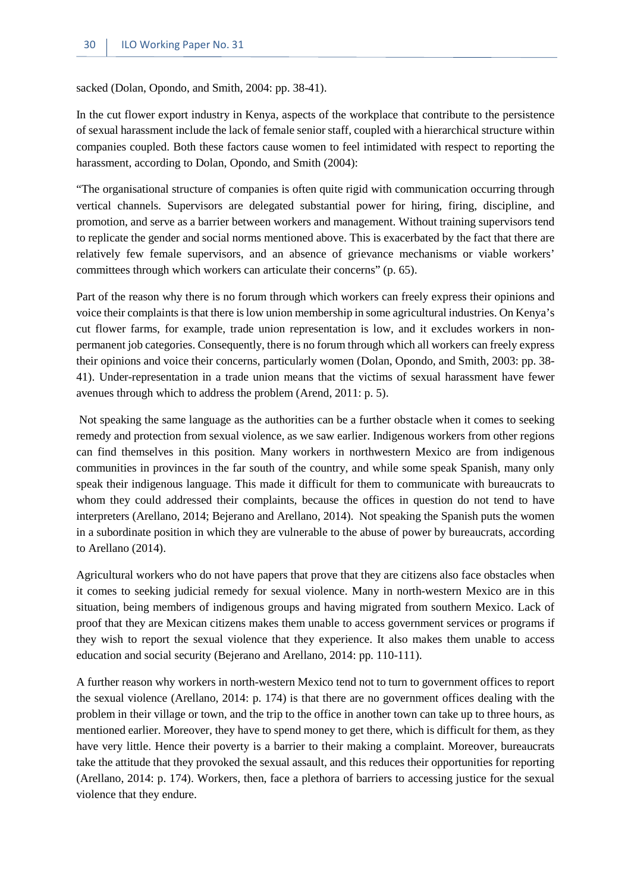sacked (Dolan, Opondo, and Smith, 2004: pp. 38-41).

In the cut flower export industry in Kenya, aspects of the workplace that contribute to the persistence of sexual harassment include the lack of female senior staff, coupled with a hierarchical structure within companies coupled. Both these factors cause women to feel intimidated with respect to reporting the harassment, according to Dolan, Opondo, and Smith (2004):

"The organisational structure of companies is often quite rigid with communication occurring through vertical channels. Supervisors are delegated substantial power for hiring, firing, discipline, and promotion, and serve as a barrier between workers and management. Without training supervisors tend to replicate the gender and social norms mentioned above. This is exacerbated by the fact that there are relatively few female supervisors, and an absence of grievance mechanisms or viable workers' committees through which workers can articulate their concerns" (p. 65).

Part of the reason why there is no forum through which workers can freely express their opinions and voice their complaints is that there is low union membership in some agricultural industries. On Kenya's cut flower farms, for example, trade union representation is low, and it excludes workers in non-permanent job categories. Consequently, there is no forum through which all workers can freely express their opinions and voice their concerns, particularly women (Dolan, Opondo, and Smith, 2003: pp. 38-41). Under-representation in a trade union means that the victims of sexual harassment have fewer avenues through which to address the problem (Arend, 2011: p. 5).

Not speaking the same language as the authorities can be a further obstacle when it comes to seeking remedy and protection from sexual violence, as we saw earlier. Indigenous workers from other regions can find themselves in this position. Many workers in northwestern Mexico are from indigenous communities in provinces in the far south of the country, and while some speak Spanish, many only speak their indigenous language. This made it difficult for them to communicate with bureaucrats to whom they could addressed their complaints, because the offices in question do not tend to have interpreters (Arellano, 2014; Bejerano and Arellano, 2014). Not speaking the Spanish puts the women in a subordinate position in which they are vulnerable to the abuse of power by bureaucrats, according to Arellano (2014).

Agricultural workers who do not have papers that prove that they are citizens also face obstacles when it comes to seeking judicial remedy for sexual violence. Many in north-western Mexico are in this situation, being members of indigenous groups and having migrated from southern Mexico. Lack of proof that they are Mexican citizens makes them unable to access government services or programs if they wish to report the sexual violence that they experience. It also makes them unable to access education and social security (Bejerano and Arellano, 2014: pp. 110-111).

A further reason why workers in north-western Mexico tend not to turn to government offices to report the sexual violence (Arellano, 2014: p. 174) is that there are no government offices dealing with the problem in their village or town, and the trip to the office in another town can take up to three hours, as mentioned earlier. Moreover, they have to spend money to get there, which is difficult for them, as they have very little. Hence their poverty is a barrier to their making a complaint. Moreover, bureaucrats take the attitude that they provoked the sexual assault, and this reduces their opportunities for reporting (Arellano, 2014: p. 174). Workers, then, face a plethora of barriers to accessing justice for the sexual violence that they endure.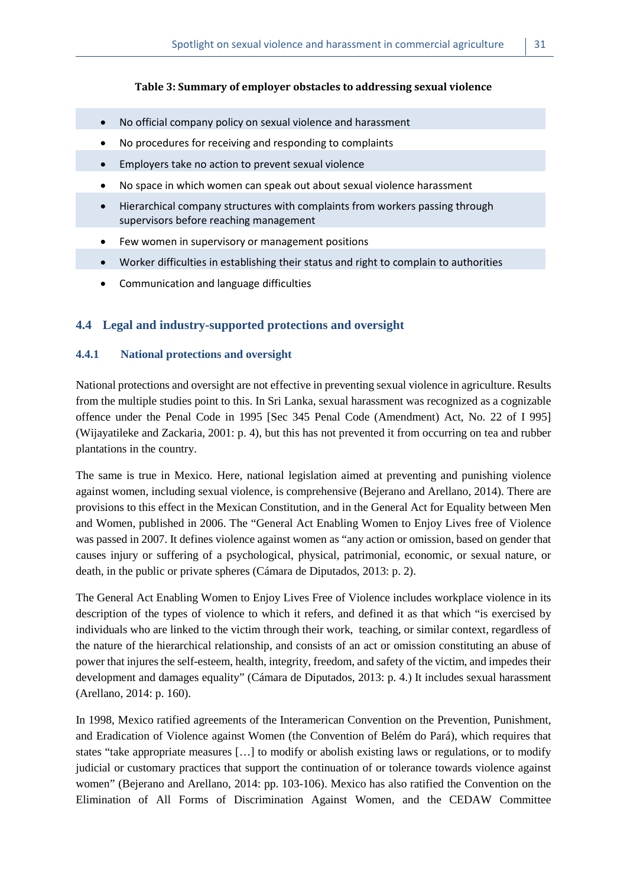**Table 3: Summary of employer obstacles to addressing sexual violence**

- No official company policy on sexual violence and harassment
- No procedures for receiving and responding to complaints
- Employers take no action to prevent sexual violence
- No space in which women can speak out about sexual violence harassment
- Hierarchical company structures with complaints from workers passing through supervisors before reaching management
- Few women in supervisory or management positions
- Worker difficulties in establishing their status and right to complain to authorities
- Communication and language difficulties

## 4.4 Legal and industry-supported protections and oversight

### 4.4.1 National protections and oversight

National protections and oversight are not effective in preventing sexual violence in agriculture. Results from the multiple studies point to this. In Sri Lanka, sexual harassment was recognized as a cognizable offence under the Penal Code in 1995 [Sec 345 Penal Code (Amendment) Act, No. 22 of I 995] (Wijayatileke and Zackaria, 2001: p. 4), but this has not prevented it from occurring on tea and rubber plantations in the country.

The same is true in Mexico. Here, national legislation aimed at preventing and punishing violence against women, including sexual violence, is comprehensive (Bejerano and Arellano, 2014). There are provisions to this effect in the Mexican Constitution, and in the General Act for Equality between Men and Women, published in 2006. The "General Act Enabling Women to Enjoy Lives free of Violence was passed in 2007. It defines violence against women as "any action or omission, based on gender that causes injury or suffering of a psychological, physical, patrimonial, economic, or sexual nature, or death, in the public or private spheres (Cámara de Diputados, 2013: p. 2).

The General Act Enabling Women to Enjoy Lives Free of Violence includes workplace violence in its description of the types of violence to which it refers, and defined it as that which "is exercised by individuals who are linked to the victim through their work, teaching, or similar context, regardless of the nature of the hierarchical relationship, and consists of an act or omission constituting an abuse of power that injures the self-esteem, health, integrity, freedom, and safety of the victim, and impedes their development and damages equality" (Cámara de Diputados, 2013: p. 4.) It includes sexual harassment (Arellano, 2014: p. 160).

In 1998, Mexico ratified agreements of the Interamerican Convention on the Prevention, Punishment, and Eradication of Violence against Women (the Convention of Belém do Pará), which requires that states "take appropriate measures […] to modify or abolish existing laws or regulations, or to modify judicial or customary practices that support the continuation of or tolerance towards violence against women" (Bejerano and Arellano, 2014: pp. 103-106). Mexico has also ratified the Convention on the Elimination of All Forms of Discrimination Against Women, and the CEDAW Committee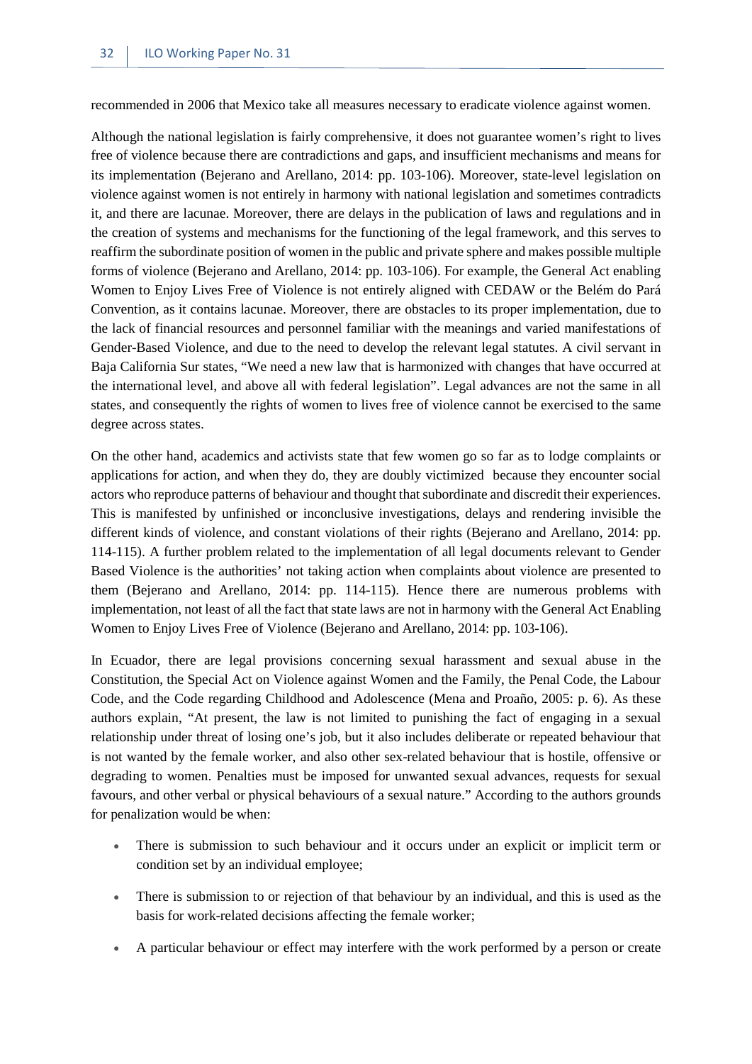recommended in 2006 that Mexico take all measures necessary to eradicate violence against women.

Although the national legislation is fairly comprehensive, it does not guarantee women's right to lives free of violence because there are contradictions and gaps, and insufficient mechanisms and means for its implementation (Bejerano and Arellano, 2014: pp. 103-106). Moreover, state-level legislation on violence against women is not entirely in harmony with national legislation and sometimes contradicts it, and there are lacunae. Moreover, there are delays in the publication of laws and regulations and in the creation of systems and mechanisms for the functioning of the legal framework, and this serves to reaffirm the subordinate position of women in the public and private sphere and makes possible multiple forms of violence (Bejerano and Arellano, 2014: pp. 103-106). For example, the General Act enabling Women to Enjoy Lives Free of Violence is not entirely aligned with CEDAW or the Belém do Pará Convention, as it contains lacunae. Moreover, there are obstacles to its proper implementation, due to the lack of financial resources and personnel familiar with the meanings and varied manifestations of Gender-Based Violence, and due to the need to develop the relevant legal statutes. A civil servant in Baja California Sur states, "We need a new law that is harmonized with changes that have occurred at the international level, and above all with federal legislation". Legal advances are not the same in all states, and consequently the rights of women to lives free of violence cannot be exercised to the same degree across states.

On the other hand, academics and activists state that few women go so far as to lodge complaints or applications for action, and when they do, they are doubly victimized because they encounter social actors who reproduce patterns of behaviour and thought that subordinate and discredit their experiences. This is manifested by unfinished or inconclusive investigations, delays and rendering invisible the different kinds of violence, and constant violations of their rights (Bejerano and Arellano, 2014: pp. 114-115). A further problem related to the implementation of all legal documents relevant to Gender Based Violence is the authorities' not taking action when complaints about violence are presented to them (Bejerano and Arellano, 2014: pp. 114-115). Hence there are numerous problems with implementation, not least of all the fact that state laws are not in harmony with the General Act Enabling Women to Enjoy Lives Free of Violence (Bejerano and Arellano, 2014: pp. 103-106).

In Ecuador, there are legal provisions concerning sexual harassment and sexual abuse in the Constitution, the Special Act on Violence against Women and the Family, the Penal Code, the Labour Code, and the Code regarding Childhood and Adolescence (Mena and Proaño, 2005: p. 6). As these authors explain, "At present, the law is not limited to punishing the fact of engaging in a sexual relationship under threat of losing one's job, but it also includes deliberate or repeated behaviour that is not wanted by the female worker, and also other sex-related behaviour that is hostile, offensive or degrading to women. Penalties must be imposed for unwanted sexual advances, requests for sexual favours, and other verbal or physical behaviours of a sexual nature." According to the authors grounds for penalization would be when:

- There is submission to such behaviour and it occurs under an explicit or implicit term or condition set by an individual employee;
- There is submission to or rejection of that behaviour by an individual, and this is used as the basis for work-related decisions affecting the female worker;
- A particular behaviour or effect may interfere with the work performed by a person or create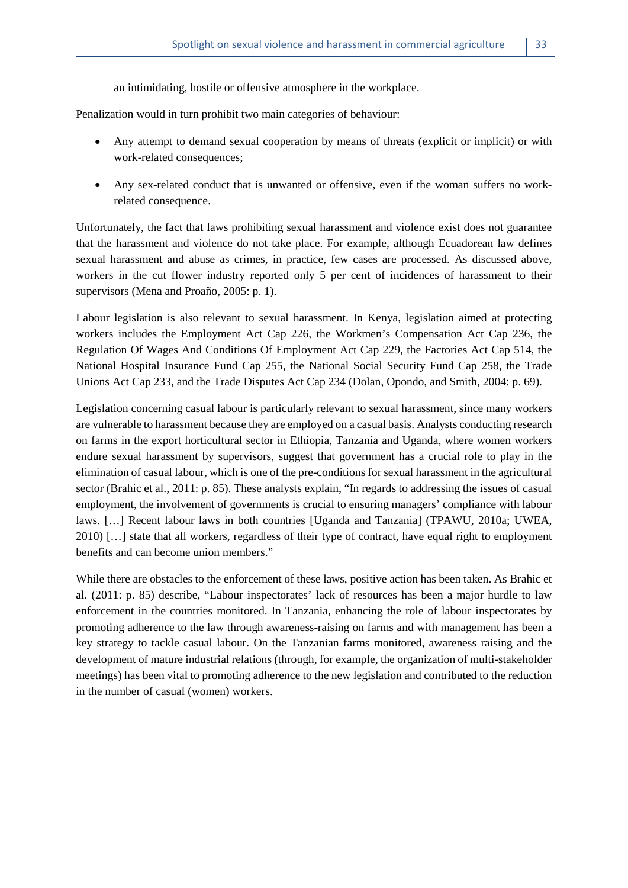an intimidating, hostile or offensive atmosphere in the workplace.

Penalization would in turn prohibit two main categories of behaviour:

- Any attempt to demand sexual cooperation by means of threats (explicit or implicit) or with work-related consequences;
- Any sex-related conduct that is unwanted or offensive, even if the woman suffers no work-related consequence.

Unfortunately, the fact that laws prohibiting sexual harassment and violence exist does not guarantee that the harassment and violence do not take place. For example, although Ecuadorean law defines sexual harassment and abuse as crimes, in practice, few cases are processed. As discussed above, workers in the cut flower industry reported only 5 per cent of incidences of harassment to their supervisors (Mena and Proaño, 2005: p. 1).

Labour legislation is also relevant to sexual harassment. In Kenya, legislation aimed at protecting workers includes the Employment Act Cap 226, the Workmen's Compensation Act Cap 236, the Regulation Of Wages And Conditions Of Employment Act Cap 229, the Factories Act Cap 514, the National Hospital Insurance Fund Cap 255, the National Social Security Fund Cap 258, the Trade Unions Act Cap 233, and the Trade Disputes Act Cap 234 (Dolan, Opondo, and Smith, 2004: p. 69).

Legislation concerning casual labour is particularly relevant to sexual harassment, since many workers are vulnerable to harassment because they are employed on a casual basis. Analysts conducting research on farms in the export horticultural sector in Ethiopia, Tanzania and Uganda, where women workers endure sexual harassment by supervisors, suggest that government has a crucial role to play in the elimination of casual labour, which is one of the pre-conditions for sexual harassment in the agricultural sector (Brahic et al., 2011: p. 85). These analysts explain, "In regards to addressing the issues of casual employment, the involvement of governments is crucial to ensuring managers' compliance with labour laws. […] Recent labour laws in both countries [Uganda and Tanzania] (TPAWU, 2010a; UWEA, 2010) […] state that all workers, regardless of their type of contract, have equal right to employment benefits and can become union members."

While there are obstacles to the enforcement of these laws, positive action has been taken. As Brahic et al. (2011: p. 85) describe, "Labour inspectorates' lack of resources has been a major hurdle to law enforcement in the countries monitored. In Tanzania, enhancing the role of labour inspectorates by promoting adherence to the law through awareness-raising on farms and with management has been a key strategy to tackle casual labour. On the Tanzanian farms monitored, awareness raising and the development of mature industrial relations (through, for example, the organization of multi-stakeholder meetings) has been vital to promoting adherence to the new legislation and contributed to the reduction in the number of casual (women) workers.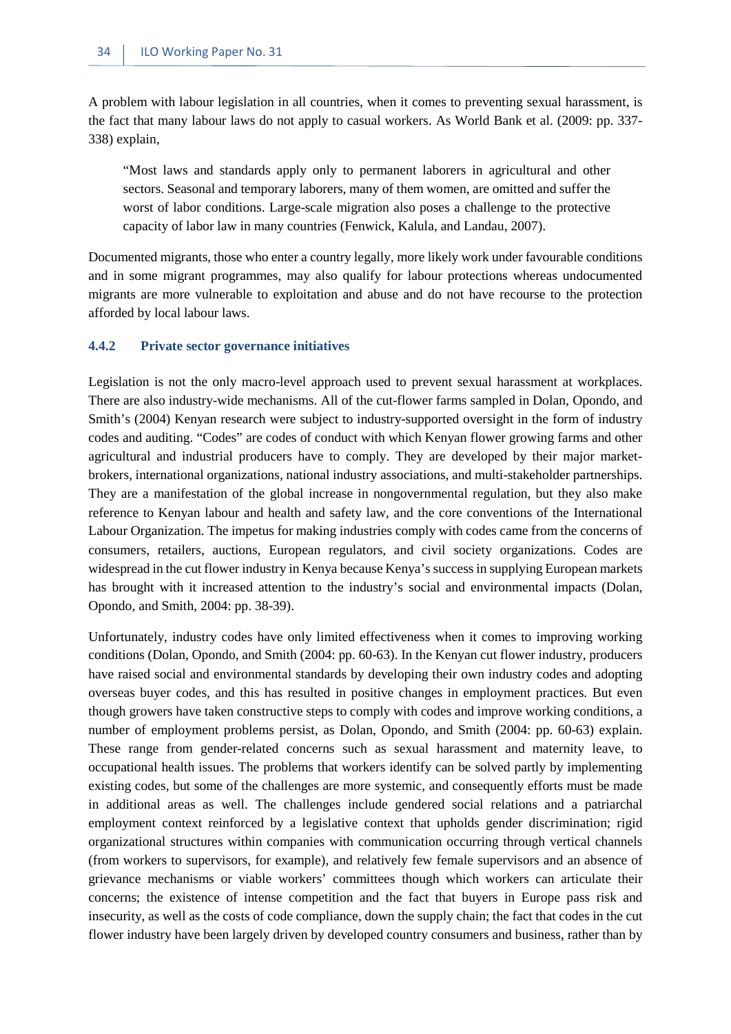A problem with labour legislation in all countries, when it comes to preventing sexual harassment, is the fact that many labour laws do not apply to casual workers. As World Bank et al. (2009: pp. 337-338) explain,

> "Most laws and standards apply only to permanent laborers in agricultural and other sectors. Seasonal and temporary laborers, many of them women, are omitted and suffer the worst of labor conditions. Large-scale migration also poses a challenge to the protective capacity of labor law in many countries (Fenwick, Kalula, and Landau, 2007).

Documented migrants, those who enter a country legally, more likely work under favourable conditions and in some migrant programmes, may also qualify for labour protections whereas undocumented migrants are more vulnerable to exploitation and abuse and do not have recourse to the protection afforded by local labour laws.

### 4.4.2 Private sector governance initiatives

Legislation is not the only macro-level approach used to prevent sexual harassment at workplaces. There are also industry-wide mechanisms. All of the cut-flower farms sampled in Dolan, Opondo, and Smith's (2004) Kenyan research were subject to industry-supported oversight in the form of industry codes and auditing. "Codes" are codes of conduct with which Kenyan flower growing farms and other agricultural and industrial producers have to comply. They are developed by their major market-brokers, international organizations, national industry associations, and multi-stakeholder partnerships. They are a manifestation of the global increase in nongovernmental regulation, but they also make reference to Kenyan labour and health and safety law, and the core conventions of the International Labour Organization. The impetus for making industries comply with codes came from the concerns of consumers, retailers, auctions, European regulators, and civil society organizations. Codes are widespread in the cut flower industry in Kenya because Kenya's success in supplying European markets has brought with it increased attention to the industry's social and environmental impacts (Dolan, Opondo, and Smith, 2004: pp. 38-39).

Unfortunately, industry codes have only limited effectiveness when it comes to improving working conditions (Dolan, Opondo, and Smith (2004: pp. 60-63). In the Kenyan cut flower industry, producers have raised social and environmental standards by developing their own industry codes and adopting overseas buyer codes, and this has resulted in positive changes in employment practices. But even though growers have taken constructive steps to comply with codes and improve working conditions, a number of employment problems persist, as Dolan, Opondo, and Smith (2004: pp. 60-63) explain. These range from gender-related concerns such as sexual harassment and maternity leave, to occupational health issues. The problems that workers identify can be solved partly by implementing existing codes, but some of the challenges are more systemic, and consequently efforts must be made in additional areas as well. The challenges include gendered social relations and a patriarchal employment context reinforced by a legislative context that upholds gender discrimination; rigid organizational structures within companies with communication occurring through vertical channels (from workers to supervisors, for example), and relatively few female supervisors and an absence of grievance mechanisms or viable workers' committees though which workers can articulate their concerns; the existence of intense competition and the fact that buyers in Europe pass risk and insecurity, as well as the costs of code compliance, down the supply chain; the fact that codes in the cut flower industry have been largely driven by developed country consumers and business, rather than by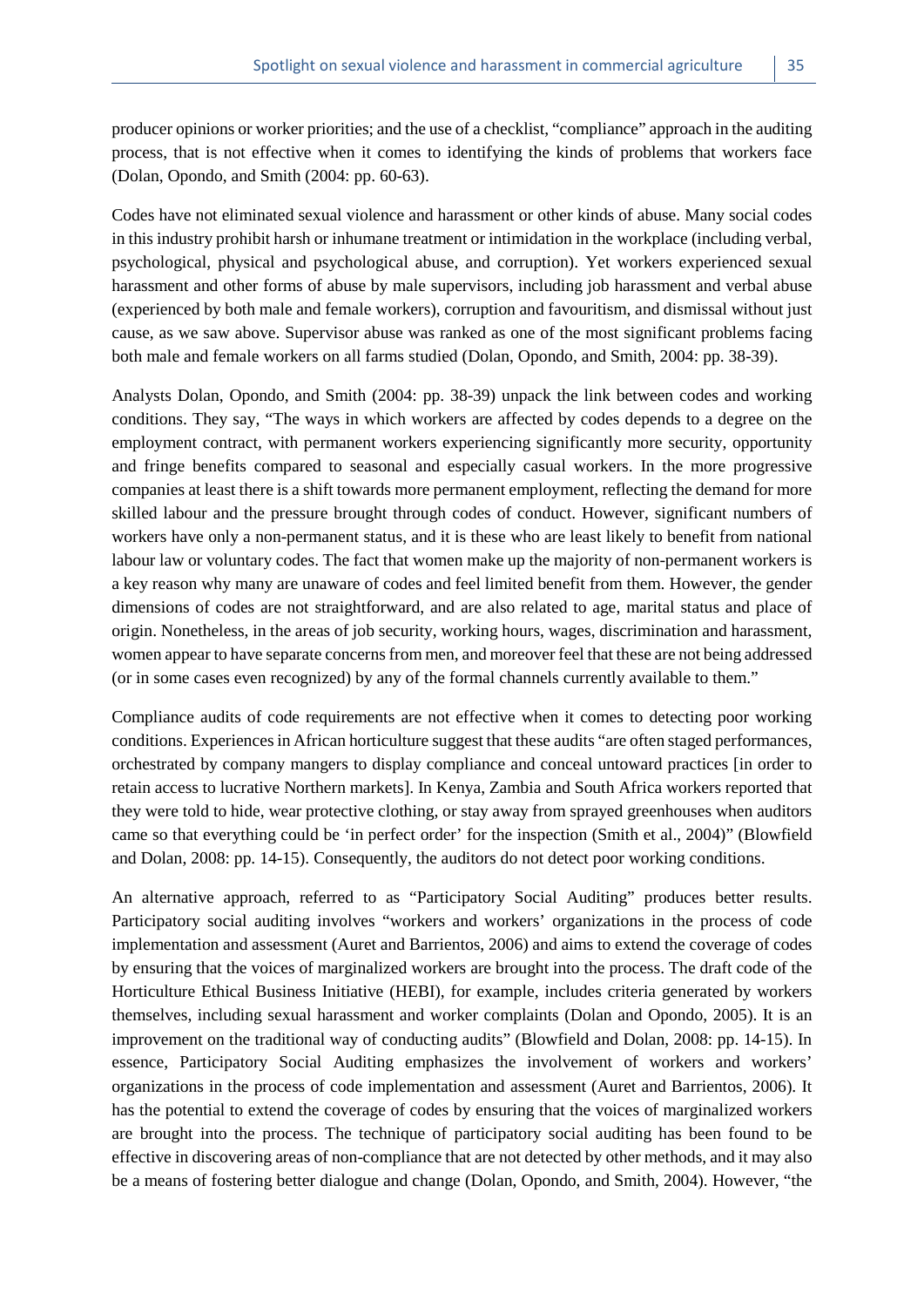producer opinions or worker priorities; and the use of a checklist, "compliance" approach in the auditing process, that is not effective when it comes to identifying the kinds of problems that workers face (Dolan, Opondo, and Smith (2004: pp. 60-63).

Codes have not eliminated sexual violence and harassment or other kinds of abuse. Many social codes in this industry prohibit harsh or inhumane treatment or intimidation in the workplace (including verbal, psychological, physical and psychological abuse, and corruption). Yet workers experienced sexual harassment and other forms of abuse by male supervisors, including job harassment and verbal abuse (experienced by both male and female workers), corruption and favouritism, and dismissal without just cause, as we saw above. Supervisor abuse was ranked as one of the most significant problems facing both male and female workers on all farms studied (Dolan, Opondo, and Smith, 2004: pp. 38-39).

Analysts Dolan, Opondo, and Smith (2004: pp. 38-39) unpack the link between codes and working conditions. They say, "The ways in which workers are affected by codes depends to a degree on the employment contract, with permanent workers experiencing significantly more security, opportunity and fringe benefits compared to seasonal and especially casual workers. In the more progressive companies at least there is a shift towards more permanent employment, reflecting the demand for more skilled labour and the pressure brought through codes of conduct. However, significant numbers of workers have only a non-permanent status, and it is these who are least likely to benefit from national labour law or voluntary codes. The fact that women make up the majority of non-permanent workers is a key reason why many are unaware of codes and feel limited benefit from them. However, the gender dimensions of codes are not straightforward, and are also related to age, marital status and place of origin. Nonetheless, in the areas of job security, working hours, wages, discrimination and harassment, women appear to have separate concerns from men, and moreover feel that these are not being addressed (or in some cases even recognized) by any of the formal channels currently available to them."

Compliance audits of code requirements are not effective when it comes to detecting poor working conditions. Experiences in African horticulture suggest that these audits "are often staged performances, orchestrated by company mangers to display compliance and conceal untoward practices [in order to retain access to lucrative Northern markets]. In Kenya, Zambia and South Africa workers reported that they were told to hide, wear protective clothing, or stay away from sprayed greenhouses when auditors came so that everything could be 'in perfect order' for the inspection (Smith et al., 2004)" (Blowfield and Dolan, 2008: pp. 14-15). Consequently, the auditors do not detect poor working conditions.

An alternative approach, referred to as "Participatory Social Auditing" produces better results. Participatory social auditing involves "workers and workers' organizations in the process of code implementation and assessment (Auret and Barrientos, 2006) and aims to extend the coverage of codes by ensuring that the voices of marginalized workers are brought into the process. The draft code of the Horticulture Ethical Business Initiative (HEBI), for example, includes criteria generated by workers themselves, including sexual harassment and worker complaints (Dolan and Opondo, 2005). It is an improvement on the traditional way of conducting audits" (Blowfield and Dolan, 2008: pp. 14-15). In essence, Participatory Social Auditing emphasizes the involvement of workers and workers' organizations in the process of code implementation and assessment (Auret and Barrientos, 2006). It has the potential to extend the coverage of codes by ensuring that the voices of marginalized workers are brought into the process. The technique of participatory social auditing has been found to be effective in discovering areas of non-compliance that are not detected by other methods, and it may also be a means of fostering better dialogue and change (Dolan, Opondo, and Smith, 2004). However, "the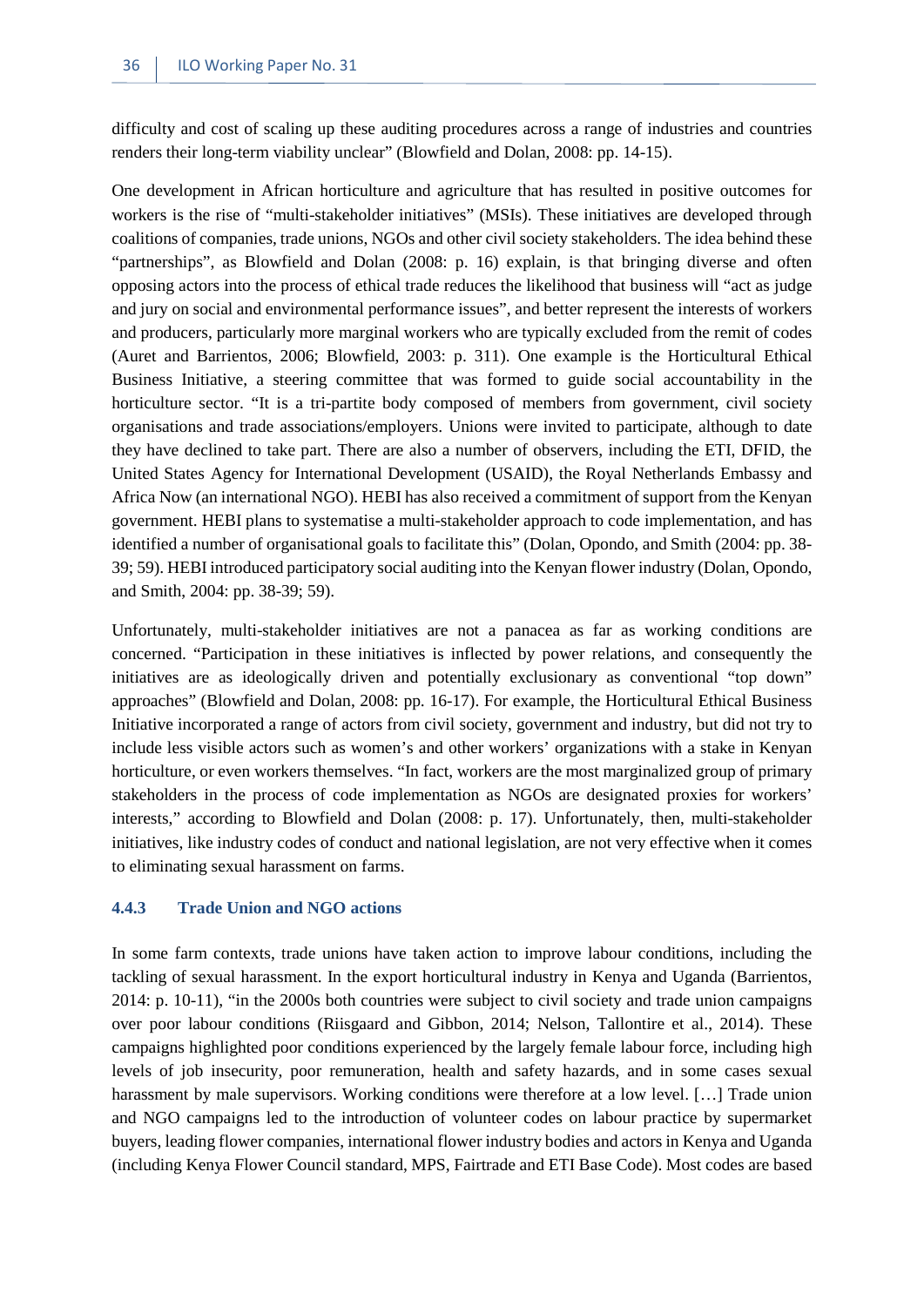difficulty and cost of scaling up these auditing procedures across a range of industries and countries renders their long-term viability unclear" (Blowfield and Dolan, 2008: pp. 14-15).

One development in African horticulture and agriculture that has resulted in positive outcomes for workers is the rise of "multi-stakeholder initiatives" (MSIs). These initiatives are developed through coalitions of companies, trade unions, NGOs and other civil society stakeholders. The idea behind these "partnerships", as Blowfield and Dolan (2008: p. 16) explain, is that bringing diverse and often opposing actors into the process of ethical trade reduces the likelihood that business will "act as judge and jury on social and environmental performance issues", and better represent the interests of workers and producers, particularly more marginal workers who are typically excluded from the remit of codes (Auret and Barrientos, 2006; Blowfield, 2003: p. 311). One example is the Horticultural Ethical Business Initiative, a steering committee that was formed to guide social accountability in the horticulture sector. "It is a tri-partite body composed of members from government, civil society organisations and trade associations/employers. Unions were invited to participate, although to date they have declined to take part. There are also a number of observers, including the ETI, DFID, the United States Agency for International Development (USAID), the Royal Netherlands Embassy and Africa Now (an international NGO). HEBI has also received a commitment of support from the Kenyan government. HEBI plans to systematise a multi-stakeholder approach to code implementation, and has identified a number of organisational goals to facilitate this" (Dolan, Opondo, and Smith (2004: pp. 38-39; 59). HEBI introduced participatory social auditing into the Kenyan flower industry (Dolan, Opondo, and Smith, 2004: pp. 38-39; 59).

Unfortunately, multi-stakeholder initiatives are not a panacea as far as working conditions are concerned. "Participation in these initiatives is inflected by power relations, and consequently the initiatives are as ideologically driven and potentially exclusionary as conventional "top down" approaches" (Blowfield and Dolan, 2008: pp. 16-17). For example, the Horticultural Ethical Business Initiative incorporated a range of actors from civil society, government and industry, but did not try to include less visible actors such as women's and other workers' organizations with a stake in Kenyan horticulture, or even workers themselves. "In fact, workers are the most marginalized group of primary stakeholders in the process of code implementation as NGOs are designated proxies for workers' interests," according to Blowfield and Dolan (2008: p. 17). Unfortunately, then, multi-stakeholder initiatives, like industry codes of conduct and national legislation, are not very effective when it comes to eliminating sexual harassment on farms.

### 4.4.3 Trade Union and NGO actions

In some farm contexts, trade unions have taken action to improve labour conditions, including the tackling of sexual harassment. In the export horticultural industry in Kenya and Uganda (Barrientos, 2014: p. 10-11), "in the 2000s both countries were subject to civil society and trade union campaigns over poor labour conditions (Riisgaard and Gibbon, 2014; Nelson, Tallontire et al., 2014). These campaigns highlighted poor conditions experienced by the largely female labour force, including high levels of job insecurity, poor remuneration, health and safety hazards, and in some cases sexual harassment by male supervisors. Working conditions were therefore at a low level. […] Trade union and NGO campaigns led to the introduction of volunteer codes on labour practice by supermarket buyers, leading flower companies, international flower industry bodies and actors in Kenya and Uganda (including Kenya Flower Council standard, MPS, Fairtrade and ETI Base Code). Most codes are based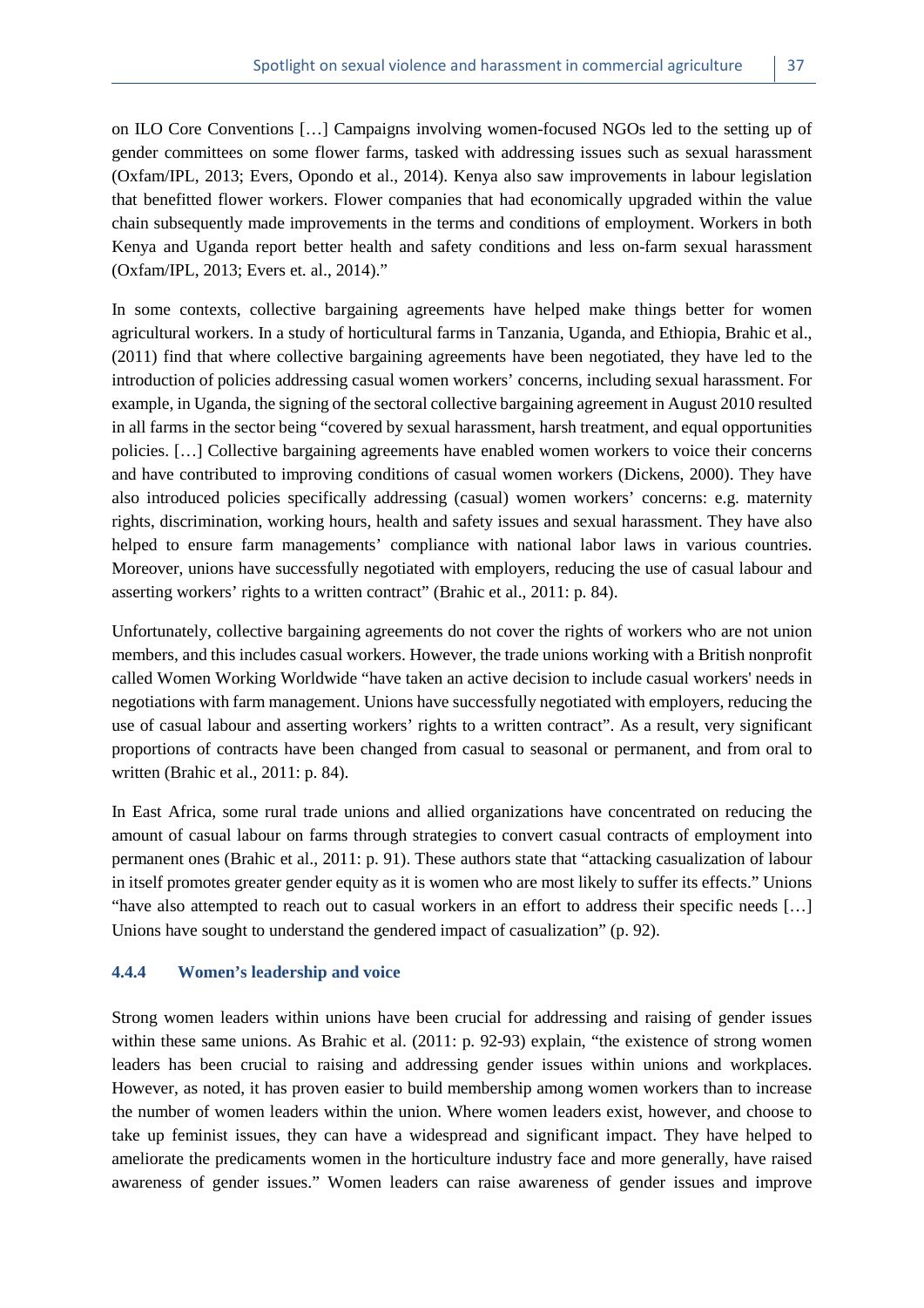on ILO Core Conventions […] Campaigns involving women-focused NGOs led to the setting up of gender committees on some flower farms, tasked with addressing issues such as sexual harassment (Oxfam/IPL, 2013; Evers, Opondo et al., 2014). Kenya also saw improvements in labour legislation that benefitted flower workers. Flower companies that had economically upgraded within the value chain subsequently made improvements in the terms and conditions of employment. Workers in both Kenya and Uganda report better health and safety conditions and less on-farm sexual harassment (Oxfam/IPL, 2013; Evers et. al., 2014)."

In some contexts, collective bargaining agreements have helped make things better for women agricultural workers. In a study of horticultural farms in Tanzania, Uganda, and Ethiopia, Brahic et al., (2011) find that where collective bargaining agreements have been negotiated, they have led to the introduction of policies addressing casual women workers' concerns, including sexual harassment. For example, in Uganda, the signing of the sectoral collective bargaining agreement in August 2010 resulted in all farms in the sector being "covered by sexual harassment, harsh treatment, and equal opportunities policies. […] Collective bargaining agreements have enabled women workers to voice their concerns and have contributed to improving conditions of casual women workers (Dickens, 2000). They have also introduced policies specifically addressing (casual) women workers' concerns: e.g. maternity rights, discrimination, working hours, health and safety issues and sexual harassment. They have also helped to ensure farm managements' compliance with national labor laws in various countries. Moreover, unions have successfully negotiated with employers, reducing the use of casual labour and asserting workers' rights to a written contract" (Brahic et al., 2011: p. 84).

Unfortunately, collective bargaining agreements do not cover the rights of workers who are not union members, and this includes casual workers. However, the trade unions working with a British nonprofit called Women Working Worldwide "have taken an active decision to include casual workers' needs in negotiations with farm management. Unions have successfully negotiated with employers, reducing the use of casual labour and asserting workers' rights to a written contract". As a result, very significant proportions of contracts have been changed from casual to seasonal or permanent, and from oral to written (Brahic et al., 2011: p. 84).

In East Africa, some rural trade unions and allied organizations have concentrated on reducing the amount of casual labour on farms through strategies to convert casual contracts of employment into permanent ones (Brahic et al., 2011: p. 91). These authors state that "attacking casualization of labour in itself promotes greater gender equity as it is women who are most likely to suffer its effects." Unions "have also attempted to reach out to casual workers in an effort to address their specific needs […] Unions have sought to understand the gendered impact of casualization" (p. 92).

#### 4.4.4 Women's leadership and voice

Strong women leaders within unions have been crucial for addressing and raising of gender issues within these same unions. As Brahic et al. (2011: p. 92-93) explain, "the existence of strong women leaders has been crucial to raising and addressing gender issues within unions and workplaces. However, as noted, it has proven easier to build membership among women workers than to increase the number of women leaders within the union. Where women leaders exist, however, and choose to take up feminist issues, they can have a widespread and significant impact. They have helped to ameliorate the predicaments women in the horticulture industry face and more generally, have raised awareness of gender issues." Women leaders can raise awareness of gender issues and improve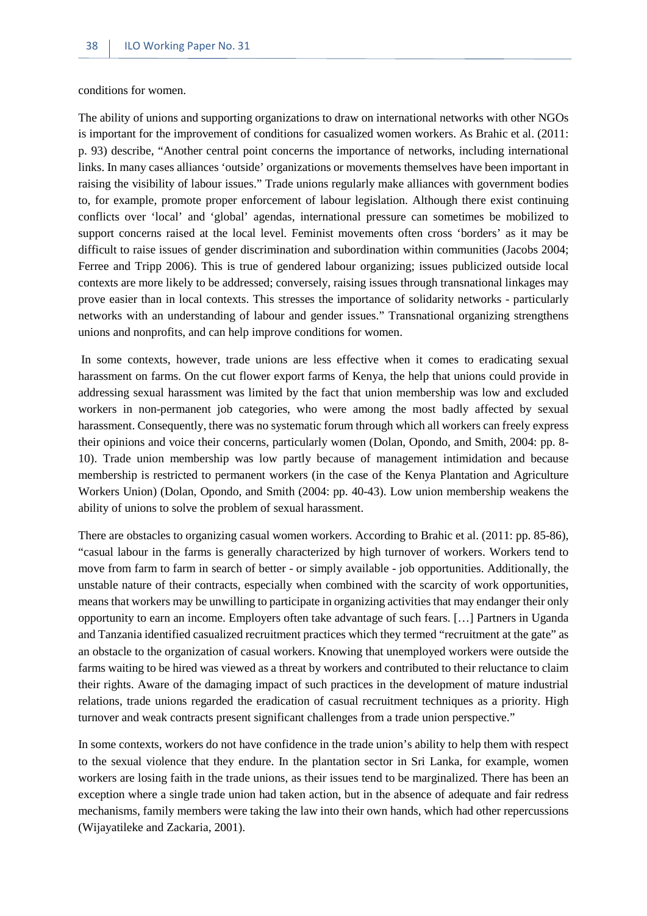conditions for women.

The ability of unions and supporting organizations to draw on international networks with other NGOs is important for the improvement of conditions for casualized women workers. As Brahic et al. (2011: p. 93) describe, "Another central point concerns the importance of networks, including international links. In many cases alliances 'outside' organizations or movements themselves have been important in raising the visibility of labour issues." Trade unions regularly make alliances with government bodies to, for example, promote proper enforcement of labour legislation. Although there exist continuing conflicts over 'local' and 'global' agendas, international pressure can sometimes be mobilized to support concerns raised at the local level. Feminist movements often cross 'borders' as it may be difficult to raise issues of gender discrimination and subordination within communities (Jacobs 2004; Ferree and Tripp 2006). This is true of gendered labour organizing; issues publicized outside local contexts are more likely to be addressed; conversely, raising issues through transnational linkages may prove easier than in local contexts. This stresses the importance of solidarity networks - particularly networks with an understanding of labour and gender issues." Transnational organizing strengthens unions and nonprofits, and can help improve conditions for women.

In some contexts, however, trade unions are less effective when it comes to eradicating sexual harassment on farms. On the cut flower export farms of Kenya, the help that unions could provide in addressing sexual harassment was limited by the fact that union membership was low and excluded workers in non-permanent job categories, who were among the most badly affected by sexual harassment. Consequently, there was no systematic forum through which all workers can freely express their opinions and voice their concerns, particularly women (Dolan, Opondo, and Smith, 2004: pp. 8-10). Trade union membership was low partly because of management intimidation and because membership is restricted to permanent workers (in the case of the Kenya Plantation and Agriculture Workers Union) (Dolan, Opondo, and Smith (2004: pp. 40-43). Low union membership weakens the ability of unions to solve the problem of sexual harassment.

There are obstacles to organizing casual women workers. According to Brahic et al. (2011: pp. 85-86), "casual labour in the farms is generally characterized by high turnover of workers. Workers tend to move from farm to farm in search of better - or simply available - job opportunities. Additionally, the unstable nature of their contracts, especially when combined with the scarcity of work opportunities, means that workers may be unwilling to participate in organizing activities that may endanger their only opportunity to earn an income. Employers often take advantage of such fears. […] Partners in Uganda and Tanzania identified casualized recruitment practices which they termed "recruitment at the gate" as an obstacle to the organization of casual workers. Knowing that unemployed workers were outside the farms waiting to be hired was viewed as a threat by workers and contributed to their reluctance to claim their rights. Aware of the damaging impact of such practices in the development of mature industrial relations, trade unions regarded the eradication of casual recruitment techniques as a priority. High turnover and weak contracts present significant challenges from a trade union perspective."

In some contexts, workers do not have confidence in the trade union's ability to help them with respect to the sexual violence that they endure. In the plantation sector in Sri Lanka, for example, women workers are losing faith in the trade unions, as their issues tend to be marginalized. There has been an exception where a single trade union had taken action, but in the absence of adequate and fair redress mechanisms, family members were taking the law into their own hands, which had other repercussions (Wijayatileke and Zackaria, 2001).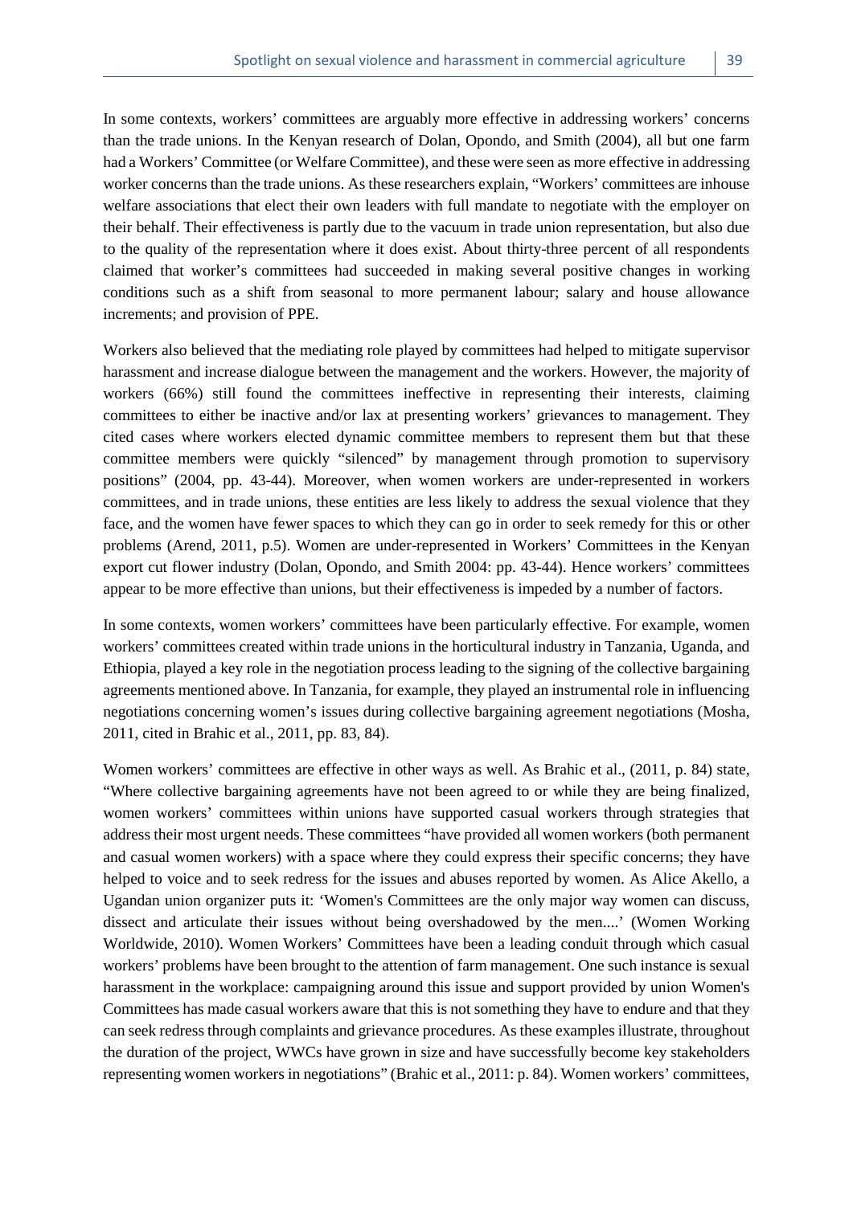In some contexts, workers' committees are arguably more effective in addressing workers' concerns than the trade unions. In the Kenyan research of Dolan, Opondo, and Smith (2004), all but one farm had a Workers' Committee (or Welfare Committee), and these were seen as more effective in addressing worker concerns than the trade unions. As these researchers explain, "Workers' committees are inhouse welfare associations that elect their own leaders with full mandate to negotiate with the employer on their behalf. Their effectiveness is partly due to the vacuum in trade union representation, but also due to the quality of the representation where it does exist. About thirty-three percent of all respondents claimed that worker's committees had succeeded in making several positive changes in working conditions such as a shift from seasonal to more permanent labour; salary and house allowance increments; and provision of PPE.

Workers also believed that the mediating role played by committees had helped to mitigate supervisor harassment and increase dialogue between the management and the workers. However, the majority of workers (66%) still found the committees ineffective in representing their interests, claiming committees to either be inactive and/or lax at presenting workers' grievances to management. They cited cases where workers elected dynamic committee members to represent them but that these committee members were quickly "silenced" by management through promotion to supervisory positions" (2004, pp. 43-44). Moreover, when women workers are under-represented in workers committees, and in trade unions, these entities are less likely to address the sexual violence that they face, and the women have fewer spaces to which they can go in order to seek remedy for this or other problems (Arend, 2011, p.5). Women are under-represented in Workers' Committees in the Kenyan export cut flower industry (Dolan, Opondo, and Smith 2004: pp. 43-44). Hence workers' committees appear to be more effective than unions, but their effectiveness is impeded by a number of factors.

In some contexts, women workers' committees have been particularly effective. For example, women workers' committees created within trade unions in the horticultural industry in Tanzania, Uganda, and Ethiopia, played a key role in the negotiation process leading to the signing of the collective bargaining agreements mentioned above. In Tanzania, for example, they played an instrumental role in influencing negotiations concerning women's issues during collective bargaining agreement negotiations (Mosha, 2011, cited in Brahic et al., 2011, pp. 83, 84).

Women workers' committees are effective in other ways as well. As Brahic et al., (2011, p. 84) state, "Where collective bargaining agreements have not been agreed to or while they are being finalized, women workers' committees within unions have supported casual workers through strategies that address their most urgent needs. These committees "have provided all women workers (both permanent and casual women workers) with a space where they could express their specific concerns; they have helped to voice and to seek redress for the issues and abuses reported by women. As Alice Akello, a Ugandan union organizer puts it: 'Women's Committees are the only major way women can discuss, dissect and articulate their issues without being overshadowed by the men....' (Women Working Worldwide, 2010). Women Workers' Committees have been a leading conduit through which casual workers' problems have been brought to the attention of farm management. One such instance is sexual harassment in the workplace: campaigning around this issue and support provided by union Women's Committees has made casual workers aware that this is not something they have to endure and that they can seek redress through complaints and grievance procedures. As these examples illustrate, throughout the duration of the project, WWCs have grown in size and have successfully become key stakeholders representing women workers in negotiations" (Brahic et al., 2011: p. 84). Women workers' committees,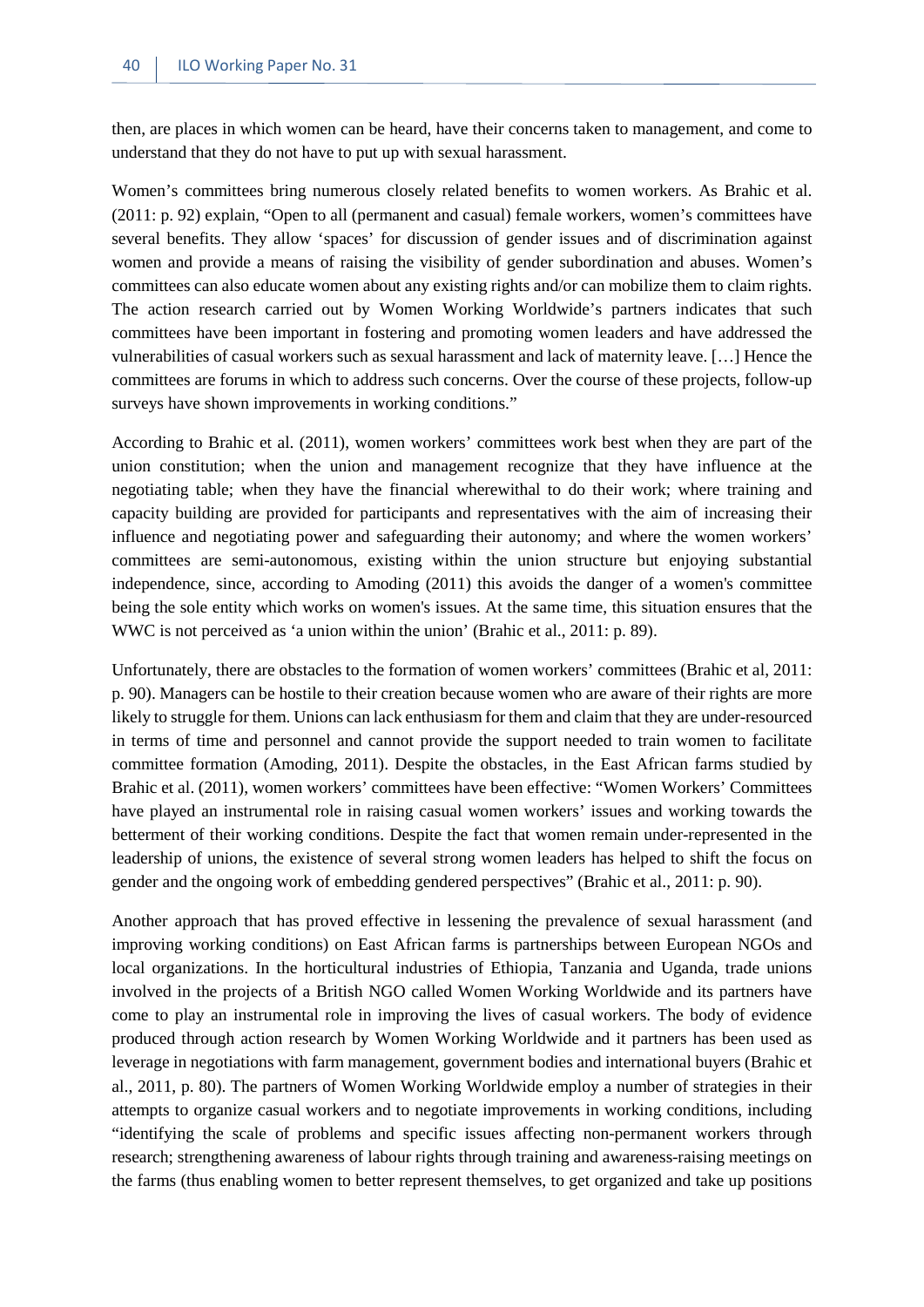then, are places in which women can be heard, have their concerns taken to management, and come to understand that they do not have to put up with sexual harassment.

Women's committees bring numerous closely related benefits to women workers. As Brahic et al. (2011: p. 92) explain, "Open to all (permanent and casual) female workers, women's committees have several benefits. They allow 'spaces' for discussion of gender issues and of discrimination against women and provide a means of raising the visibility of gender subordination and abuses. Women's committees can also educate women about any existing rights and/or can mobilize them to claim rights. The action research carried out by Women Working Worldwide's partners indicates that such committees have been important in fostering and promoting women leaders and have addressed the vulnerabilities of casual workers such as sexual harassment and lack of maternity leave. […] Hence the committees are forums in which to address such concerns. Over the course of these projects, follow-up surveys have shown improvements in working conditions."

According to Brahic et al. (2011), women workers' committees work best when they are part of the union constitution; when the union and management recognize that they have influence at the negotiating table; when they have the financial wherewithal to do their work; where training and capacity building are provided for participants and representatives with the aim of increasing their influence and negotiating power and safeguarding their autonomy; and where the women workers' committees are semi-autonomous, existing within the union structure but enjoying substantial independence, since, according to Amoding (2011) this avoids the danger of a women's committee being the sole entity which works on women's issues. At the same time, this situation ensures that the WWC is not perceived as 'a union within the union' (Brahic et al., 2011: p. 89).

Unfortunately, there are obstacles to the formation of women workers' committees (Brahic et al, 2011: p. 90). Managers can be hostile to their creation because women who are aware of their rights are more likely to struggle for them. Unions can lack enthusiasm for them and claim that they are under-resourced in terms of time and personnel and cannot provide the support needed to train women to facilitate committee formation (Amoding, 2011). Despite the obstacles, in the East African farms studied by Brahic et al. (2011), women workers' committees have been effective: "Women Workers' Committees have played an instrumental role in raising casual women workers' issues and working towards the betterment of their working conditions. Despite the fact that women remain under-represented in the leadership of unions, the existence of several strong women leaders has helped to shift the focus on gender and the ongoing work of embedding gendered perspectives" (Brahic et al., 2011: p. 90).

Another approach that has proved effective in lessening the prevalence of sexual harassment (and improving working conditions) on East African farms is partnerships between European NGOs and local organizations. In the horticultural industries of Ethiopia, Tanzania and Uganda, trade unions involved in the projects of a British NGO called Women Working Worldwide and its partners have come to play an instrumental role in improving the lives of casual workers. The body of evidence produced through action research by Women Working Worldwide and it partners has been used as leverage in negotiations with farm management, government bodies and international buyers (Brahic et al., 2011, p. 80). The partners of Women Working Worldwide employ a number of strategies in their attempts to organize casual workers and to negotiate improvements in working conditions, including "identifying the scale of problems and specific issues affecting non-permanent workers through research; strengthening awareness of labour rights through training and awareness-raising meetings on the farms (thus enabling women to better represent themselves, to get organized and take up positions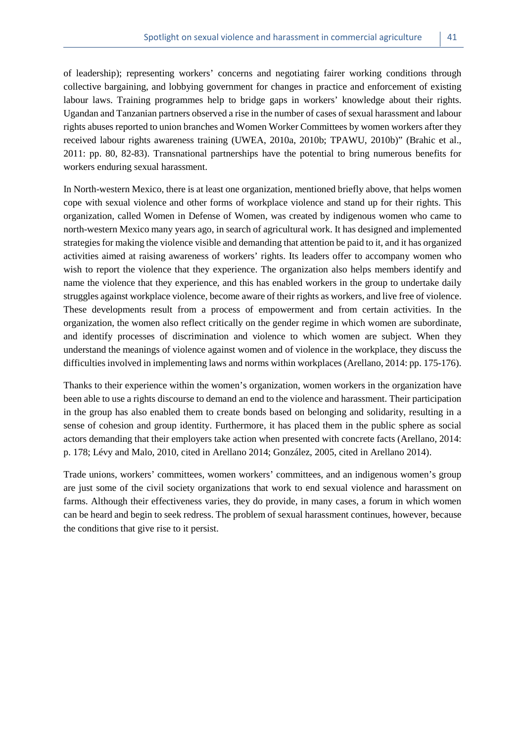of leadership); representing workers' concerns and negotiating fairer working conditions through collective bargaining, and lobbying government for changes in practice and enforcement of existing labour laws. Training programmes help to bridge gaps in workers' knowledge about their rights. Ugandan and Tanzanian partners observed a rise in the number of cases of sexual harassment and labour rights abuses reported to union branches and Women Worker Committees by women workers after they received labour rights awareness training (UWEA, 2010a, 2010b; TPAWU, 2010b)" (Brahic et al., 2011: pp. 80, 82-83). Transnational partnerships have the potential to bring numerous benefits for workers enduring sexual harassment.

In North-western Mexico, there is at least one organization, mentioned briefly above, that helps women cope with sexual violence and other forms of workplace violence and stand up for their rights. This organization, called Women in Defense of Women, was created by indigenous women who came to north-western Mexico many years ago, in search of agricultural work. It has designed and implemented strategies for making the violence visible and demanding that attention be paid to it, and it has organized activities aimed at raising awareness of workers' rights. Its leaders offer to accompany women who wish to report the violence that they experience. The organization also helps members identify and name the violence that they experience, and this has enabled workers in the group to undertake daily struggles against workplace violence, become aware of their rights as workers, and live free of violence. These developments result from a process of empowerment and from certain activities. In the organization, the women also reflect critically on the gender regime in which women are subordinate, and identify processes of discrimination and violence to which women are subject. When they understand the meanings of violence against women and of violence in the workplace, they discuss the difficulties involved in implementing laws and norms within workplaces (Arellano, 2014: pp. 175-176).

Thanks to their experience within the women's organization, women workers in the organization have been able to use a rights discourse to demand an end to the violence and harassment. Their participation in the group has also enabled them to create bonds based on belonging and solidarity, resulting in a sense of cohesion and group identity. Furthermore, it has placed them in the public sphere as social actors demanding that their employers take action when presented with concrete facts (Arellano, 2014: p. 178; Lévy and Malo, 2010, cited in Arellano 2014; González, 2005, cited in Arellano 2014).

Trade unions, workers' committees, women workers' committees, and an indigenous women's group are just some of the civil society organizations that work to end sexual violence and harassment on farms. Although their effectiveness varies, they do provide, in many cases, a forum in which women can be heard and begin to seek redress. The problem of sexual harassment continues, however, because the conditions that give rise to it persist.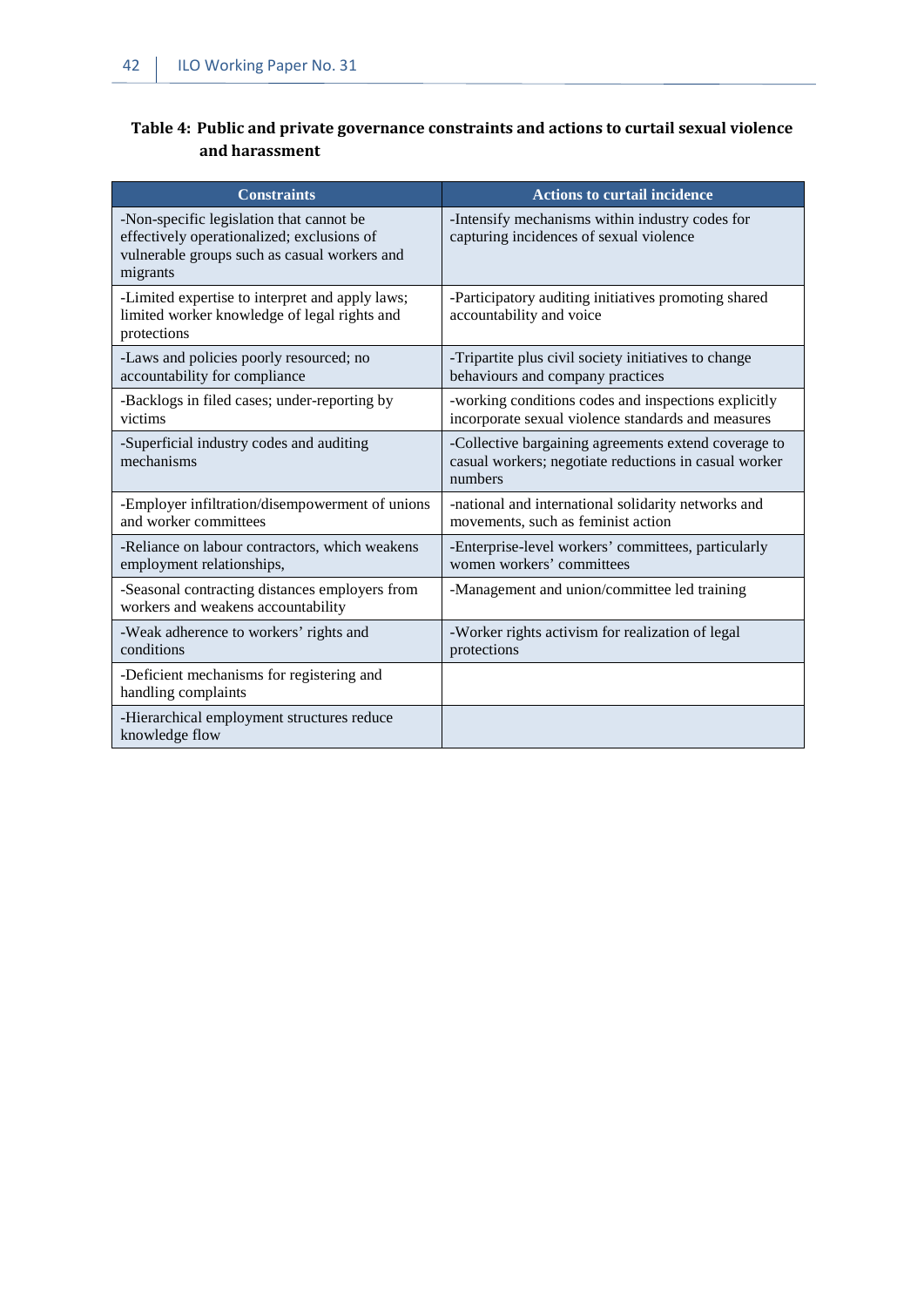**Table 4: Public and private governance constraints and actions to curtail sexual violence and harassment**

| Constraints | Actions to curtail incidence |
| --- | --- |
| -Non-specific legislation that cannot be effectively operationalized; exclusions of vulnerable groups such as casual workers and migrants | -Intensify mechanisms within industry codes for capturing incidences of sexual violence |
| -Limited expertise to interpret and apply laws; limited worker knowledge of legal rights and protections | -Participatory auditing initiatives promoting shared accountability and voice |
| -Laws and policies poorly resourced; no accountability for compliance | -Tripartite plus civil society initiatives to change behaviours and company practices |
| -Backlogs in filed cases; under-reporting by victims | -working conditions codes and inspections explicitly incorporate sexual violence standards and measures |
| -Superficial industry codes and auditing mechanisms | -Collective bargaining agreements extend coverage to casual workers; negotiate reductions in casual worker numbers |
| -Employer infiltration/disempowerment of unions and worker committees | -national and international solidarity networks and movements, such as feminist action |
| -Reliance on labour contractors, which weakens employment relationships, | -Enterprise-level workers' committees, particularly women workers' committees |
| -Seasonal contracting distances employers from workers and weakens accountability | -Management and union/committee led training |
| -Weak adherence to workers' rights and conditions | -Worker rights activism for realization of legal protections |
| -Deficient mechanisms for registering and handling complaints | |
| -Hierarchical employment structures reduce knowledge flow | |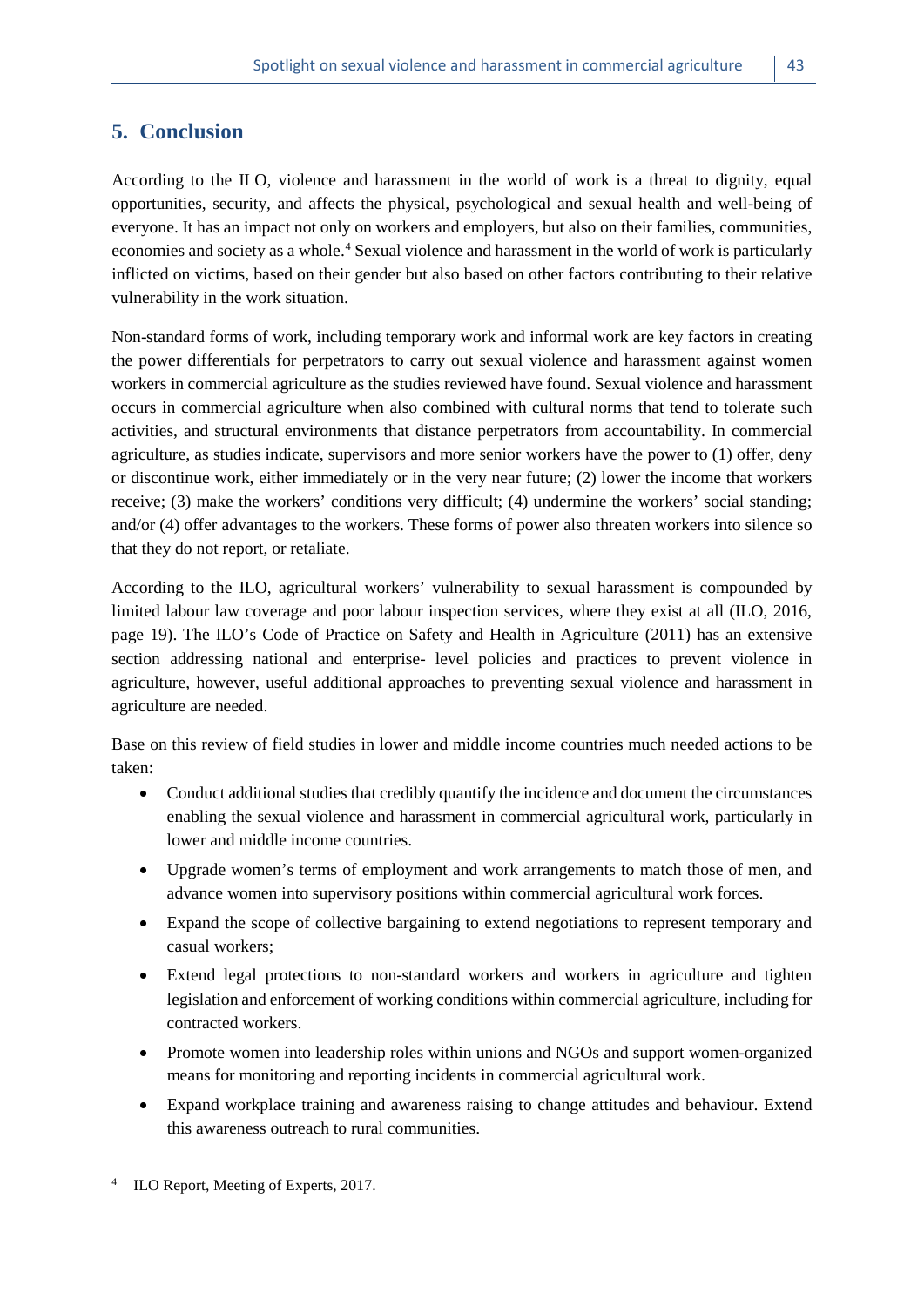## 5. Conclusion

According to the ILO, violence and harassment in the world of work is a threat to dignity, equal opportunities, security, and affects the physical, psychological and sexual health and well-being of everyone. It has an impact not only on workers and employers, but also on their families, communities, economies and society as a whole.[4] Sexual violence and harassment in the world of work is particularly inflicted on victims, based on their gender but also based on other factors contributing to their relative vulnerability in the work situation.

Non-standard forms of work, including temporary work and informal work are key factors in creating the power differentials for perpetrators to carry out sexual violence and harassment against women workers in commercial agriculture as the studies reviewed have found. Sexual violence and harassment occurs in commercial agriculture when also combined with cultural norms that tend to tolerate such activities, and structural environments that distance perpetrators from accountability. In commercial agriculture, as studies indicate, supervisors and more senior workers have the power to (1) offer, deny or discontinue work, either immediately or in the very near future; (2) lower the income that workers receive; (3) make the workers' conditions very difficult; (4) undermine the workers' social standing; and/or (4) offer advantages to the workers. These forms of power also threaten workers into silence so that they do not report, or retaliate.

According to the ILO, agricultural workers' vulnerability to sexual harassment is compounded by limited labour law coverage and poor labour inspection services, where they exist at all (ILO, 2016, page 19). The ILO's Code of Practice on Safety and Health in Agriculture (2011) has an extensive section addressing national and enterprise- level policies and practices to prevent violence in agriculture, however, useful additional approaches to preventing sexual violence and harassment in agriculture are needed.

Base on this review of field studies in lower and middle income countries much needed actions to be taken:

- Conduct additional studies that credibly quantify the incidence and document the circumstances enabling the sexual violence and harassment in commercial agricultural work, particularly in lower and middle income countries.
- Upgrade women's terms of employment and work arrangements to match those of men, and advance women into supervisory positions within commercial agricultural work forces.
- Expand the scope of collective bargaining to extend negotiations to represent temporary and casual workers;
- Extend legal protections to non-standard workers and workers in agriculture and tighten legislation and enforcement of working conditions within commercial agriculture, including for contracted workers.
- Promote women into leadership roles within unions and NGOs and support women-organized means for monitoring and reporting incidents in commercial agricultural work.
- Expand workplace training and awareness raising to change attitudes and behaviour. Extend this awareness outreach to rural communities.

[4] ILO Report, Meeting of Experts, 2017.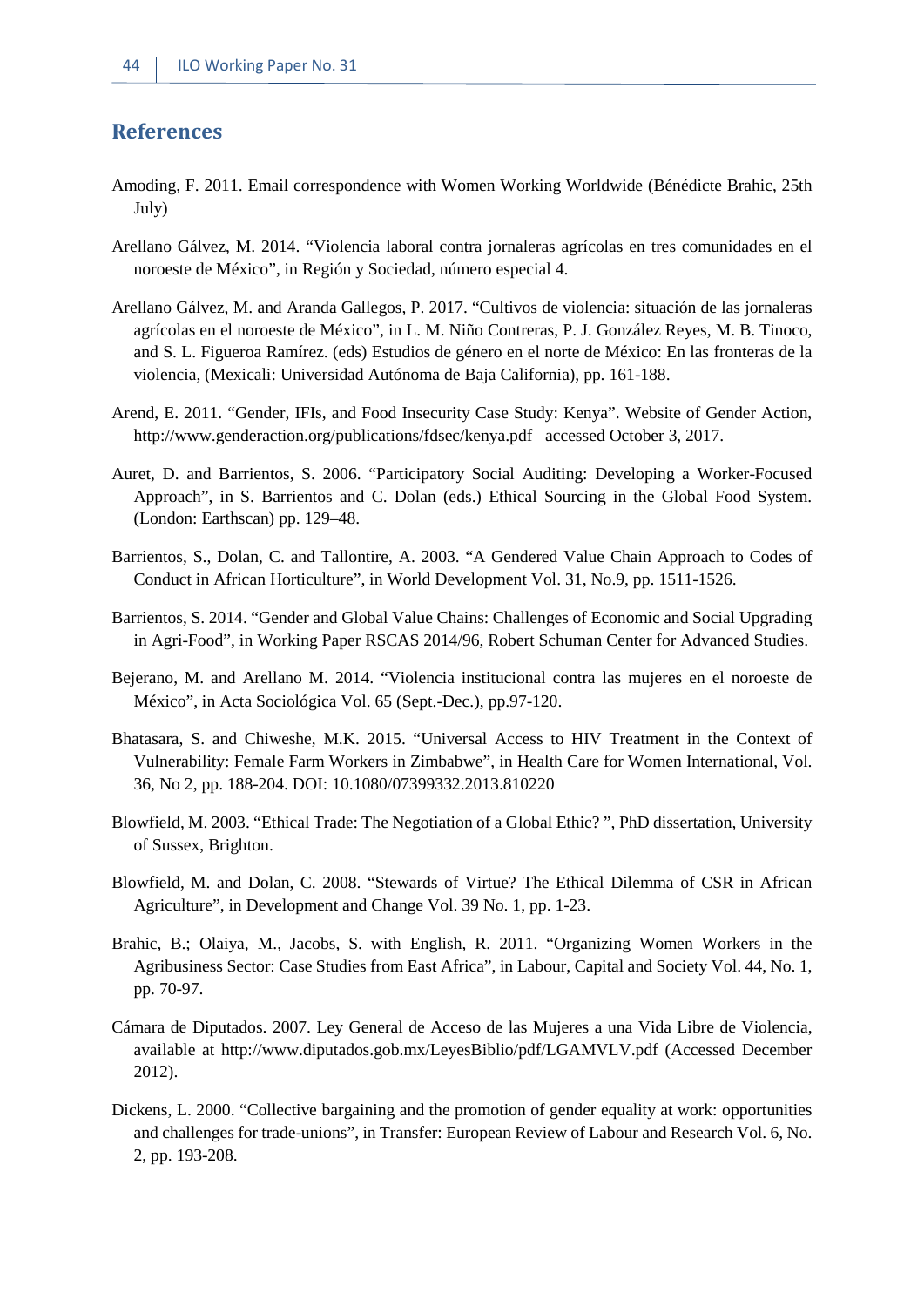## References

Amoding, F. 2011. Email correspondence with Women Working Worldwide (Bénédicte Brahic, 25th July)

Arellano Gálvez, M. 2014. "Violencia laboral contra jornaleras agrícolas en tres comunidades en el noroeste de México", in Región y Sociedad, número especial 4.

Arellano Gálvez, M. and Aranda Gallegos, P. 2017. "Cultivos de violencia: situación de las jornaleras agrícolas en el noroeste de México", in L. M. Niño Contreras, P. J. González Reyes, M. B. Tinoco, and S. L. Figueroa Ramírez. (eds) Estudios de género en el norte de México: En las fronteras de la violencia, (Mexicali: Universidad Autónoma de Baja California), pp. 161-188.

Arend, E. 2011. "Gender, IFIs, and Food Insecurity Case Study: Kenya". Website of Gender Action, http://www.genderaction.org/publications/fdsec/kenya.pdf accessed October 3, 2017.

Auret, D. and Barrientos, S. 2006. "Participatory Social Auditing: Developing a Worker-Focused Approach", in S. Barrientos and C. Dolan (eds.) Ethical Sourcing in the Global Food System. (London: Earthscan) pp. 129–48.

Barrientos, S., Dolan, C. and Tallontire, A. 2003. "A Gendered Value Chain Approach to Codes of Conduct in African Horticulture", in World Development Vol. 31, No.9, pp. 1511-1526.

Barrientos, S. 2014. "Gender and Global Value Chains: Challenges of Economic and Social Upgrading in Agri-Food", in Working Paper RSCAS 2014/96, Robert Schuman Center for Advanced Studies.

Bejerano, M. and Arellano M. 2014. "Violencia institucional contra las mujeres en el noroeste de México", in Acta Sociológica Vol. 65 (Sept.-Dec.), pp.97-120.

Bhatasara, S. and Chiweshe, M.K. 2015. "Universal Access to HIV Treatment in the Context of Vulnerability: Female Farm Workers in Zimbabwe", in Health Care for Women International, Vol. 36, No 2, pp. 188-204. DOI: 10.1080/07399332.2013.810220

Blowfield, M. 2003. "Ethical Trade: The Negotiation of a Global Ethic? ", PhD dissertation, University of Sussex, Brighton.

Blowfield, M. and Dolan, C. 2008. "Stewards of Virtue? The Ethical Dilemma of CSR in African Agriculture", in Development and Change Vol. 39 No. 1, pp. 1-23.

Brahic, B.; Olaiya, M., Jacobs, S. with English, R. 2011. "Organizing Women Workers in the Agribusiness Sector: Case Studies from East Africa", in Labour, Capital and Society Vol. 44, No. 1, pp. 70-97.

Cámara de Diputados. 2007. Ley General de Acceso de las Mujeres a una Vida Libre de Violencia, available at http://www.diputados.gob.mx/LeyesBiblio/pdf/LGAMVLV.pdf (Accessed December 2012).

Dickens, L. 2000. "Collective bargaining and the promotion of gender equality at work: opportunities and challenges for trade-unions", in Transfer: European Review of Labour and Research Vol. 6, No. 2, pp. 193-208.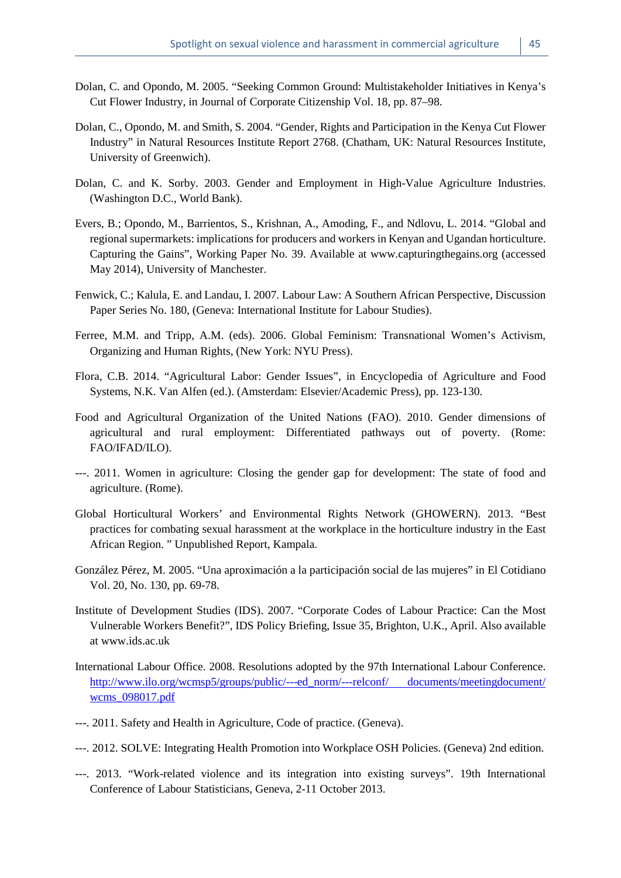Dolan, C. and Opondo, M. 2005. “Seeking Common Ground: Multistakeholder Initiatives in Kenya’s Cut Flower Industry, in Journal of Corporate Citizenship Vol. 18, pp. 87–98.

Dolan, C., Opondo, M. and Smith, S. 2004. “Gender, Rights and Participation in the Kenya Cut Flower Industry” in Natural Resources Institute Report 2768. (Chatham, UK: Natural Resources Institute, University of Greenwich).

Dolan, C. and K. Sorby. 2003. Gender and Employment in High-Value Agriculture Industries. (Washington D.C., World Bank).

Evers, B.; Opondo, M., Barrientos, S., Krishnan, A., Amoding, F., and Ndlovu, L. 2014. “Global and regional supermarkets: implications for producers and workers in Kenyan and Ugandan horticulture. Capturing the Gains”, Working Paper No. 39. Available at www.capturingthegains.org (accessed May 2014), University of Manchester.

Fenwick, C.; Kalula, E. and Landau, I. 2007. Labour Law: A Southern African Perspective, Discussion Paper Series No. 180, (Geneva: International Institute for Labour Studies).

Ferree, M.M. and Tripp, A.M. (eds). 2006. Global Feminism: Transnational Women’s Activism, Organizing and Human Rights, (New York: NYU Press).

Flora, C.B. 2014. “Agricultural Labor: Gender Issues”, in Encyclopedia of Agriculture and Food Systems, N.K. Van Alfen (ed.). (Amsterdam: Elsevier/Academic Press), pp. 123-130.

Food and Agricultural Organization of the United Nations (FAO). 2010. Gender dimensions of agricultural and rural employment: Differentiated pathways out of poverty. (Rome: FAO/IFAD/ILO).

---. 2011. Women in agriculture: Closing the gender gap for development: The state of food and agriculture. (Rome).

Global Horticultural Workers’ and Environmental Rights Network (GHOWERN). 2013. “Best practices for combating sexual harassment at the workplace in the horticulture industry in the East African Region. ” Unpublished Report, Kampala.

González Pérez, M. 2005. “Una aproximación a la participación social de las mujeres” in El Cotidiano Vol. 20, No. 130, pp. 69-78.

Institute of Development Studies (IDS). 2007. “Corporate Codes of Labour Practice: Can the Most Vulnerable Workers Benefit?”, IDS Policy Briefing, Issue 35, Brighton, U.K., April. Also available at www.ids.ac.uk

International Labour Office. 2008. Resolutions adopted by the 97th International Labour Conference. http://www.ilo.org/wcmsp5/groups/public/---ed_norm/---relconf/ documents/meetingdocument/wcms_098017.pdf

---. 2011. Safety and Health in Agriculture, Code of practice. (Geneva).

---. 2012. SOLVE: Integrating Health Promotion into Workplace OSH Policies. (Geneva) 2nd edition.

---. 2013. “Work-related violence and its integration into existing surveys”. 19th International Conference of Labour Statisticians, Geneva, 2-11 October 2013.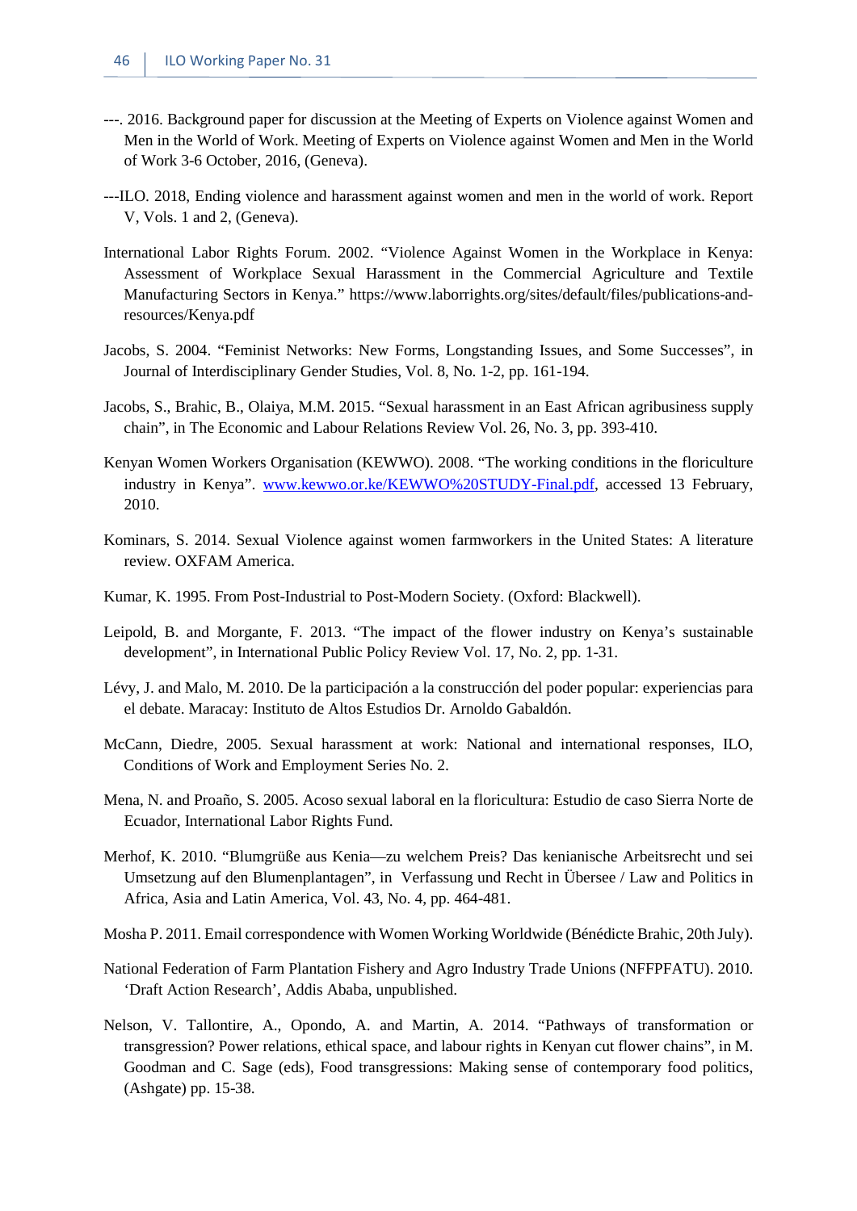---. 2016. Background paper for discussion at the Meeting of Experts on Violence against Women and Men in the World of Work. Meeting of Experts on Violence against Women and Men in the World of Work 3-6 October, 2016, (Geneva).

---ILO. 2018, Ending violence and harassment against women and men in the world of work. Report V, Vols. 1 and 2, (Geneva).

International Labor Rights Forum. 2002. "Violence Against Women in the Workplace in Kenya: Assessment of Workplace Sexual Harassment in the Commercial Agriculture and Textile Manufacturing Sectors in Kenya." https://www.laborrights.org/sites/default/files/publications-and-resources/Kenya.pdf

Jacobs, S. 2004. "Feminist Networks: New Forms, Longstanding Issues, and Some Successes", in Journal of Interdisciplinary Gender Studies, Vol. 8, No. 1-2, pp. 161-194.

Jacobs, S., Brahic, B., Olaiya, M.M. 2015. "Sexual harassment in an East African agribusiness supply chain", in The Economic and Labour Relations Review Vol. 26, No. 3, pp. 393-410.

Kenyan Women Workers Organisation (KEWWO). 2008. "The working conditions in the floriculture industry in Kenya". [www.kewwo.or.ke/KEWWO%20STUDY-Final.pdf](www.kewwo.or.ke/KEWWO%20STUDY-Final.pdf), accessed 13 February, 2010.

Kominars, S. 2014. Sexual Violence against women farmworkers in the United States: A literature review. OXFAM America.

Kumar, K. 1995. From Post-Industrial to Post-Modern Society. (Oxford: Blackwell).

Leipold, B. and Morgante, F. 2013. "The impact of the flower industry on Kenya's sustainable development", in International Public Policy Review Vol. 17, No. 2, pp. 1-31.

Lévy, J. and Malo, M. 2010. De la participación a la construcción del poder popular: experiencias para el debate. Maracay: Instituto de Altos Estudios Dr. Arnoldo Gabaldón.

McCann, Diedre, 2005. Sexual harassment at work: National and international responses, ILO, Conditions of Work and Employment Series No. 2.

Mena, N. and Proaño, S. 2005. Acoso sexual laboral en la floricultura: Estudio de caso Sierra Norte de Ecuador, International Labor Rights Fund.

Merhof, K. 2010. "Blumgrüße aus Kenia—zu welchem Preis? Das kenianische Arbeitsrecht und sei Umsetzung auf den Blumenplantagen", in Verfassung und Recht in Übersee / Law and Politics in Africa, Asia and Latin America, Vol. 43, No. 4, pp. 464-481.

Mosha P. 2011. Email correspondence with Women Working Worldwide (Bénédicte Brahic, 20th July).

National Federation of Farm Plantation Fishery and Agro Industry Trade Unions (NFFPFATU). 2010. 'Draft Action Research', Addis Ababa, unpublished.

Nelson, V. Tallontire, A., Opondo, A. and Martin, A. 2014. "Pathways of transformation or transgression? Power relations, ethical space, and labour rights in Kenyan cut flower chains", in M. Goodman and C. Sage (eds), Food transgressions: Making sense of contemporary food politics, (Ashgate) pp. 15-38.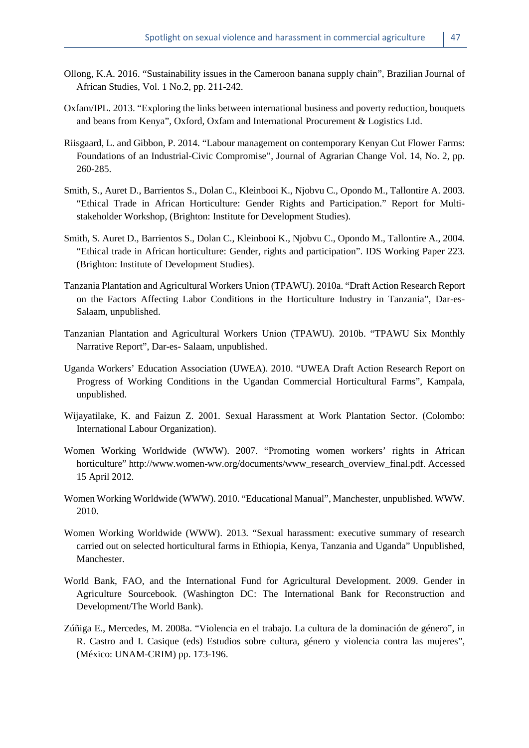Ollong, K.A. 2016. “Sustainability issues in the Cameroon banana supply chain”, Brazilian Journal of African Studies, Vol. 1 No.2, pp. 211-242.

Oxfam/IPL. 2013. “Exploring the links between international business and poverty reduction, bouquets and beans from Kenya”, Oxford, Oxfam and International Procurement & Logistics Ltd.

Riisgaard, L. and Gibbon, P. 2014. “Labour management on contemporary Kenyan Cut Flower Farms: Foundations of an Industrial-Civic Compromise”, Journal of Agrarian Change Vol. 14, No. 2, pp. 260-285.

Smith, S., Auret D., Barrientos S., Dolan C., Kleinbooi K., Njobvu C., Opondo M., Tallontire A. 2003. “Ethical Trade in African Horticulture: Gender Rights and Participation.” Report for Multi-stakeholder Workshop, (Brighton: Institute for Development Studies).

Smith, S. Auret D., Barrientos S., Dolan C., Kleinbooi K., Njobvu C., Opondo M., Tallontire A., 2004. “Ethical trade in African horticulture: Gender, rights and participation”. IDS Working Paper 223. (Brighton: Institute of Development Studies).

Tanzania Plantation and Agricultural Workers Union (TPAWU). 2010a. “Draft Action Research Report on the Factors Affecting Labor Conditions in the Horticulture Industry in Tanzania”, Dar-es-Salaam, unpublished.

Tanzanian Plantation and Agricultural Workers Union (TPAWU). 2010b. “TPAWU Six Monthly Narrative Report”, Dar-es- Salaam, unpublished.

Uganda Workers’ Education Association (UWEA). 2010. “UWEA Draft Action Research Report on Progress of Working Conditions in the Ugandan Commercial Horticultural Farms”, Kampala, unpublished.

Wijayatilake, K. and Faizun Z. 2001. Sexual Harassment at Work Plantation Sector. (Colombo: International Labour Organization).

Women Working Worldwide (WWW). 2007. “Promoting women workers’ rights in African horticulture” http://www.women-ww.org/documents/www_research_overview_final.pdf. Accessed 15 April 2012.

Women Working Worldwide (WWW). 2010. “Educational Manual”, Manchester, unpublished. WWW. 2010.

Women Working Worldwide (WWW). 2013. “Sexual harassment: executive summary of research carried out on selected horticultural farms in Ethiopia, Kenya, Tanzania and Uganda” Unpublished, Manchester.

World Bank, FAO, and the International Fund for Agricultural Development. 2009. Gender in Agriculture Sourcebook. (Washington DC: The International Bank for Reconstruction and Development/The World Bank).

Zúñiga E., Mercedes, M. 2008a. “Violencia en el trabajo. La cultura de la dominación de género”, in R. Castro and I. Casique (eds) Estudios sobre cultura, género y violencia contra las mujeres”, (México: UNAM-CRIM) pp. 173-196.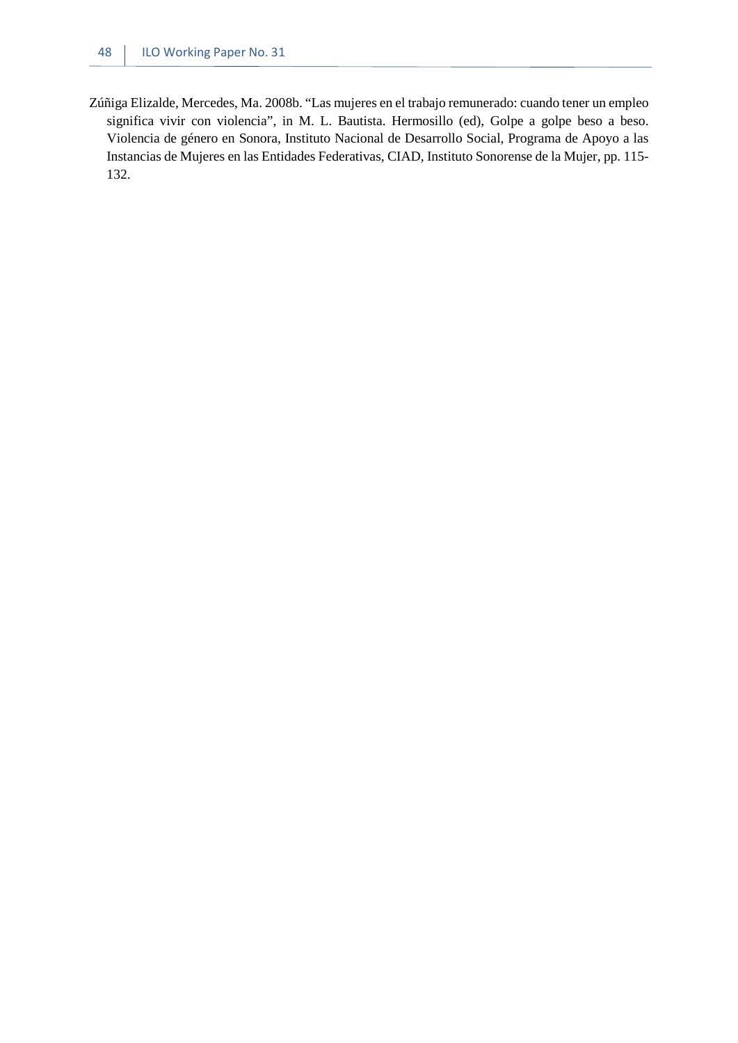Zúñiga Elizalde, Mercedes, Ma. 2008b. "Las mujeres en el trabajo remunerado: cuando tener un empleo significa vivir con violencia", in M. L. Bautista. Hermosillo (ed), Golpe a golpe beso a beso. Violencia de género en Sonora, Instituto Nacional de Desarrollo Social, Programa de Apoyo a las Instancias de Mujeres en las Entidades Federativas, CIAD, Instituto Sonorense de la Mujer, pp. 115-132.